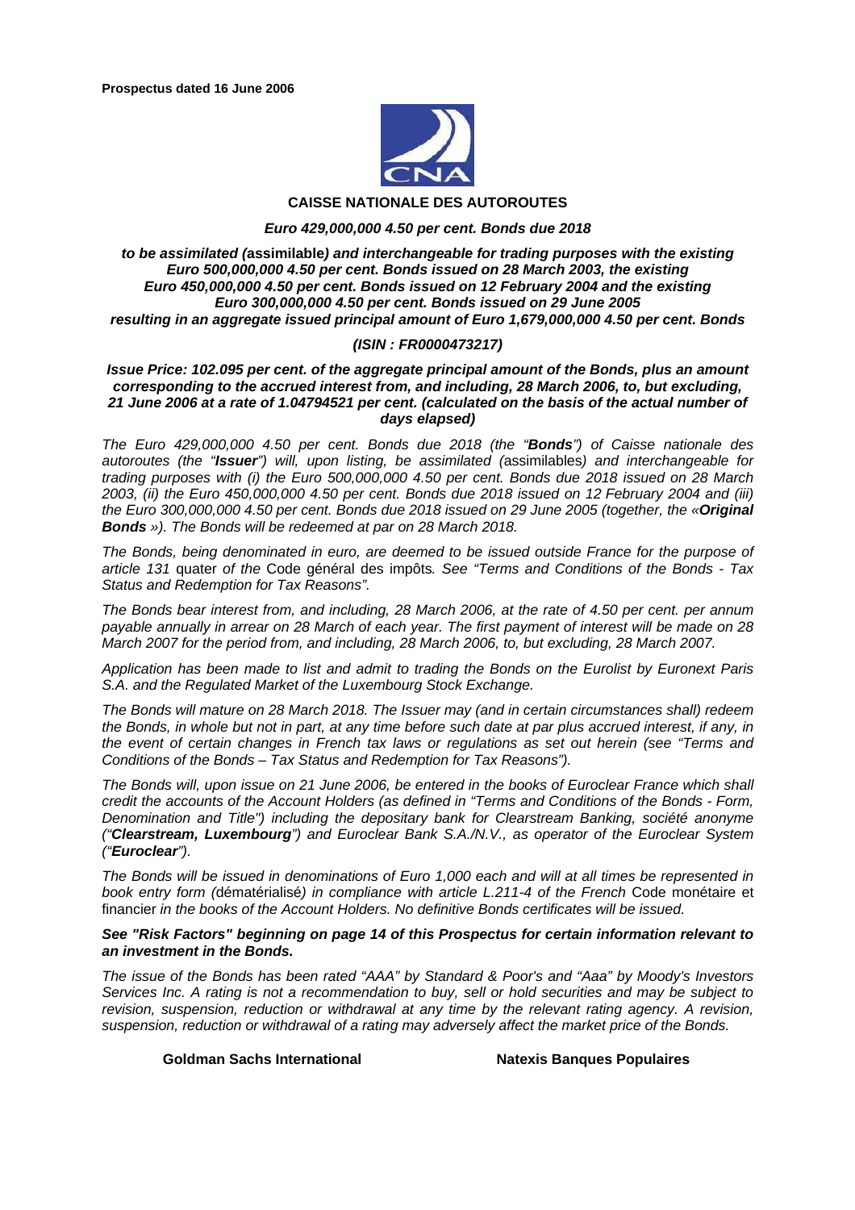**Prospectus dated 16 June 2006**

# CAISSE NATIONALE DES AUTOROUTES

***Euro 429,000,000 4.50 per cent. Bonds due 2018***

***to be assimilated (*****assimilable*****) and interchangeable for trading purposes with the existing Euro 500,000,000 4.50 per cent. Bonds issued on 28 March 2003, the existing Euro 450,000,000 4.50 per cent. Bonds issued on 12 February 2004 and the existing Euro 300,000,000 4.50 per cent. Bonds issued on 29 June 2005 resulting in an aggregate issued principal amount of Euro 1,679,000,000 4.50 per cent. Bonds***

***(ISIN : FR0000473217)***

***Issue Price: 102.095 per cent. of the aggregate principal amount of the Bonds, plus an amount corresponding to the accrued interest from, and including, 28 March 2006, to, but excluding, 21 June 2006 at a rate of 1.04794521 per cent. (calculated on the basis of the actual number of days elapsed)***

*The Euro 429,000,000 4.50 per cent. Bonds due 2018 (the "**Bonds**") of Caisse nationale des autoroutes (the "**Issuer**") will, upon listing, be assimilated (*assimilables*) and interchangeable for trading purposes with (i) the Euro 500,000,000 4.50 per cent. Bonds due 2018 issued on 28 March 2003, (ii) the Euro 450,000,000 4.50 per cent. Bonds due 2018 issued on 12 February 2004 and (iii) the Euro 300,000,000 4.50 per cent. Bonds due 2018 issued on 29 June 2005 (together, the «**Original Bonds** »). The Bonds will be redeemed at par on 28 March 2018.*

*The Bonds, being denominated in euro, are deemed to be issued outside France for the purpose of article 131* quater *of the* Code général des impôts*. See "Terms and Conditions of the Bonds - Tax Status and Redemption for Tax Reasons".*

*The Bonds bear interest from, and including, 28 March 2006, at the rate of 4.50 per cent. per annum payable annually in arrear on 28 March of each year. The first payment of interest will be made on 28 March 2007 for the period from, and including, 28 March 2006, to, but excluding, 28 March 2007.*

*Application has been made to list and admit to trading the Bonds on the Eurolist by Euronext Paris S.A. and the Regulated Market of the Luxembourg Stock Exchange.*

*The Bonds will mature on 28 March 2018. The Issuer may (and in certain circumstances shall) redeem the Bonds, in whole but not in part, at any time before such date at par plus accrued interest, if any, in the event of certain changes in French tax laws or regulations as set out herein (see "Terms and Conditions of the Bonds – Tax Status and Redemption for Tax Reasons").*

*The Bonds will, upon issue on 21 June 2006, be entered in the books of Euroclear France which shall credit the accounts of the Account Holders (as defined in "Terms and Conditions of the Bonds - Form, Denomination and Title") including the depositary bank for Clearstream Banking, société anonyme ("**Clearstream, Luxembourg**") and Euroclear Bank S.A./N.V., as operator of the Euroclear System ("**Euroclear**").*

*The Bonds will be issued in denominations of Euro 1,000 each and will at all times be represented in book entry form (*dématérialisé*) in compliance with article L.211-4 of the French* Code monétaire et financier *in the books of the Account Holders. No definitive Bonds certificates will be issued.*

***See "Risk Factors" beginning on page 14 of this Prospectus for certain information relevant to an investment in the Bonds.***

*The issue of the Bonds has been rated "AAA" by Standard & Poor's and "Aaa" by Moody's Investors Services Inc. A rating is not a recommendation to buy, sell or hold securities and may be subject to revision, suspension, reduction or withdrawal at any time by the relevant rating agency. A revision, suspension, reduction or withdrawal of a rating may adversely affect the market price of the Bonds.*

**Goldman Sachs International** **Natexis Banques Populaires**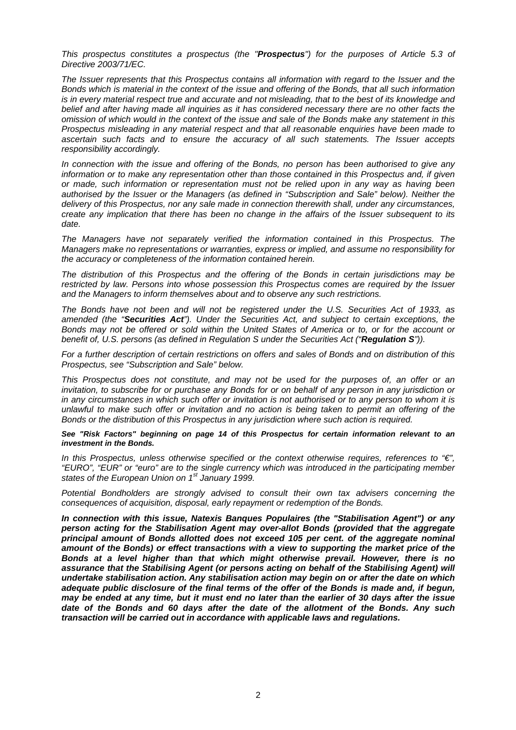*This prospectus constitutes a prospectus (the "**Prospectus**") for the purposes of Article 5.3 of Directive 2003/71/EC.*

*The Issuer represents that this Prospectus contains all information with regard to the Issuer and the Bonds which is material in the context of the issue and offering of the Bonds, that all such information is in every material respect true and accurate and not misleading, that to the best of its knowledge and belief and after having made all inquiries as it has considered necessary there are no other facts the omission of which would in the context of the issue and sale of the Bonds make any statement in this Prospectus misleading in any material respect and that all reasonable enquiries have been made to ascertain such facts and to ensure the accuracy of all such statements. The Issuer accepts responsibility accordingly.*

*In connection with the issue and offering of the Bonds, no person has been authorised to give any information or to make any representation other than those contained in this Prospectus and, if given or made, such information or representation must not be relied upon in any way as having been authorised by the Issuer or the Managers (as defined in "Subscription and Sale" below). Neither the delivery of this Prospectus, nor any sale made in connection therewith shall, under any circumstances, create any implication that there has been no change in the affairs of the Issuer subsequent to its date.*

*The Managers have not separately verified the information contained in this Prospectus. The Managers make no representations or warranties, express or implied, and assume no responsibility for the accuracy or completeness of the information contained herein.*

*The distribution of this Prospectus and the offering of the Bonds in certain jurisdictions may be restricted by law. Persons into whose possession this Prospectus comes are required by the Issuer and the Managers to inform themselves about and to observe any such restrictions.*

*The Bonds have not been and will not be registered under the U.S. Securities Act of 1933, as amended (the "**Securities Act**"). Under the Securities Act, and subject to certain exceptions, the Bonds may not be offered or sold within the United States of America or to, or for the account or benefit of, U.S. persons (as defined in Regulation S under the Securities Act ("**Regulation S**")).*

*For a further description of certain restrictions on offers and sales of Bonds and on distribution of this Prospectus, see "Subscription and Sale" below.*

*This Prospectus does not constitute, and may not be used for the purposes of, an offer or an invitation, to subscribe for or purchase any Bonds for or on behalf of any person in any jurisdiction or in any circumstances in which such offer or invitation is not authorised or to any person to whom it is unlawful to make such offer or invitation and no action is being taken to permit an offering of the Bonds or the distribution of this Prospectus in any jurisdiction where such action is required.*

***See "Risk Factors" beginning on page 14 of this Prospectus for certain information relevant to an investment in the Bonds.***

*In this Prospectus, unless otherwise specified or the context otherwise requires, references to "€", "EURO", "EUR" or "euro" are to the single currency which was introduced in the participating member states of the European Union on 1st January 1999.*

*Potential Bondholders are strongly advised to consult their own tax advisers concerning the consequences of acquisition, disposal, early repayment or redemption of the Bonds.*

***In connection with this issue, Natexis Banques Populaires (the "Stabilisation Agent") or any person acting for the Stabilisation Agent may over-allot Bonds (provided that the aggregate principal amount of Bonds allotted does not exceed 105 per cent. of the aggregate nominal amount of the Bonds) or effect transactions with a view to supporting the market price of the Bonds at a level higher than that which might otherwise prevail. However, there is no assurance that the Stabilising Agent (or persons acting on behalf of the Stabilising Agent) will undertake stabilisation action. Any stabilisation action may begin on or after the date on which adequate public disclosure of the final terms of the offer of the Bonds is made and, if begun, may be ended at any time, but it must end no later than the earlier of 30 days after the issue date of the Bonds and 60 days after the date of the allotment of the Bonds. Any such transaction will be carried out in accordance with applicable laws and regulations.***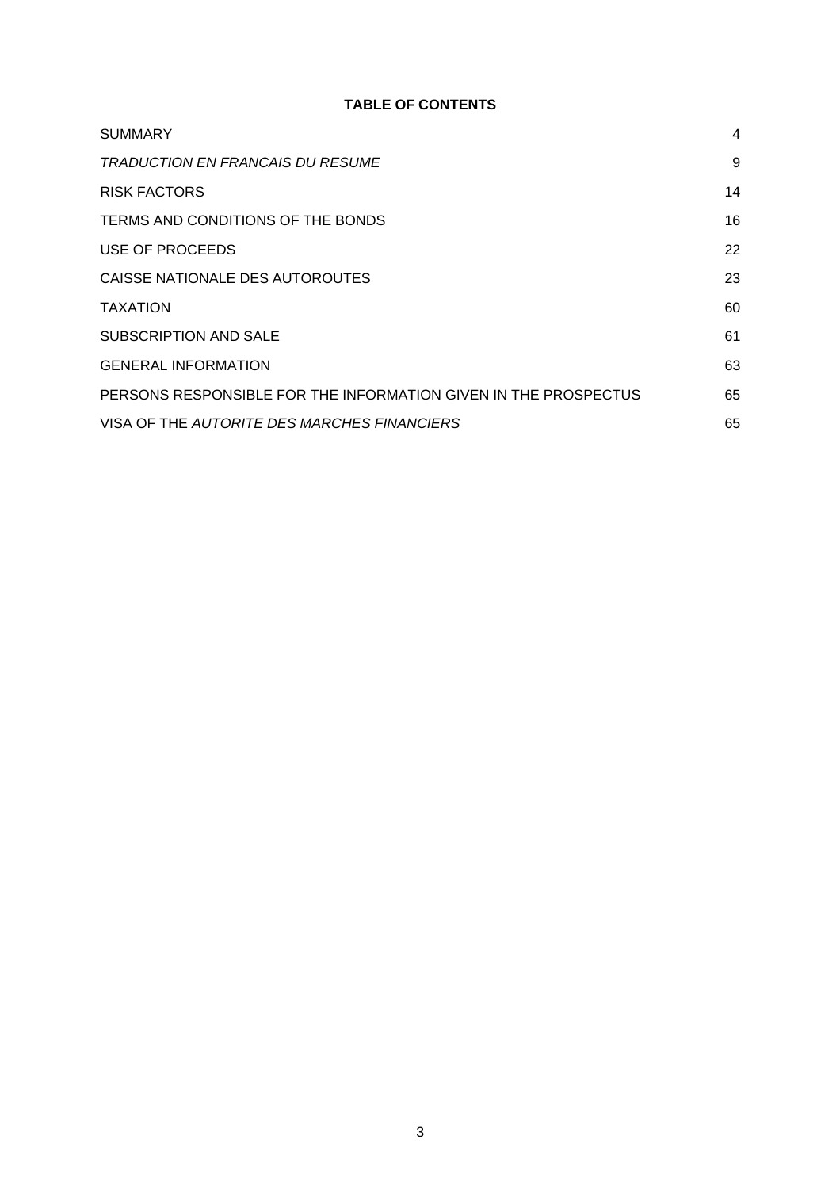**TABLE OF CONTENTS**

| | |
|---|---|
| SUMMARY | 4 |
| *TRADUCTION EN FRANCAIS DU RESUME* | 9 |
| RISK FACTORS | 14 |
| TERMS AND CONDITIONS OF THE BONDS | 16 |
| USE OF PROCEEDS | 22 |
| CAISSE NATIONALE DES AUTOROUTES | 23 |
| TAXATION | 60 |
| SUBSCRIPTION AND SALE | 61 |
| GENERAL INFORMATION | 63 |
| PERSONS RESPONSIBLE FOR THE INFORMATION GIVEN IN THE PROSPECTUS | 65 |
| VISA OF THE *AUTORITE DES MARCHES FINANCIERS* | 65 |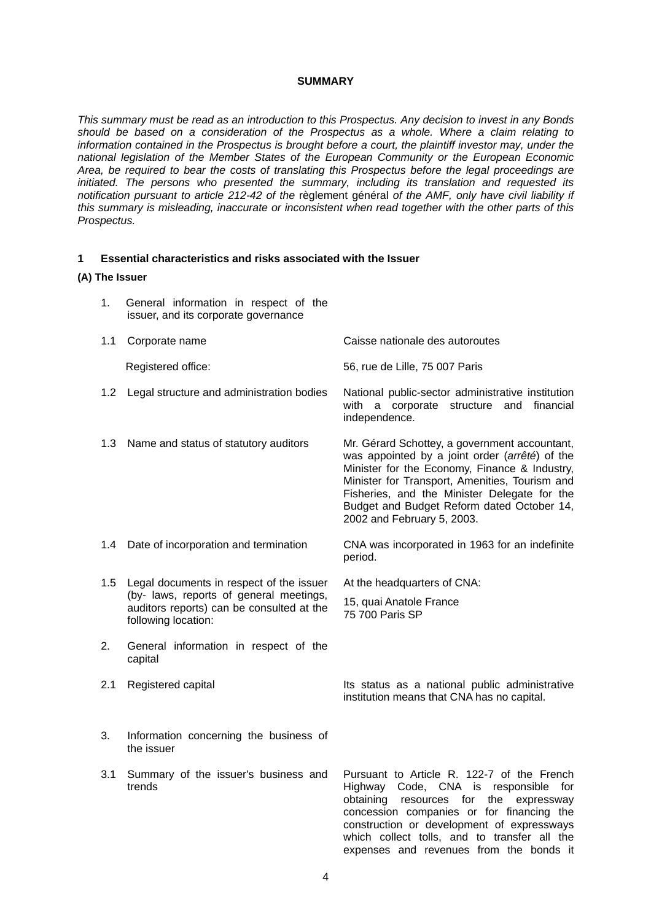**SUMMARY**

*This summary must be read as an introduction to this Prospectus. Any decision to invest in any Bonds should be based on a consideration of the Prospectus as a whole. Where a claim relating to information contained in the Prospectus is brought before a court, the plaintiff investor may, under the national legislation of the Member States of the European Community or the European Economic Area, be required to bear the costs of translating this Prospectus before the legal proceedings are initiated. The persons who presented the summary, including its translation and requested its notification pursuant to article 212-42 of the* règlement général *of the AMF, only have civil liability if this summary is misleading, inaccurate or inconsistent when read together with the other parts of this Prospectus.*

## 1 Essential characteristics and risks associated with the Issuer

### (A) The Issuer

| | | |
|---|---|---|
| 1. | General information in respect of the issuer, and its corporate governance | |
| 1.1 | Corporate name | Caisse nationale des autoroutes |
| | Registered office: | 56, rue de Lille, 75 007 Paris |
| 1.2 | Legal structure and administration bodies | National public-sector administrative institution with a corporate structure and financial independence. |
| 1.3 | Name and status of statutory auditors | Mr. Gérard Schottey, a government accountant, was appointed by a joint order (*arrêté*) of the Minister for the Economy, Finance & Industry, Minister for Transport, Amenities, Tourism and Fisheries, and the Minister Delegate for the Budget and Budget Reform dated October 14, 2002 and February 5, 2003. |
| 1.4 | Date of incorporation and termination | CNA was incorporated in 1963 for an indefinite period. |
| 1.5 | Legal documents in respect of the issuer (by- laws, reports of general meetings, auditors reports) can be consulted at the following location: | At the headquarters of CNA: 15, quai Anatole France 75 700 Paris SP |
| 2. | General information in respect of the capital | |
| 2.1 | Registered capital | Its status as a national public administrative institution means that CNA has no capital. |
| 3. | Information concerning the business of the issuer | |
| 3.1 | Summary of the issuer's business and trends | Pursuant to Article R. 122-7 of the French Highway Code, CNA is responsible for obtaining resources for the expressway concession companies or for financing the construction or development of expressways which collect tolls, and to transfer all the expenses and revenues from the bonds it |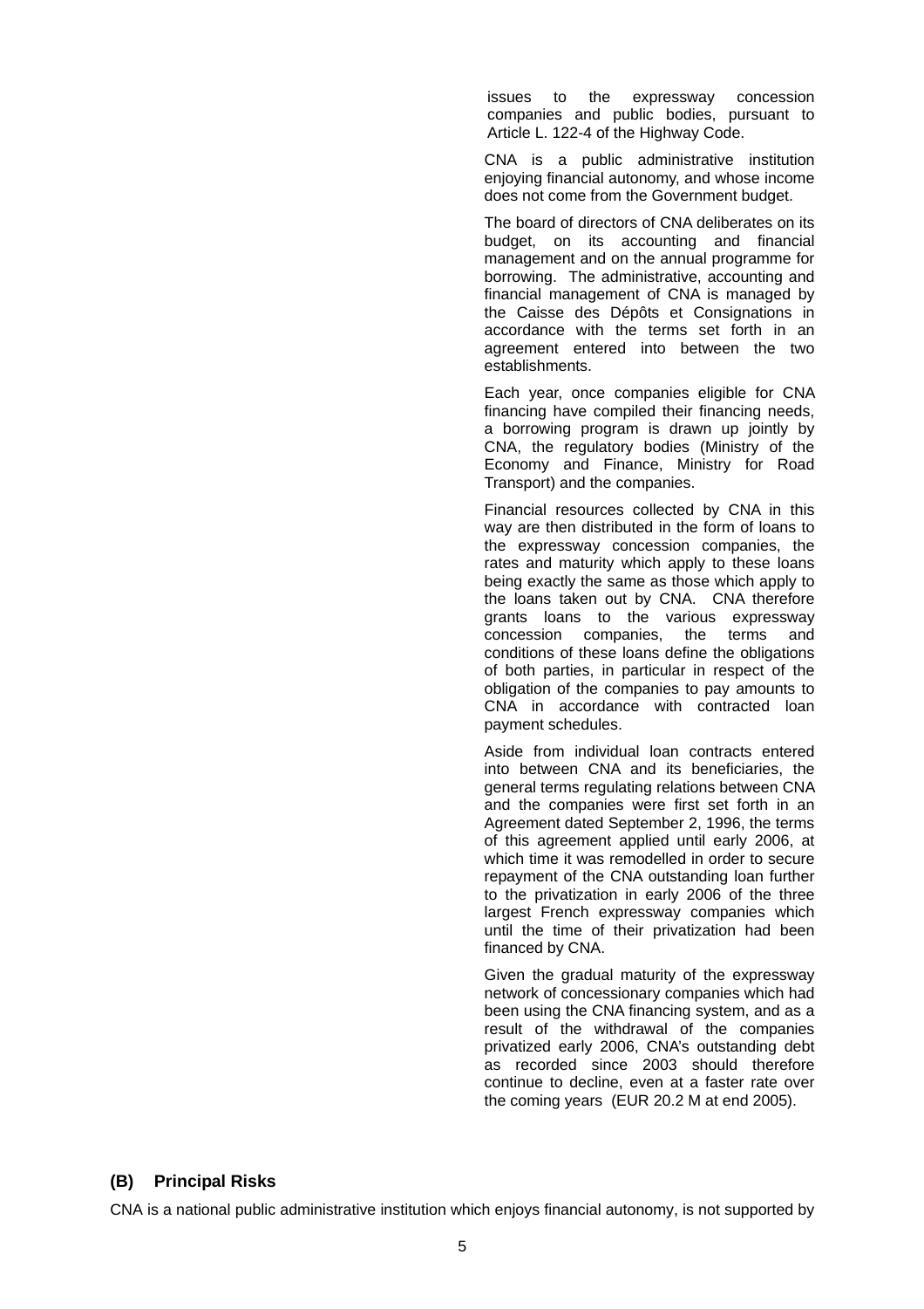issues to the expressway concession companies and public bodies, pursuant to Article L. 122-4 of the Highway Code.

CNA is a public administrative institution enjoying financial autonomy, and whose income does not come from the Government budget.

The board of directors of CNA deliberates on its budget, on its accounting and financial management and on the annual programme for borrowing. The administrative, accounting and financial management of CNA is managed by the Caisse des Dépôts et Consignations in accordance with the terms set forth in an agreement entered into between the two establishments.

Each year, once companies eligible for CNA financing have compiled their financing needs, a borrowing program is drawn up jointly by CNA, the regulatory bodies (Ministry of the Economy and Finance, Ministry for Road Transport) and the companies.

Financial resources collected by CNA in this way are then distributed in the form of loans to the expressway concession companies, the rates and maturity which apply to these loans being exactly the same as those which apply to the loans taken out by CNA. CNA therefore grants loans to the various expressway concession companies, the terms and conditions of these loans define the obligations of both parties, in particular in respect of the obligation of the companies to pay amounts to CNA in accordance with contracted loan payment schedules.

Aside from individual loan contracts entered into between CNA and its beneficiaries, the general terms regulating relations between CNA and the companies were first set forth in an Agreement dated September 2, 1996, the terms of this agreement applied until early 2006, at which time it was remodelled in order to secure repayment of the CNA outstanding loan further to the privatization in early 2006 of the three largest French expressway companies which until the time of their privatization had been financed by CNA.

Given the gradual maturity of the expressway network of concessionary companies which had been using the CNA financing system, and as a result of the withdrawal of the companies privatized early 2006, CNA's outstanding debt as recorded since 2003 should therefore continue to decline, even at a faster rate over the coming years (EUR 20.2 M at end 2005).

## (B) Principal Risks

CNA is a national public administrative institution which enjoys financial autonomy, is not supported by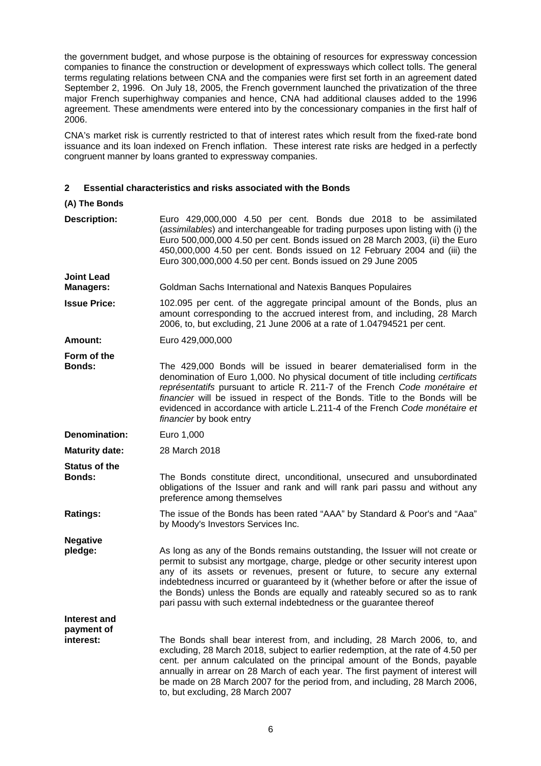the government budget, and whose purpose is the obtaining of resources for expressway concession companies to finance the construction or development of expressways which collect tolls. The general terms regulating relations between CNA and the companies were first set forth in an agreement dated September 2, 1996. On July 18, 2005, the French government launched the privatization of the three major French superhighway companies and hence, CNA had additional clauses added to the 1996 agreement. These amendments were entered into by the concessionary companies in the first half of 2006.

CNA's market risk is currently restricted to that of interest rates which result from the fixed-rate bond issuance and its loan indexed on French inflation. These interest rate risks are hedged in a perfectly congruent manner by loans granted to expressway companies.

## 2 Essential characteristics and risks associated with the Bonds

### (A) The Bonds

| | |
|---|---|
| **Description:** | Euro 429,000,000 4.50 per cent. Bonds due 2018 to be assimilated (*assimilables*) and interchangeable for trading purposes upon listing with (i) the Euro 500,000,000 4.50 per cent. Bonds issued on 28 March 2003, (ii) the Euro 450,000,000 4.50 per cent. Bonds issued on 12 February 2004 and (iii) the Euro 300,000,000 4.50 per cent. Bonds issued on 29 June 2005 |
| **Joint Lead Managers:** | Goldman Sachs International and Natexis Banques Populaires |
| **Issue Price:** | 102.095 per cent. of the aggregate principal amount of the Bonds, plus an amount corresponding to the accrued interest from, and including, 28 March 2006, to, but excluding, 21 June 2006 at a rate of 1.04794521 per cent. |
| **Amount:** | Euro 429,000,000 |
| **Form of the Bonds:** | The 429,000 Bonds will be issued in bearer dematerialised form in the denomination of Euro 1,000. No physical document of title including *certificats représentatifs* pursuant to article R. 211-7 of the French *Code monétaire et financier* will be issued in respect of the Bonds. Title to the Bonds will be evidenced in accordance with article L.211-4 of the French *Code monétaire et financier* by book entry |
| **Denomination:** | Euro 1,000 |
| **Maturity date:** | 28 March 2018 |
| **Status of the Bonds:** | The Bonds constitute direct, unconditional, unsecured and unsubordinated obligations of the Issuer and rank and will rank pari passu and without any preference among themselves |
| **Ratings:** | The issue of the Bonds has been rated "AAA" by Standard & Poor's and "Aaa" by Moody's Investors Services Inc. |
| **Negative pledge:** | As long as any of the Bonds remains outstanding, the Issuer will not create or permit to subsist any mortgage, charge, pledge or other security interest upon any of its assets or revenues, present or future, to secure any external indebtedness incurred or guaranteed by it (whether before or after the issue of the Bonds) unless the Bonds are equally and rateably secured so as to rank pari passu with such external indebtedness or the guarantee thereof |
| **Interest and payment of interest:** | The Bonds shall bear interest from, and including, 28 March 2006, to, and excluding, 28 March 2018, subject to earlier redemption, at the rate of 4.50 per cent. per annum calculated on the principal amount of the Bonds, payable annually in arrear on 28 March of each year. The first payment of interest will be made on 28 March 2007 for the period from, and including, 28 March 2006, to, but excluding, 28 March 2007 |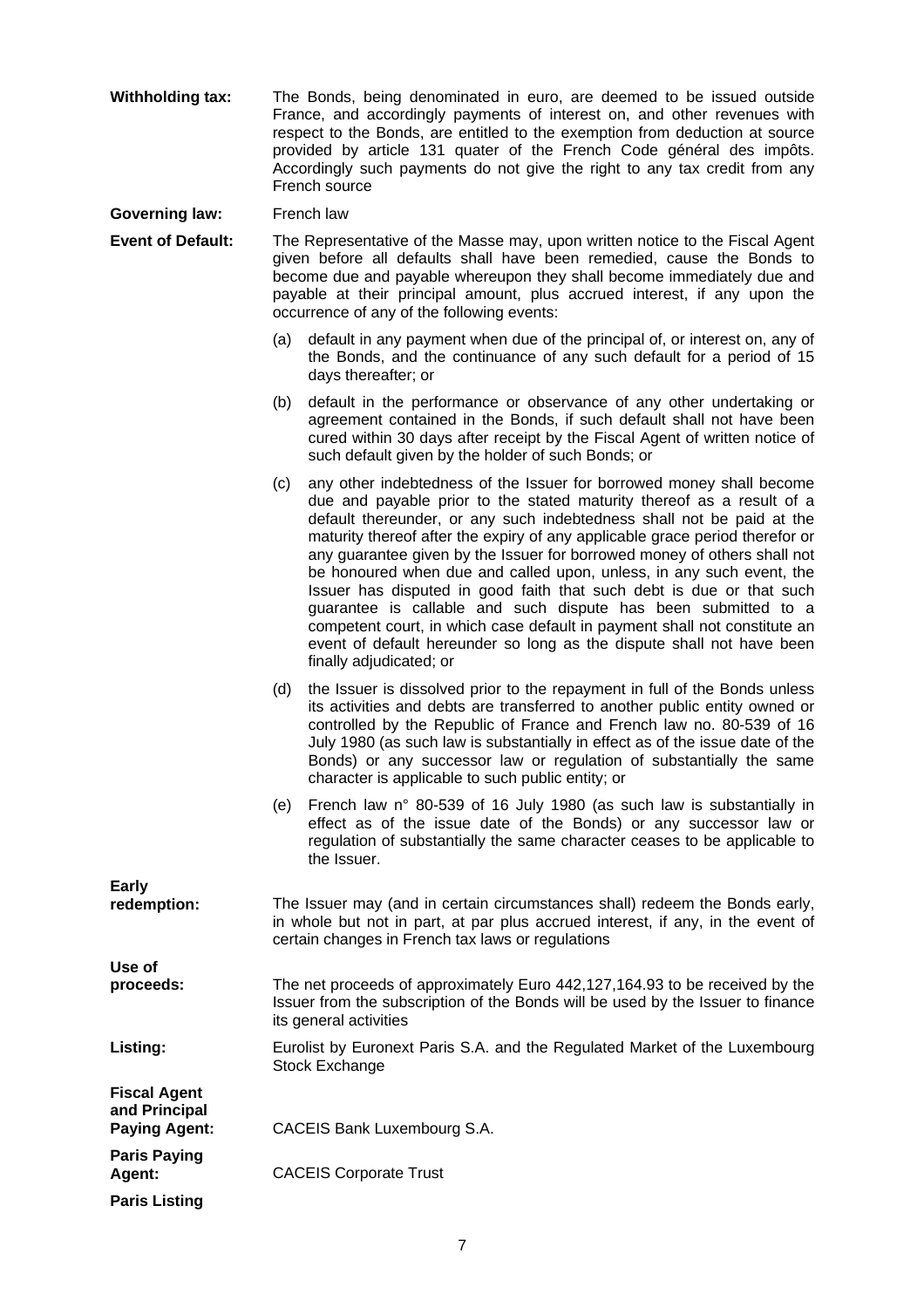**Withholding tax:** The Bonds, being denominated in euro, are deemed to be issued outside France, and accordingly payments of interest on, and other revenues with respect to the Bonds, are entitled to the exemption from deduction at source provided by article 131 quater of the French Code général des impôts. Accordingly such payments do not give the right to any tax credit from any French source

**Governing law:** French law

**Event of Default:** The Representative of the Masse may, upon written notice to the Fiscal Agent given before all defaults shall have been remedied, cause the Bonds to become due and payable whereupon they shall become immediately due and payable at their principal amount, plus accrued interest, if any upon the occurrence of any of the following events:

(a) default in any payment when due of the principal of, or interest on, any of the Bonds, and the continuance of any such default for a period of 15 days thereafter; or

(b) default in the performance or observance of any other undertaking or agreement contained in the Bonds, if such default shall not have been cured within 30 days after receipt by the Fiscal Agent of written notice of such default given by the holder of such Bonds; or

(c) any other indebtedness of the Issuer for borrowed money shall become due and payable prior to the stated maturity thereof as a result of a default thereunder, or any such indebtedness shall not be paid at the maturity thereof after the expiry of any applicable grace period therefor or any guarantee given by the Issuer for borrowed money of others shall not be honoured when due and called upon, unless, in any such event, the Issuer has disputed in good faith that such debt is due or that such guarantee is callable and such dispute has been submitted to a competent court, in which case default in payment shall not constitute an event of default hereunder so long as the dispute shall not have been finally adjudicated; or

(d) the Issuer is dissolved prior to the repayment in full of the Bonds unless its activities and debts are transferred to another public entity owned or controlled by the Republic of France and French law no. 80-539 of 16 July 1980 (as such law is substantially in effect as of the issue date of the Bonds) or any successor law or regulation of substantially the same character is applicable to such public entity; or

(e) French law n° 80-539 of 16 July 1980 (as such law is substantially in effect as of the issue date of the Bonds) or any successor law or regulation of substantially the same character ceases to be applicable to the Issuer.

**Early redemption:** The Issuer may (and in certain circumstances shall) redeem the Bonds early, in whole but not in part, at par plus accrued interest, if any, in the event of certain changes in French tax laws or regulations

**Use of proceeds:** The net proceeds of approximately Euro 442,127,164.93 to be received by the Issuer from the subscription of the Bonds will be used by the Issuer to finance its general activities

**Listing:** Eurolist by Euronext Paris S.A. and the Regulated Market of the Luxembourg Stock Exchange

**Fiscal Agent and Principal Paying Agent:** CACEIS Bank Luxembourg S.A.

**Paris Paying Agent:** CACEIS Corporate Trust

**Paris Listing**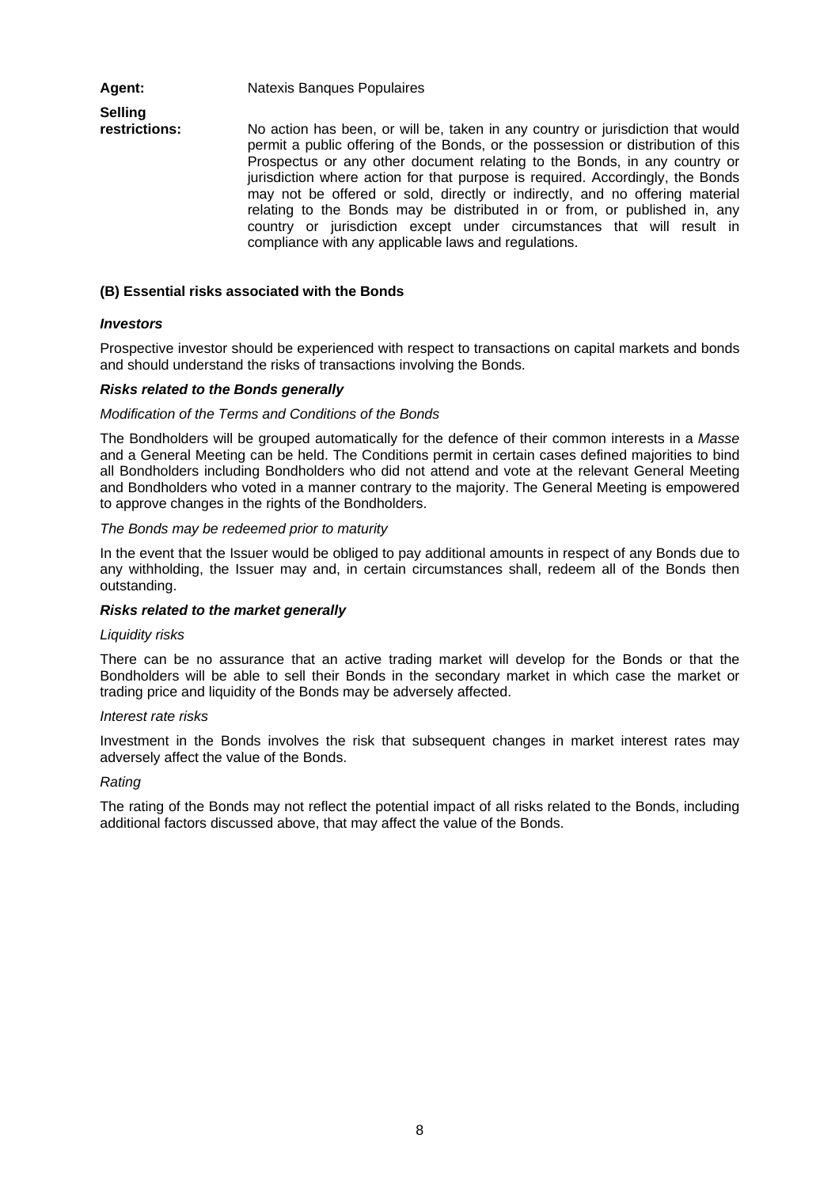**Agent:** Natexis Banques Populaires

**Selling restrictions:** No action has been, or will be, taken in any country or jurisdiction that would permit a public offering of the Bonds, or the possession or distribution of this Prospectus or any other document relating to the Bonds, in any country or jurisdiction where action for that purpose is required. Accordingly, the Bonds may not be offered or sold, directly or indirectly, and no offering material relating to the Bonds may be distributed in or from, or published in, any country or jurisdiction except under circumstances that will result in compliance with any applicable laws and regulations.

### (B) Essential risks associated with the Bonds

***Investors***

Prospective investor should be experienced with respect to transactions on capital markets and bonds and should understand the risks of transactions involving the Bonds.

***Risks related to the Bonds generally***

*Modification of the Terms and Conditions of the Bonds*

The Bondholders will be grouped automatically for the defence of their common interests in a *Masse* and a General Meeting can be held. The Conditions permit in certain cases defined majorities to bind all Bondholders including Bondholders who did not attend and vote at the relevant General Meeting and Bondholders who voted in a manner contrary to the majority. The General Meeting is empowered to approve changes in the rights of the Bondholders.

*The Bonds may be redeemed prior to maturity*

In the event that the Issuer would be obliged to pay additional amounts in respect of any Bonds due to any withholding, the Issuer may and, in certain circumstances shall, redeem all of the Bonds then outstanding.

***Risks related to the market generally***

*Liquidity risks*

There can be no assurance that an active trading market will develop for the Bonds or that the Bondholders will be able to sell their Bonds in the secondary market in which case the market or trading price and liquidity of the Bonds may be adversely affected.

*Interest rate risks*

Investment in the Bonds involves the risk that subsequent changes in market interest rates may adversely affect the value of the Bonds.

*Rating*

The rating of the Bonds may not reflect the potential impact of all risks related to the Bonds, including additional factors discussed above, that may affect the value of the Bonds.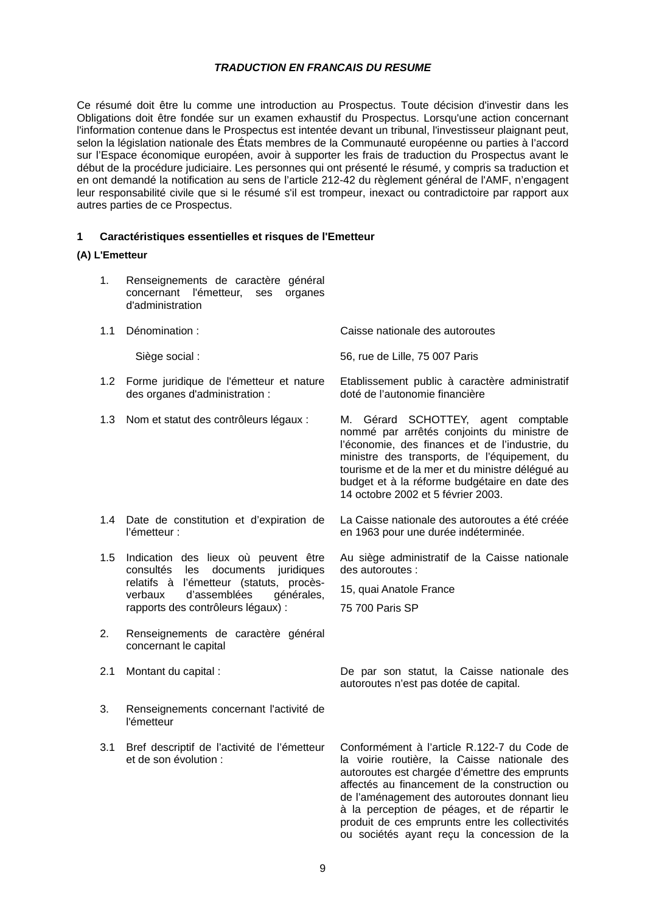***TRADUCTION EN FRANCAIS DU RESUME***

Ce résumé doit être lu comme une introduction au Prospectus. Toute décision d'investir dans les Obligations doit être fondée sur un examen exhaustif du Prospectus. Lorsqu'une action concernant l'information contenue dans le Prospectus est intentée devant un tribunal, l'investisseur plaignant peut, selon la législation nationale des États membres de la Communauté européenne ou parties à l'accord sur l'Espace économique européen, avoir à supporter les frais de traduction du Prospectus avant le début de la procédure judiciaire. Les personnes qui ont présenté le résumé, y compris sa traduction et en ont demandé la notification au sens de l'article 212-42 du règlement général de l'AMF, n'engagent leur responsabilité civile que si le résumé s'il est trompeur, inexact ou contradictoire par rapport aux autres parties de ce Prospectus.

## 1 Caractéristiques essentielles et risques de l'Emetteur

### (A) L'Emetteur

| | | |
|---|---|---|
| 1. | Renseignements de caractère général concernant l'émetteur, ses organes d'administration | |
| 1.1 | Dénomination : | Caisse nationale des autoroutes |
| | Siège social : | 56, rue de Lille, 75 007 Paris |
| 1.2 | Forme juridique de l'émetteur et nature des organes d'administration : | Etablissement public à caractère administratif doté de l'autonomie financière |
| 1.3 | Nom et statut des contrôleurs légaux : | M. Gérard SCHOTTEY, agent comptable nommé par arrêtés conjoints du ministre de l'économie, des finances et de l'industrie, du ministre des transports, de l'équipement, du tourisme et de la mer et du ministre délégué au budget et à la réforme budgétaire en date des 14 octobre 2002 et 5 février 2003. |
| 1.4 | Date de constitution et d'expiration de l'émetteur : | La Caisse nationale des autoroutes a été créée en 1963 pour une durée indéterminée. |
| 1.5 | Indication des lieux où peuvent être consultés les documents juridiques relatifs à l'émetteur (statuts, procès-verbaux d'assemblées générales, rapports des contrôleurs légaux) : | Au siège administratif de la Caisse nationale des autoroutes : 15, quai Anatole France 75 700 Paris SP |
| 2. | Renseignements de caractère général concernant le capital | |
| 2.1 | Montant du capital : | De par son statut, la Caisse nationale des autoroutes n'est pas dotée de capital. |
| 3. | Renseignements concernant l'activité de l'émetteur | |
| 3.1 | Bref descriptif de l'activité de l'émetteur et de son évolution : | Conformément à l'article R.122-7 du Code de la voirie routière, la Caisse nationale des autoroutes est chargée d'émettre des emprunts affectés au financement de la construction ou de l'aménagement des autoroutes donnant lieu à la perception de péages, et de répartir le produit de ces emprunts entre les collectivités ou sociétés ayant reçu la concession de la |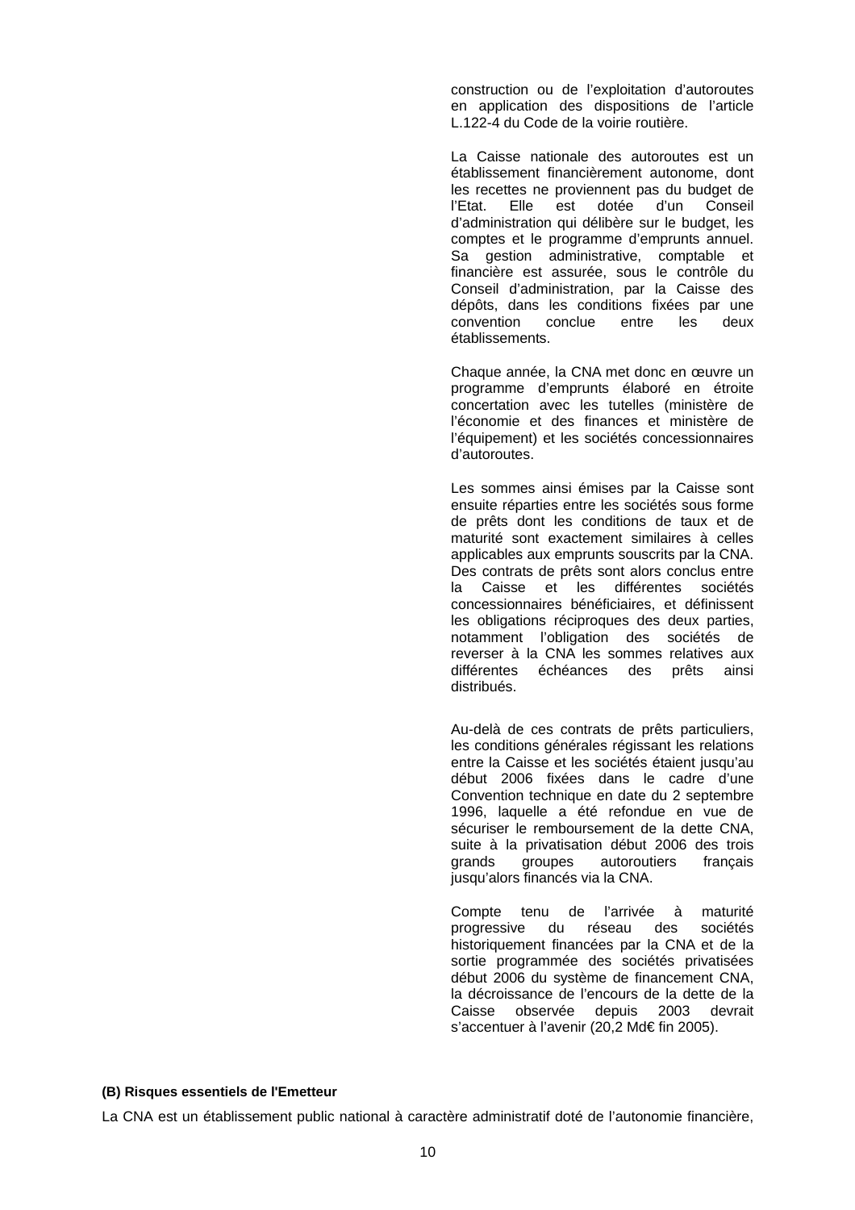construction ou de l'exploitation d'autoroutes en application des dispositions de l'article L.122-4 du Code de la voirie routière.

La Caisse nationale des autoroutes est un établissement financièrement autonome, dont les recettes ne proviennent pas du budget de l'Etat. Elle est dotée d'un Conseil d'administration qui délibère sur le budget, les comptes et le programme d'emprunts annuel. Sa gestion administrative, comptable et financière est assurée, sous le contrôle du Conseil d'administration, par la Caisse des dépôts, dans les conditions fixées par une convention conclue entre les deux établissements.

Chaque année, la CNA met donc en œuvre un programme d'emprunts élaboré en étroite concertation avec les tutelles (ministère de l'économie et des finances et ministère de l'équipement) et les sociétés concessionnaires d'autoroutes.

Les sommes ainsi émises par la Caisse sont ensuite réparties entre les sociétés sous forme de prêts dont les conditions de taux et de maturité sont exactement similaires à celles applicables aux emprunts souscrits par la CNA. Des contrats de prêts sont alors conclus entre la Caisse et les différentes sociétés concessionnaires bénéficiaires, et définissent les obligations réciproques des deux parties, notamment l'obligation des sociétés de reverser à la CNA les sommes relatives aux différentes échéances des prêts ainsi distribués.

Au-delà de ces contrats de prêts particuliers, les conditions générales régissant les relations entre la Caisse et les sociétés étaient jusqu'au début 2006 fixées dans le cadre d'une Convention technique en date du 2 septembre 1996, laquelle a été refondue en vue de sécuriser le remboursement de la dette CNA, suite à la privatisation début 2006 des trois grands groupes autoroutiers français jusqu'alors financés via la CNA.

Compte tenu de l'arrivée à maturité progressive du réseau des sociétés historiquement financées par la CNA et de la sortie programmée des sociétés privatisées début 2006 du système de financement CNA, la décroissance de l'encours de la dette de la Caisse observée depuis 2003 devrait s'accentuer à l'avenir (20,2 Md€ fin 2005).

**(B) Risques essentiels de l'Emetteur**

La CNA est un établissement public national à caractère administratif doté de l'autonomie financière,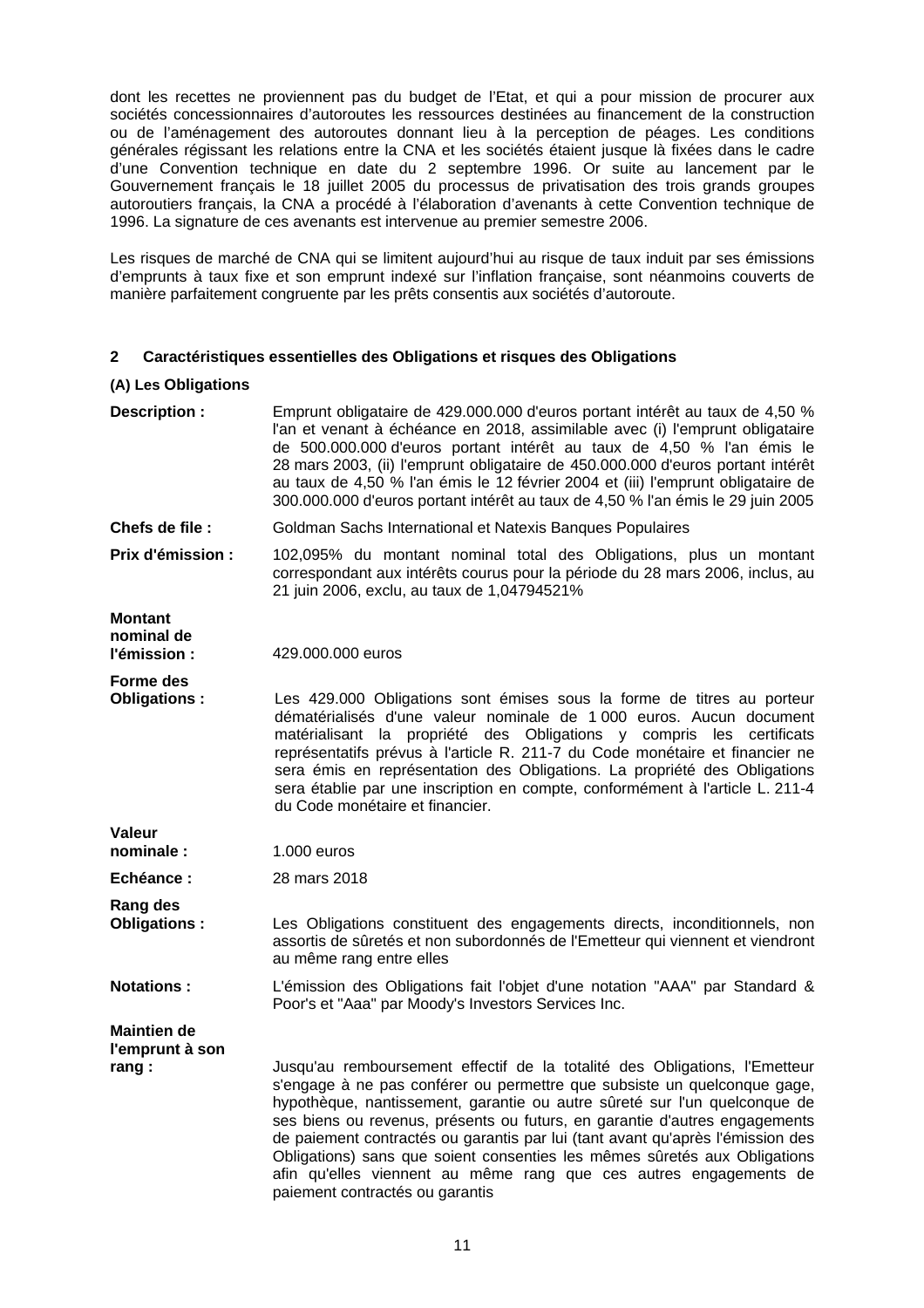dont les recettes ne proviennent pas du budget de l'Etat, et qui a pour mission de procurer aux sociétés concessionnaires d'autoroutes les ressources destinées au financement de la construction ou de l'aménagement des autoroutes donnant lieu à la perception de péages. Les conditions générales régissant les relations entre la CNA et les sociétés étaient jusque là fixées dans le cadre d'une Convention technique en date du 2 septembre 1996. Or suite au lancement par le Gouvernement français le 18 juillet 2005 du processus de privatisation des trois grands groupes autoroutiers français, la CNA a procédé à l'élaboration d'avenants à cette Convention technique de 1996. La signature de ces avenants est intervenue au premier semestre 2006.

Les risques de marché de CNA qui se limitent aujourd'hui au risque de taux induit par ses émissions d'emprunts à taux fixe et son emprunt indexé sur l'inflation française, sont néanmoins couverts de manière parfaitement congruente par les prêts consentis aux sociétés d'autoroute.

## 2 Caractéristiques essentielles des Obligations et risques des Obligations

### (A) Les Obligations

**Description :** Emprunt obligataire de 429.000.000 d'euros portant intérêt au taux de 4,50 % l'an et venant à échéance en 2018, assimilable avec (i) l'emprunt obligataire de 500.000.000 d'euros portant intérêt au taux de 4,50 % l'an émis le 28 mars 2003, (ii) l'emprunt obligataire de 450.000.000 d'euros portant intérêt au taux de 4,50 % l'an émis le 12 février 2004 et (iii) l'emprunt obligataire de 300.000.000 d'euros portant intérêt au taux de 4,50 % l'an émis le 29 juin 2005

**Chefs de file :** Goldman Sachs International et Natexis Banques Populaires

**Prix d'émission :** 102,095% du montant nominal total des Obligations, plus un montant correspondant aux intérêts courus pour la période du 28 mars 2006, inclus, au 21 juin 2006, exclu, au taux de 1,04794521%

**Montant nominal de l'émission :** 429.000.000 euros

**Forme des Obligations :** Les 429.000 Obligations sont émises sous la forme de titres au porteur dématérialisés d'une valeur nominale de 1 000 euros. Aucun document matérialisant la propriété des Obligations y compris les certificats représentatifs prévus à l'article R. 211-7 du Code monétaire et financier ne sera émis en représentation des Obligations. La propriété des Obligations sera établie par une inscription en compte, conformément à l'article L. 211-4 du Code monétaire et financier.

**Valeur nominale :** 1.000 euros

**Echéance :** 28 mars 2018

**Rang des Obligations :** Les Obligations constituent des engagements directs, inconditionnels, non assortis de sûretés et non subordonnés de l'Emetteur qui viennent et viendront au même rang entre elles

**Notations :** L'émission des Obligations fait l'objet d'une notation "AAA" par Standard & Poor's et "Aaa" par Moody's Investors Services Inc.

**Maintien de l'emprunt à son rang :** Jusqu'au remboursement effectif de la totalité des Obligations, l'Emetteur s'engage à ne pas conférer ou permettre que subsiste un quelconque gage, hypothèque, nantissement, garantie ou autre sûreté sur l'un quelconque de ses biens ou revenus, présents ou futurs, en garantie d'autres engagements de paiement contractés ou garantis par lui (tant avant qu'après l'émission des Obligations) sans que soient consenties les mêmes sûretés aux Obligations afin qu'elles viennent au même rang que ces autres engagements de paiement contractés ou garantis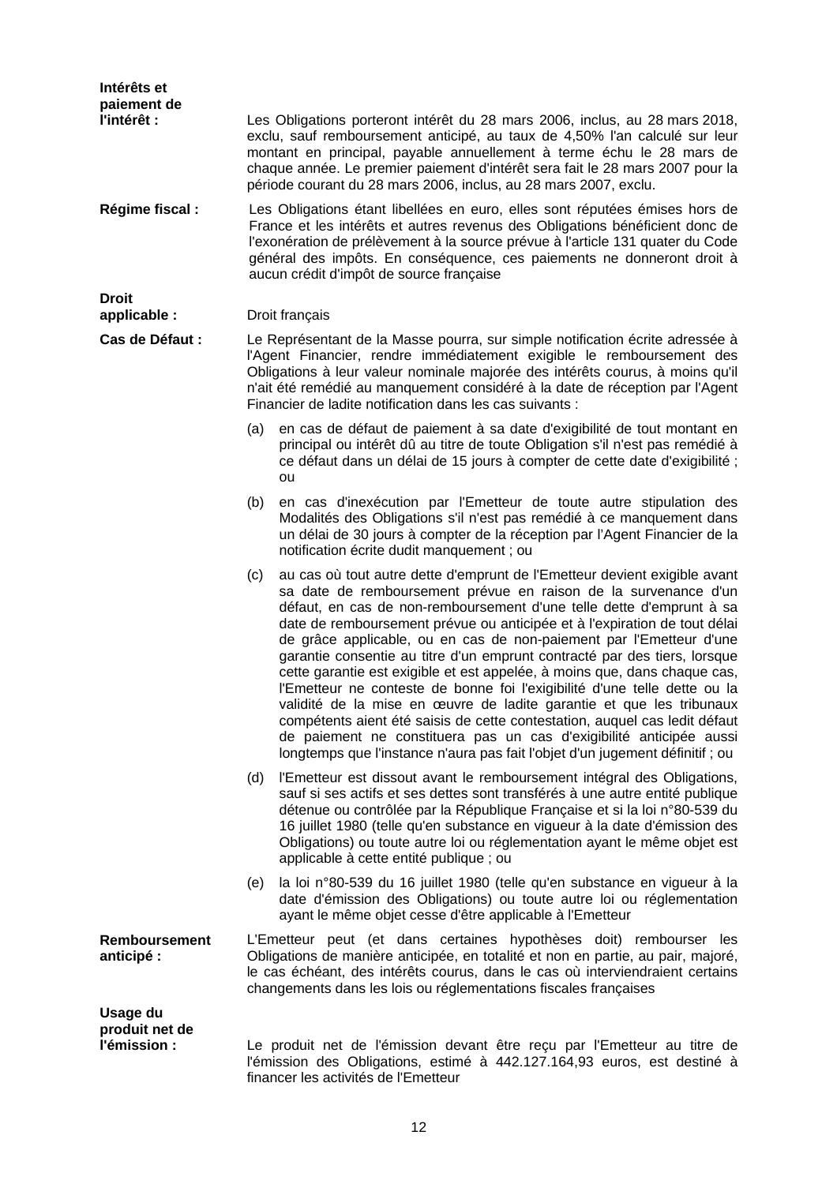**Intérêts et paiement de l'intérêt :** Les Obligations porteront intérêt du 28 mars 2006, inclus, au 28 mars 2018, exclu, sauf remboursement anticipé, au taux de 4,50% l'an calculé sur leur montant en principal, payable annuellement à terme échu le 28 mars de chaque année. Le premier paiement d'intérêt sera fait le 28 mars 2007 pour la période courant du 28 mars 2006, inclus, au 28 mars 2007, exclu.

**Régime fiscal :** Les Obligations étant libellées en euro, elles sont réputées émises hors de France et les intérêts et autres revenus des Obligations bénéficient donc de l'exonération de prélèvement à la source prévue à l'article 131 quater du Code général des impôts. En conséquence, ces paiements ne donneront droit à aucun crédit d'impôt de source française

**Droit applicable :** Droit français

**Cas de Défaut :** Le Représentant de la Masse pourra, sur simple notification écrite adressée à l'Agent Financier, rendre immédiatement exigible le remboursement des Obligations à leur valeur nominale majorée des intérêts courus, à moins qu'il n'ait été remédié au manquement considéré à la date de réception par l'Agent Financier de ladite notification dans les cas suivants :

(a) en cas de défaut de paiement à sa date d'exigibilité de tout montant en principal ou intérêt dû au titre de toute Obligation s'il n'est pas remédié à ce défaut dans un délai de 15 jours à compter de cette date d'exigibilité ; ou

(b) en cas d'inexécution par l'Emetteur de toute autre stipulation des Modalités des Obligations s'il n'est pas remédié à ce manquement dans un délai de 30 jours à compter de la réception par l'Agent Financier de la notification écrite dudit manquement ; ou

(c) au cas où tout autre dette d'emprunt de l'Emetteur devient exigible avant sa date de remboursement prévue en raison de la survenance d'un défaut, en cas de non-remboursement d'une telle dette d'emprunt à sa date de remboursement prévue ou anticipée et à l'expiration de tout délai de grâce applicable, ou en cas de non-paiement par l'Emetteur d'une garantie consentie au titre d'un emprunt contracté par des tiers, lorsque cette garantie est exigible et est appelée, à moins que, dans chaque cas, l'Emetteur ne conteste de bonne foi l'exigibilité d'une telle dette ou la validité de la mise en œuvre de ladite garantie et que les tribunaux compétents aient été saisis de cette contestation, auquel cas ledit défaut de paiement ne constituera pas un cas d'exigibilité anticipée aussi longtemps que l'instance n'aura pas fait l'objet d'un jugement définitif ; ou

(d) l'Emetteur est dissout avant le remboursement intégral des Obligations, sauf si ses actifs et ses dettes sont transférés à une autre entité publique détenue ou contrôlée par la République Française et si la loi n°80-539 du 16 juillet 1980 (telle qu'en substance en vigueur à la date d'émission des Obligations) ou toute autre loi ou réglementation ayant le même objet est applicable à cette entité publique ; ou

(e) la loi n°80-539 du 16 juillet 1980 (telle qu'en substance en vigueur à la date d'émission des Obligations) ou toute autre loi ou réglementation ayant le même objet cesse d'être applicable à l'Emetteur

**Remboursement anticipé :** L'Emetteur peut (et dans certaines hypothèses doit) rembourser les Obligations de manière anticipée, en totalité et non en partie, au pair, majoré, le cas échéant, des intérêts courus, dans le cas où interviendraient certains changements dans les lois ou réglementations fiscales françaises

**Usage du produit net de l'émission :** Le produit net de l'émission devant être reçu par l'Emetteur au titre de l'émission des Obligations, estimé à 442.127.164,93 euros, est destiné à financer les activités de l'Emetteur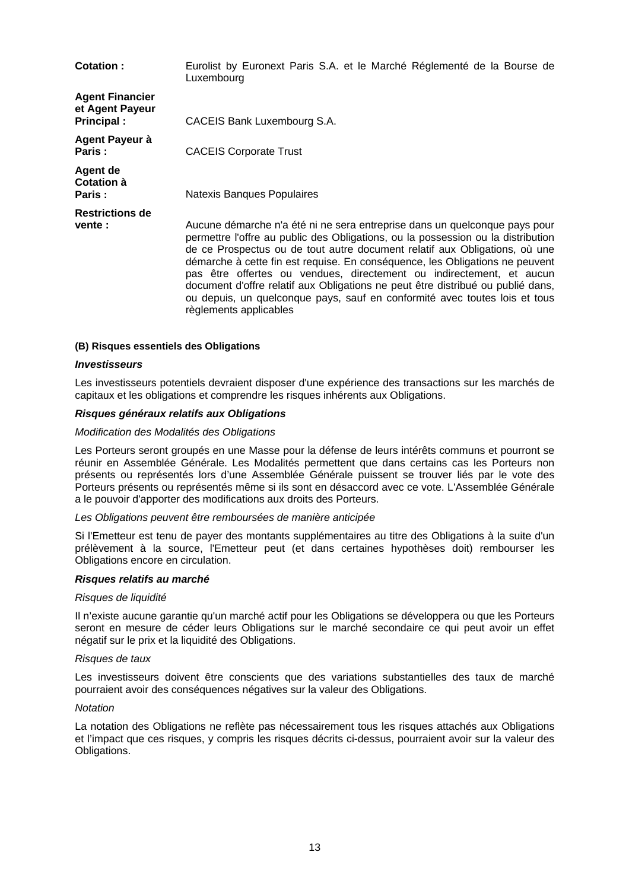| | |
|---|---|
| **Cotation :** | Eurolist by Euronext Paris S.A. et le Marché Réglementé de la Bourse de Luxembourg |
| **Agent Financier et Agent Payeur Principal :** | CACEIS Bank Luxembourg S.A. |
| **Agent Payeur à Paris :** | CACEIS Corporate Trust |
| **Agent de Cotation à Paris :** | Natexis Banques Populaires |
| **Restrictions de vente :** | Aucune démarche n'a été ni ne sera entreprise dans un quelconque pays pour permettre l'offre au public des Obligations, ou la possession ou la distribution de ce Prospectus ou de tout autre document relatif aux Obligations, où une démarche à cette fin est requise. En conséquence, les Obligations ne peuvent pas être offertes ou vendues, directement ou indirectement, et aucun document d'offre relatif aux Obligations ne peut être distribué ou publié dans, ou depuis, un quelconque pays, sauf en conformité avec toutes lois et tous règlements applicables |

#### (B) Risques essentiels des Obligations

***Investisseurs***

Les investisseurs potentiels devraient disposer d'une expérience des transactions sur les marchés de capitaux et les obligations et comprendre les risques inhérents aux Obligations.

***Risques généraux relatifs aux Obligations***

*Modification des Modalités des Obligations*

Les Porteurs seront groupés en une Masse pour la défense de leurs intérêts communs et pourront se réunir en Assemblée Générale. Les Modalités permettent que dans certains cas les Porteurs non présents ou représentés lors d'une Assemblée Générale puissent se trouver liés par le vote des Porteurs présents ou représentés même si ils sont en désaccord avec ce vote. L'Assemblée Générale a le pouvoir d'apporter des modifications aux droits des Porteurs.

*Les Obligations peuvent être remboursées de manière anticipée*

Si l'Emetteur est tenu de payer des montants supplémentaires au titre des Obligations à la suite d'un prélèvement à la source, l'Emetteur peut (et dans certaines hypothèses doit) rembourser les Obligations encore en circulation.

***Risques relatifs au marché***

*Risques de liquidité*

Il n'existe aucune garantie qu'un marché actif pour les Obligations se développera ou que les Porteurs seront en mesure de céder leurs Obligations sur le marché secondaire ce qui peut avoir un effet négatif sur le prix et la liquidité des Obligations.

*Risques de taux*

Les investisseurs doivent être conscients que des variations substantielles des taux de marché pourraient avoir des conséquences négatives sur la valeur des Obligations.

*Notation*

La notation des Obligations ne reflète pas nécessairement tous les risques attachés aux Obligations et l'impact que ces risques, y compris les risques décrits ci-dessus, pourraient avoir sur la valeur des Obligations.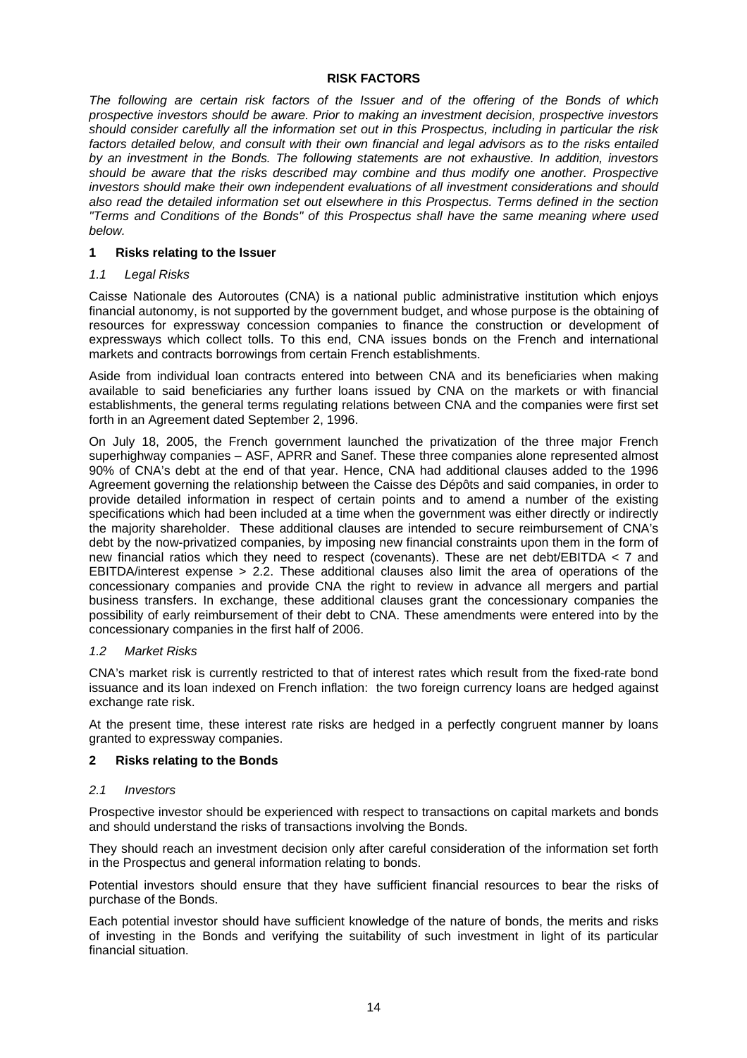# RISK FACTORS

*The following are certain risk factors of the Issuer and of the offering of the Bonds of which prospective investors should be aware. Prior to making an investment decision, prospective investors should consider carefully all the information set out in this Prospectus, including in particular the risk factors detailed below, and consult with their own financial and legal advisors as to the risks entailed by an investment in the Bonds. The following statements are not exhaustive. In addition, investors should be aware that the risks described may combine and thus modify one another. Prospective investors should make their own independent evaluations of all investment considerations and should also read the detailed information set out elsewhere in this Prospectus. Terms defined in the section "Terms and Conditions of the Bonds" of this Prospectus shall have the same meaning where used below.*

## 1 Risks relating to the Issuer

### *1.1 Legal Risks*

Caisse Nationale des Autoroutes (CNA) is a national public administrative institution which enjoys financial autonomy, is not supported by the government budget, and whose purpose is the obtaining of resources for expressway concession companies to finance the construction or development of expressways which collect tolls. To this end, CNA issues bonds on the French and international markets and contracts borrowings from certain French establishments.

Aside from individual loan contracts entered into between CNA and its beneficiaries when making available to said beneficiaries any further loans issued by CNA on the markets or with financial establishments, the general terms regulating relations between CNA and the companies were first set forth in an Agreement dated September 2, 1996.

On July 18, 2005, the French government launched the privatization of the three major French superhighway companies – ASF, APRR and Sanef. These three companies alone represented almost 90% of CNA's debt at the end of that year. Hence, CNA had additional clauses added to the 1996 Agreement governing the relationship between the Caisse des Dépôts and said companies, in order to provide detailed information in respect of certain points and to amend a number of the existing specifications which had been included at a time when the government was either directly or indirectly the majority shareholder. These additional clauses are intended to secure reimbursement of CNA's debt by the now-privatized companies, by imposing new financial constraints upon them in the form of new financial ratios which they need to respect (covenants). These are net debt/EBITDA < 7 and EBITDA/interest expense > 2.2. These additional clauses also limit the area of operations of the concessionary companies and provide CNA the right to review in advance all mergers and partial business transfers. In exchange, these additional clauses grant the concessionary companies the possibility of early reimbursement of their debt to CNA. These amendments were entered into by the concessionary companies in the first half of 2006.

### *1.2 Market Risks*

CNA's market risk is currently restricted to that of interest rates which result from the fixed-rate bond issuance and its loan indexed on French inflation: the two foreign currency loans are hedged against exchange rate risk.

At the present time, these interest rate risks are hedged in a perfectly congruent manner by loans granted to expressway companies.

## 2 Risks relating to the Bonds

### *2.1 Investors*

Prospective investor should be experienced with respect to transactions on capital markets and bonds and should understand the risks of transactions involving the Bonds.

They should reach an investment decision only after careful consideration of the information set forth in the Prospectus and general information relating to bonds.

Potential investors should ensure that they have sufficient financial resources to bear the risks of purchase of the Bonds.

Each potential investor should have sufficient knowledge of the nature of bonds, the merits and risks of investing in the Bonds and verifying the suitability of such investment in light of its particular financial situation.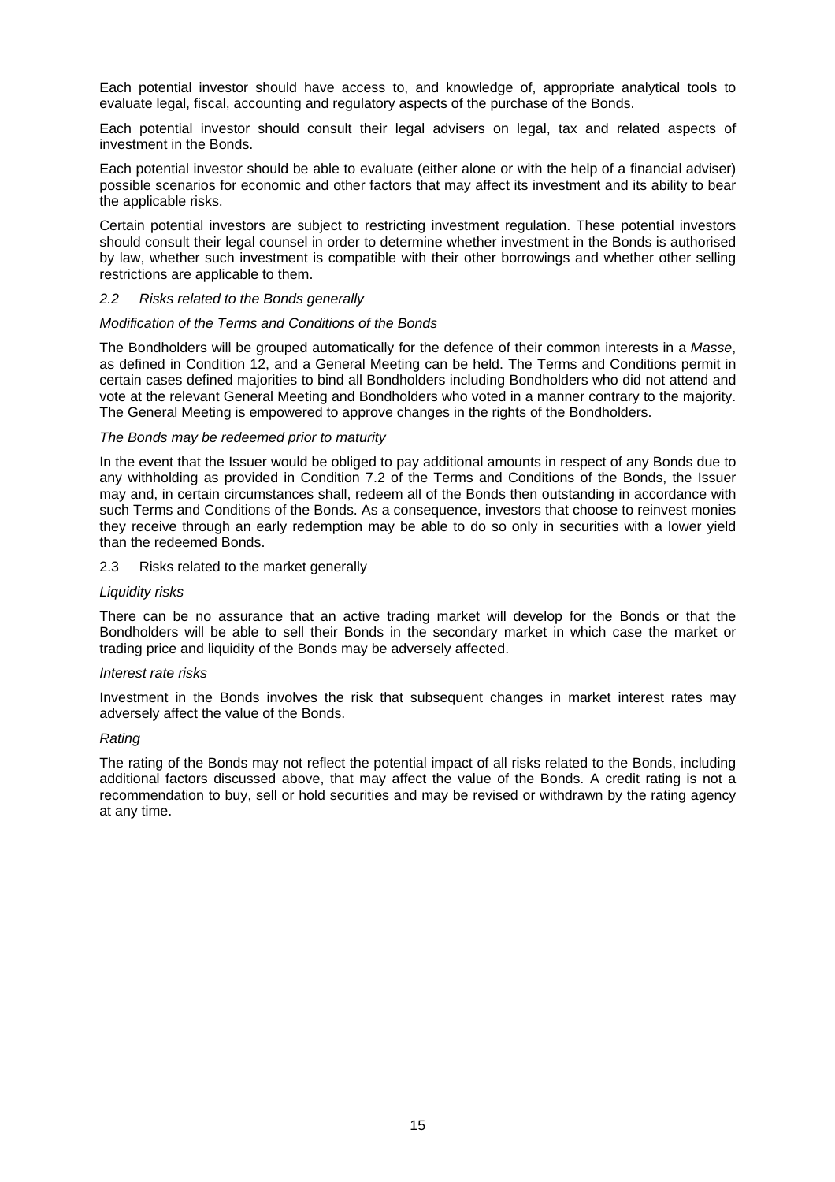Each potential investor should have access to, and knowledge of, appropriate analytical tools to evaluate legal, fiscal, accounting and regulatory aspects of the purchase of the Bonds.

Each potential investor should consult their legal advisers on legal, tax and related aspects of investment in the Bonds.

Each potential investor should be able to evaluate (either alone or with the help of a financial adviser) possible scenarios for economic and other factors that may affect its investment and its ability to bear the applicable risks.

Certain potential investors are subject to restricting investment regulation. These potential investors should consult their legal counsel in order to determine whether investment in the Bonds is authorised by law, whether such investment is compatible with their other borrowings and whether other selling restrictions are applicable to them.

### *2.2 Risks related to the Bonds generally*

*Modification of the Terms and Conditions of the Bonds*

The Bondholders will be grouped automatically for the defence of their common interests in a *Masse*, as defined in Condition 12, and a General Meeting can be held. The Terms and Conditions permit in certain cases defined majorities to bind all Bondholders including Bondholders who did not attend and vote at the relevant General Meeting and Bondholders who voted in a manner contrary to the majority. The General Meeting is empowered to approve changes in the rights of the Bondholders.

*The Bonds may be redeemed prior to maturity*

In the event that the Issuer would be obliged to pay additional amounts in respect of any Bonds due to any withholding as provided in Condition 7.2 of the Terms and Conditions of the Bonds, the Issuer may and, in certain circumstances shall, redeem all of the Bonds then outstanding in accordance with such Terms and Conditions of the Bonds. As a consequence, investors that choose to reinvest monies they receive through an early redemption may be able to do so only in securities with a lower yield than the redeemed Bonds.

### 2.3 Risks related to the market generally

*Liquidity risks*

There can be no assurance that an active trading market will develop for the Bonds or that the Bondholders will be able to sell their Bonds in the secondary market in which case the market or trading price and liquidity of the Bonds may be adversely affected.

*Interest rate risks*

Investment in the Bonds involves the risk that subsequent changes in market interest rates may adversely affect the value of the Bonds.

*Rating*

The rating of the Bonds may not reflect the potential impact of all risks related to the Bonds, including additional factors discussed above, that may affect the value of the Bonds. A credit rating is not a recommendation to buy, sell or hold securities and may be revised or withdrawn by the rating agency at any time.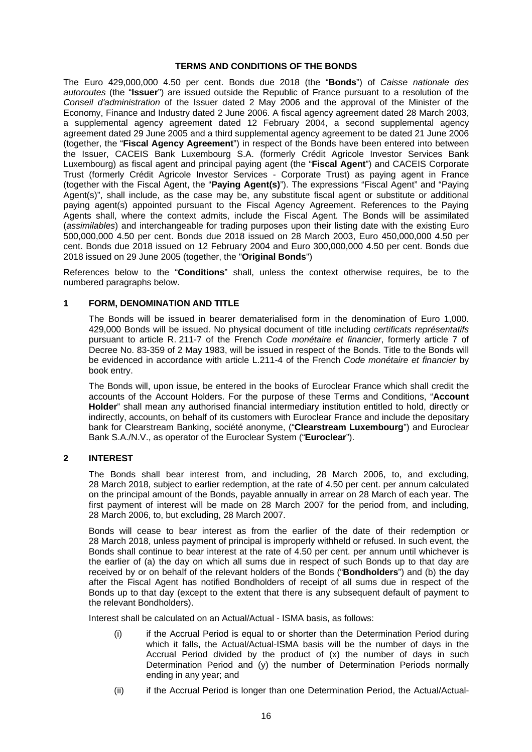## TERMS AND CONDITIONS OF THE BONDS

The Euro 429,000,000 4.50 per cent. Bonds due 2018 (the "**Bonds**") of *Caisse nationale des autoroutes* (the "**Issuer**") are issued outside the Republic of France pursuant to a resolution of the *Conseil d'administration* of the Issuer dated 2 May 2006 and the approval of the Minister of the Economy, Finance and Industry dated 2 June 2006. A fiscal agency agreement dated 28 March 2003, a supplemental agency agreement dated 12 February 2004, a second supplemental agency agreement dated 29 June 2005 and a third supplemental agency agreement to be dated 21 June 2006 (together, the "**Fiscal Agency Agreement**") in respect of the Bonds have been entered into between the Issuer, CACEIS Bank Luxembourg S.A. (formerly Crédit Agricole Investor Services Bank Luxembourg) as fiscal agent and principal paying agent (the "**Fiscal Agent**") and CACEIS Corporate Trust (formerly Crédit Agricole Investor Services - Corporate Trust) as paying agent in France (together with the Fiscal Agent, the "**Paying Agent(s)**"). The expressions "Fiscal Agent" and "Paying Agent(s)", shall include, as the case may be, any substitute fiscal agent or substitute or additional paying agent(s) appointed pursuant to the Fiscal Agency Agreement. References to the Paying Agents shall, where the context admits, include the Fiscal Agent. The Bonds will be assimilated (*assimilables*) and interchangeable for trading purposes upon their listing date with the existing Euro 500,000,000 4.50 per cent. Bonds due 2018 issued on 28 March 2003, Euro 450,000,000 4.50 per cent. Bonds due 2018 issued on 12 February 2004 and Euro 300,000,000 4.50 per cent. Bonds due 2018 issued on 29 June 2005 (together, the "**Original Bonds**")

References below to the "**Conditions**" shall, unless the context otherwise requires, be to the numbered paragraphs below.

### 1 FORM, DENOMINATION AND TITLE

The Bonds will be issued in bearer dematerialised form in the denomination of Euro 1,000. 429,000 Bonds will be issued. No physical document of title including *certificats représentatifs* pursuant to article R. 211-7 of the French *Code monétaire et financier*, formerly article 7 of Decree No. 83-359 of 2 May 1983, will be issued in respect of the Bonds. Title to the Bonds will be evidenced in accordance with article L.211-4 of the French *Code monétaire et financier* by book entry.

The Bonds will, upon issue, be entered in the books of Euroclear France which shall credit the accounts of the Account Holders. For the purpose of these Terms and Conditions, "**Account Holder**" shall mean any authorised financial intermediary institution entitled to hold, directly or indirectly, accounts, on behalf of its customers with Euroclear France and include the depositary bank for Clearstream Banking, société anonyme, ("**Clearstream Luxembourg**") and Euroclear Bank S.A./N.V., as operator of the Euroclear System ("**Euroclear**").

### 2 INTEREST

The Bonds shall bear interest from, and including, 28 March 2006, to, and excluding, 28 March 2018, subject to earlier redemption, at the rate of 4.50 per cent. per annum calculated on the principal amount of the Bonds, payable annually in arrear on 28 March of each year. The first payment of interest will be made on 28 March 2007 for the period from, and including, 28 March 2006, to, but excluding, 28 March 2007.

Bonds will cease to bear interest as from the earlier of the date of their redemption or 28 March 2018, unless payment of principal is improperly withheld or refused. In such event, the Bonds shall continue to bear interest at the rate of 4.50 per cent. per annum until whichever is the earlier of (a) the day on which all sums due in respect of such Bonds up to that day are received by or on behalf of the relevant holders of the Bonds ("**Bondholders**") and (b) the day after the Fiscal Agent has notified Bondholders of receipt of all sums due in respect of the Bonds up to that day (except to the extent that there is any subsequent default of payment to the relevant Bondholders).

Interest shall be calculated on an Actual/Actual - ISMA basis, as follows:

(i) if the Accrual Period is equal to or shorter than the Determination Period during which it falls, the Actual/Actual-ISMA basis will be the number of days in the Accrual Period divided by the product of (x) the number of days in such Determination Period and (y) the number of Determination Periods normally ending in any year; and

(ii) if the Accrual Period is longer than one Determination Period, the Actual/Actual-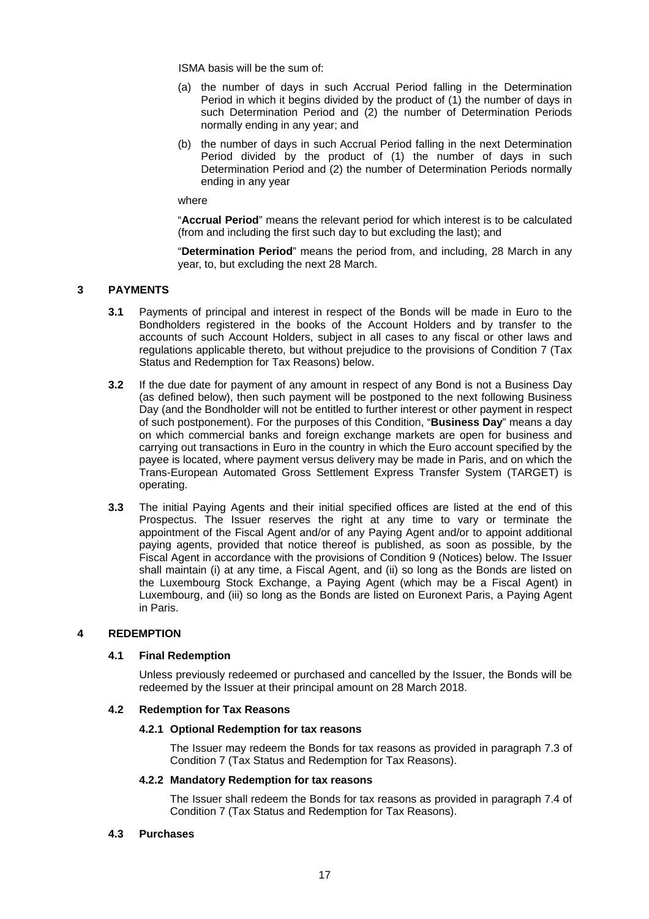ISMA basis will be the sum of:

(a) the number of days in such Accrual Period falling in the Determination Period in which it begins divided by the product of (1) the number of days in such Determination Period and (2) the number of Determination Periods normally ending in any year; and

(b) the number of days in such Accrual Period falling in the next Determination Period divided by the product of (1) the number of days in such Determination Period and (2) the number of Determination Periods normally ending in any year

where

"**Accrual Period**" means the relevant period for which interest is to be calculated (from and including the first such day to but excluding the last); and

"**Determination Period**" means the period from, and including, 28 March in any year, to, but excluding the next 28 March.

## 3 PAYMENTS

**3.1** Payments of principal and interest in respect of the Bonds will be made in Euro to the Bondholders registered in the books of the Account Holders and by transfer to the accounts of such Account Holders, subject in all cases to any fiscal or other laws and regulations applicable thereto, but without prejudice to the provisions of Condition 7 (Tax Status and Redemption for Tax Reasons) below.

**3.2** If the due date for payment of any amount in respect of any Bond is not a Business Day (as defined below), then such payment will be postponed to the next following Business Day (and the Bondholder will not be entitled to further interest or other payment in respect of such postponement). For the purposes of this Condition, "**Business Day**" means a day on which commercial banks and foreign exchange markets are open for business and carrying out transactions in Euro in the country in which the Euro account specified by the payee is located, where payment versus delivery may be made in Paris, and on which the Trans-European Automated Gross Settlement Express Transfer System (TARGET) is operating.

**3.3** The initial Paying Agents and their initial specified offices are listed at the end of this Prospectus. The Issuer reserves the right at any time to vary or terminate the appointment of the Fiscal Agent and/or of any Paying Agent and/or to appoint additional paying agents, provided that notice thereof is published, as soon as possible, by the Fiscal Agent in accordance with the provisions of Condition 9 (Notices) below. The Issuer shall maintain (i) at any time, a Fiscal Agent, and (ii) so long as the Bonds are listed on the Luxembourg Stock Exchange, a Paying Agent (which may be a Fiscal Agent) in Luxembourg, and (iii) so long as the Bonds are listed on Euronext Paris, a Paying Agent in Paris.

## 4 REDEMPTION

### 4.1 Final Redemption

Unless previously redeemed or purchased and cancelled by the Issuer, the Bonds will be redeemed by the Issuer at their principal amount on 28 March 2018.

### 4.2 Redemption for Tax Reasons

#### 4.2.1 Optional Redemption for tax reasons

The Issuer may redeem the Bonds for tax reasons as provided in paragraph 7.3 of Condition 7 (Tax Status and Redemption for Tax Reasons).

#### 4.2.2 Mandatory Redemption for tax reasons

The Issuer shall redeem the Bonds for tax reasons as provided in paragraph 7.4 of Condition 7 (Tax Status and Redemption for Tax Reasons).

### 4.3 Purchases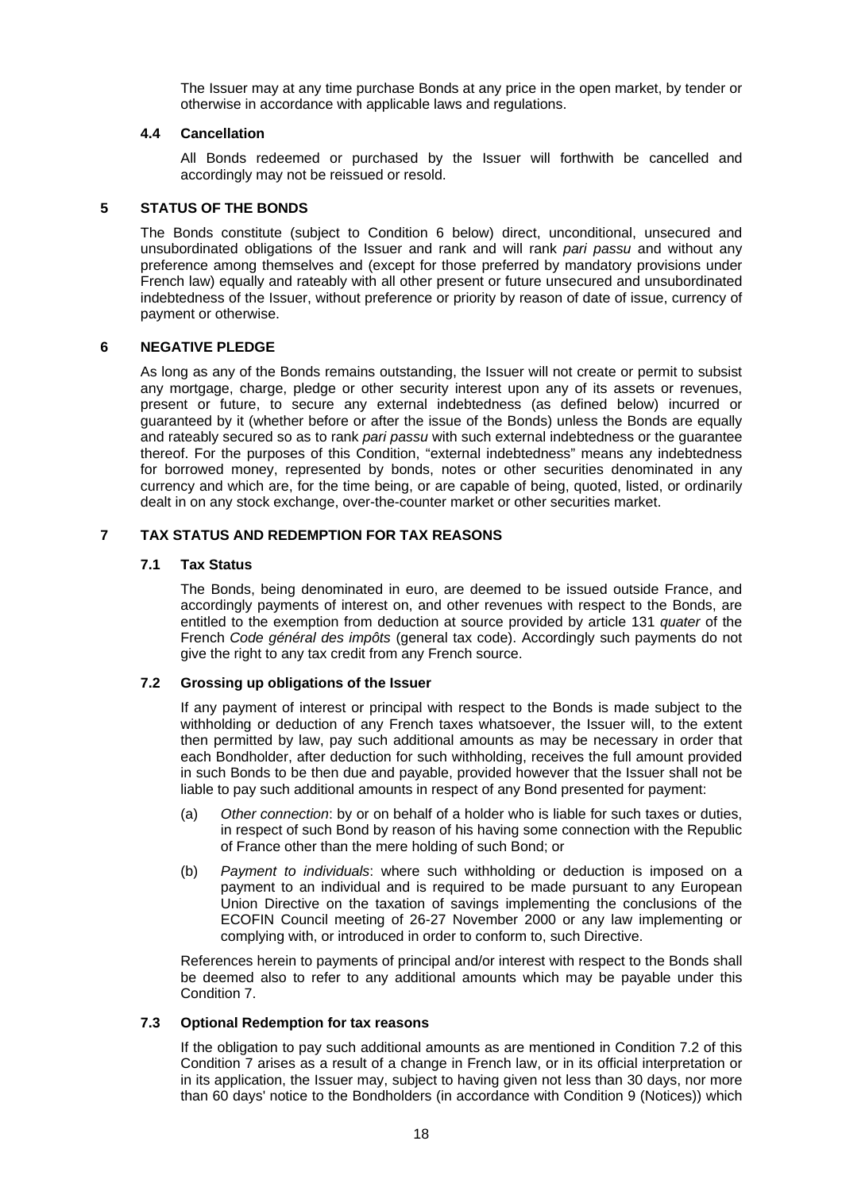The Issuer may at any time purchase Bonds at any price in the open market, by tender or otherwise in accordance with applicable laws and regulations.

### 4.4 Cancellation

All Bonds redeemed or purchased by the Issuer will forthwith be cancelled and accordingly may not be reissued or resold.

## 5 STATUS OF THE BONDS

The Bonds constitute (subject to Condition 6 below) direct, unconditional, unsecured and unsubordinated obligations of the Issuer and rank and will rank *pari passu* and without any preference among themselves and (except for those preferred by mandatory provisions under French law) equally and rateably with all other present or future unsecured and unsubordinated indebtedness of the Issuer, without preference or priority by reason of date of issue, currency of payment or otherwise.

## 6 NEGATIVE PLEDGE

As long as any of the Bonds remains outstanding, the Issuer will not create or permit to subsist any mortgage, charge, pledge or other security interest upon any of its assets or revenues, present or future, to secure any external indebtedness (as defined below) incurred or guaranteed by it (whether before or after the issue of the Bonds) unless the Bonds are equally and rateably secured so as to rank *pari passu* with such external indebtedness or the guarantee thereof. For the purposes of this Condition, "external indebtedness" means any indebtedness for borrowed money, represented by bonds, notes or other securities denominated in any currency and which are, for the time being, or are capable of being, quoted, listed, or ordinarily dealt in on any stock exchange, over-the-counter market or other securities market.

## 7 TAX STATUS AND REDEMPTION FOR TAX REASONS

### 7.1 Tax Status

The Bonds, being denominated in euro, are deemed to be issued outside France, and accordingly payments of interest on, and other revenues with respect to the Bonds, are entitled to the exemption from deduction at source provided by article 131 *quater* of the French *Code général des impôts* (general tax code). Accordingly such payments do not give the right to any tax credit from any French source.

### 7.2 Grossing up obligations of the Issuer

If any payment of interest or principal with respect to the Bonds is made subject to the withholding or deduction of any French taxes whatsoever, the Issuer will, to the extent then permitted by law, pay such additional amounts as may be necessary in order that each Bondholder, after deduction for such withholding, receives the full amount provided in such Bonds to be then due and payable, provided however that the Issuer shall not be liable to pay such additional amounts in respect of any Bond presented for payment:

(a) *Other connection*: by or on behalf of a holder who is liable for such taxes or duties, in respect of such Bond by reason of his having some connection with the Republic of France other than the mere holding of such Bond; or

(b) *Payment to individuals*: where such withholding or deduction is imposed on a payment to an individual and is required to be made pursuant to any European Union Directive on the taxation of savings implementing the conclusions of the ECOFIN Council meeting of 26-27 November 2000 or any law implementing or complying with, or introduced in order to conform to, such Directive.

References herein to payments of principal and/or interest with respect to the Bonds shall be deemed also to refer to any additional amounts which may be payable under this Condition 7.

### 7.3 Optional Redemption for tax reasons

If the obligation to pay such additional amounts as are mentioned in Condition 7.2 of this Condition 7 arises as a result of a change in French law, or in its official interpretation or in its application, the Issuer may, subject to having given not less than 30 days, nor more than 60 days' notice to the Bondholders (in accordance with Condition 9 (Notices)) which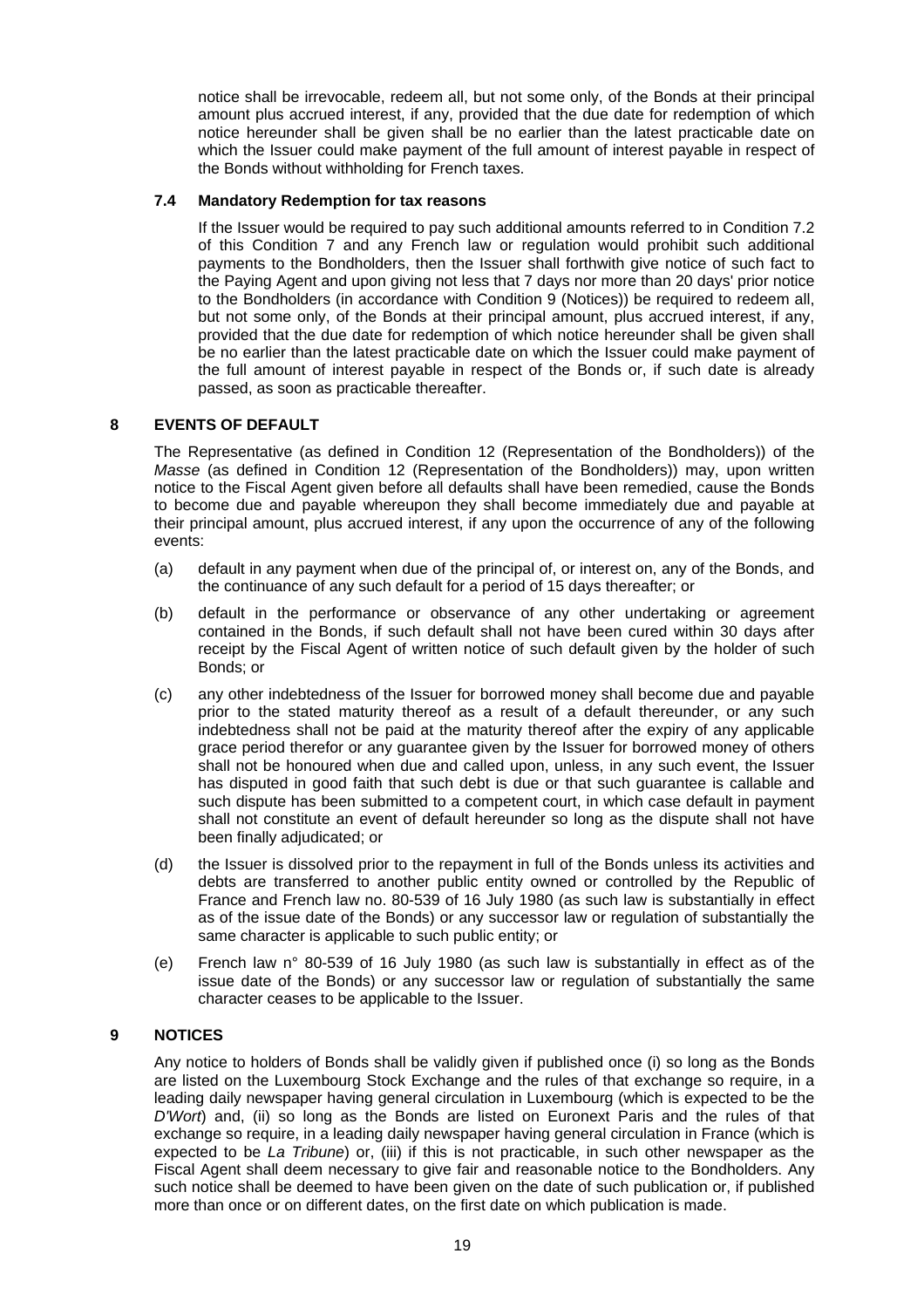notice shall be irrevocable, redeem all, but not some only, of the Bonds at their principal amount plus accrued interest, if any, provided that the due date for redemption of which notice hereunder shall be given shall be no earlier than the latest practicable date on which the Issuer could make payment of the full amount of interest payable in respect of the Bonds without withholding for French taxes.

### 7.4 Mandatory Redemption for tax reasons

If the Issuer would be required to pay such additional amounts referred to in Condition 7.2 of this Condition 7 and any French law or regulation would prohibit such additional payments to the Bondholders, then the Issuer shall forthwith give notice of such fact to the Paying Agent and upon giving not less that 7 days nor more than 20 days' prior notice to the Bondholders (in accordance with Condition 9 (Notices)) be required to redeem all, but not some only, of the Bonds at their principal amount, plus accrued interest, if any, provided that the due date for redemption of which notice hereunder shall be given shall be no earlier than the latest practicable date on which the Issuer could make payment of the full amount of interest payable in respect of the Bonds or, if such date is already passed, as soon as practicable thereafter.

## 8 EVENTS OF DEFAULT

The Representative (as defined in Condition 12 (Representation of the Bondholders)) of the *Masse* (as defined in Condition 12 (Representation of the Bondholders)) may, upon written notice to the Fiscal Agent given before all defaults shall have been remedied, cause the Bonds to become due and payable whereupon they shall become immediately due and payable at their principal amount, plus accrued interest, if any upon the occurrence of any of the following events:

(a) default in any payment when due of the principal of, or interest on, any of the Bonds, and the continuance of any such default for a period of 15 days thereafter; or

(b) default in the performance or observance of any other undertaking or agreement contained in the Bonds, if such default shall not have been cured within 30 days after receipt by the Fiscal Agent of written notice of such default given by the holder of such Bonds; or

(c) any other indebtedness of the Issuer for borrowed money shall become due and payable prior to the stated maturity thereof as a result of a default thereunder, or any such indebtedness shall not be paid at the maturity thereof after the expiry of any applicable grace period therefor or any guarantee given by the Issuer for borrowed money of others shall not be honoured when due and called upon, unless, in any such event, the Issuer has disputed in good faith that such debt is due or that such guarantee is callable and such dispute has been submitted to a competent court, in which case default in payment shall not constitute an event of default hereunder so long as the dispute shall not have been finally adjudicated; or

(d) the Issuer is dissolved prior to the repayment in full of the Bonds unless its activities and debts are transferred to another public entity owned or controlled by the Republic of France and French law no. 80-539 of 16 July 1980 (as such law is substantially in effect as of the issue date of the Bonds) or any successor law or regulation of substantially the same character is applicable to such public entity; or

(e) French law n° 80-539 of 16 July 1980 (as such law is substantially in effect as of the issue date of the Bonds) or any successor law or regulation of substantially the same character ceases to be applicable to the Issuer.

## 9 NOTICES

Any notice to holders of Bonds shall be validly given if published once (i) so long as the Bonds are listed on the Luxembourg Stock Exchange and the rules of that exchange so require, in a leading daily newspaper having general circulation in Luxembourg (which is expected to be the *D'Wort*) and, (ii) so long as the Bonds are listed on Euronext Paris and the rules of that exchange so require, in a leading daily newspaper having general circulation in France (which is expected to be *La Tribune*) or, (iii) if this is not practicable, in such other newspaper as the Fiscal Agent shall deem necessary to give fair and reasonable notice to the Bondholders. Any such notice shall be deemed to have been given on the date of such publication or, if published more than once or on different dates, on the first date on which publication is made.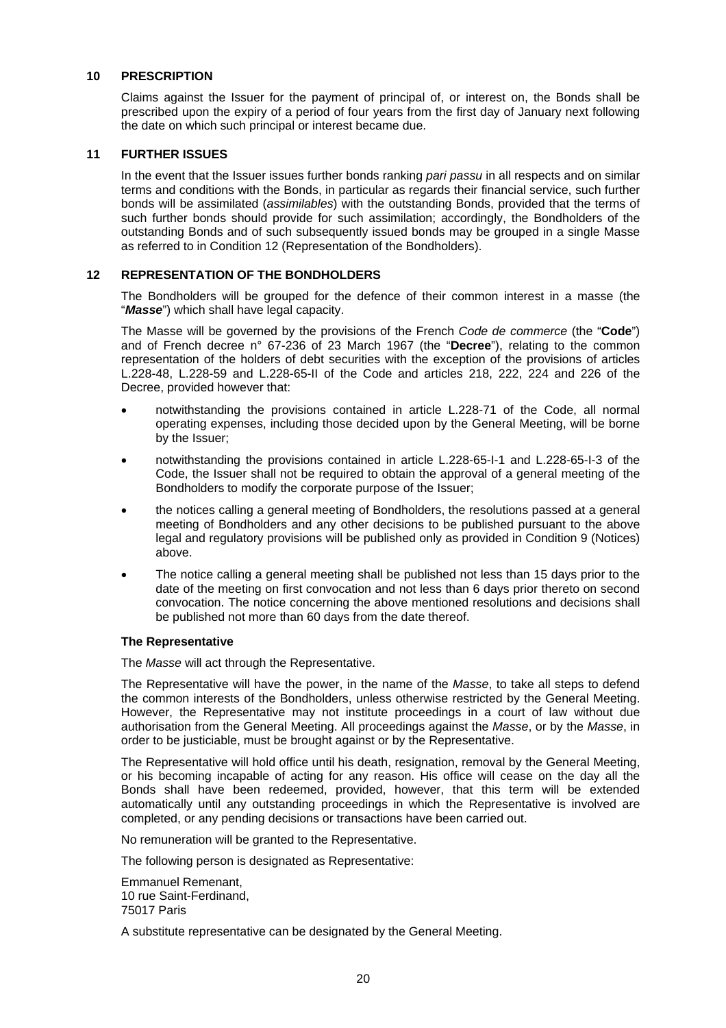## 10 PRESCRIPTION

Claims against the Issuer for the payment of principal of, or interest on, the Bonds shall be prescribed upon the expiry of a period of four years from the first day of January next following the date on which such principal or interest became due.

## 11 FURTHER ISSUES

In the event that the Issuer issues further bonds ranking *pari passu* in all respects and on similar terms and conditions with the Bonds, in particular as regards their financial service, such further bonds will be assimilated (*assimilables*) with the outstanding Bonds, provided that the terms of such further bonds should provide for such assimilation; accordingly, the Bondholders of the outstanding Bonds and of such subsequently issued bonds may be grouped in a single Masse as referred to in Condition 12 (Representation of the Bondholders).

## 12 REPRESENTATION OF THE BONDHOLDERS

The Bondholders will be grouped for the defence of their common interest in a masse (the "***Masse***") which shall have legal capacity.

The Masse will be governed by the provisions of the French *Code de commerce* (the "**Code**") and of French decree n° 67-236 of 23 March 1967 (the "**Decree**"), relating to the common representation of the holders of debt securities with the exception of the provisions of articles L.228-48, L.228-59 and L.228-65-II of the Code and articles 218, 222, 224 and 226 of the Decree, provided however that:

- notwithstanding the provisions contained in article L.228-71 of the Code, all normal operating expenses, including those decided upon by the General Meeting, will be borne by the Issuer;
- notwithstanding the provisions contained in article L.228-65-I-1 and L.228-65-I-3 of the Code, the Issuer shall not be required to obtain the approval of a general meeting of the Bondholders to modify the corporate purpose of the Issuer;
- the notices calling a general meeting of Bondholders, the resolutions passed at a general meeting of Bondholders and any other decisions to be published pursuant to the above legal and regulatory provisions will be published only as provided in Condition 9 (Notices) above.
- The notice calling a general meeting shall be published not less than 15 days prior to the date of the meeting on first convocation and not less than 6 days prior thereto on second convocation. The notice concerning the above mentioned resolutions and decisions shall be published not more than 60 days from the date thereof.

### The Representative

The *Masse* will act through the Representative.

The Representative will have the power, in the name of the *Masse*, to take all steps to defend the common interests of the Bondholders, unless otherwise restricted by the General Meeting. However, the Representative may not institute proceedings in a court of law without due authorisation from the General Meeting. All proceedings against the *Masse*, or by the *Masse*, in order to be justiciable, must be brought against or by the Representative.

The Representative will hold office until his death, resignation, removal by the General Meeting, or his becoming incapable of acting for any reason. His office will cease on the day all the Bonds shall have been redeemed, provided, however, that this term will be extended automatically until any outstanding proceedings in which the Representative is involved are completed, or any pending decisions or transactions have been carried out.

No remuneration will be granted to the Representative.

The following person is designated as Representative:

Emmanuel Remenant,
10 rue Saint-Ferdinand,
75017 Paris

A substitute representative can be designated by the General Meeting.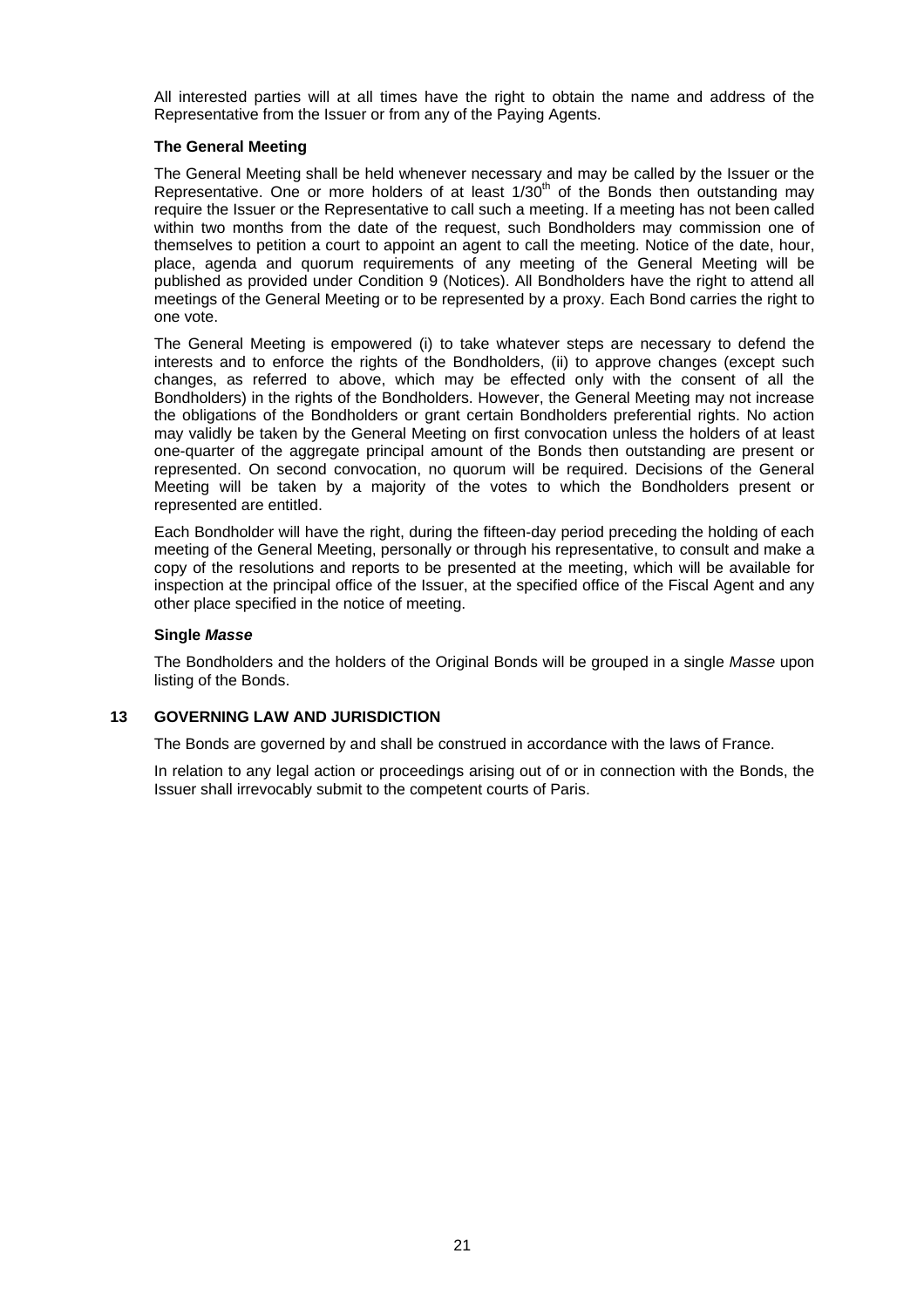All interested parties will at all times have the right to obtain the name and address of the Representative from the Issuer or from any of the Paying Agents.

**The General Meeting**

The General Meeting shall be held whenever necessary and may be called by the Issuer or the Representative. One or more holders of at least 1/30th of the Bonds then outstanding may require the Issuer or the Representative to call such a meeting. If a meeting has not been called within two months from the date of the request, such Bondholders may commission one of themselves to petition a court to appoint an agent to call the meeting. Notice of the date, hour, place, agenda and quorum requirements of any meeting of the General Meeting will be published as provided under Condition 9 (Notices). All Bondholders have the right to attend all meetings of the General Meeting or to be represented by a proxy. Each Bond carries the right to one vote.

The General Meeting is empowered (i) to take whatever steps are necessary to defend the interests and to enforce the rights of the Bondholders, (ii) to approve changes (except such changes, as referred to above, which may be effected only with the consent of all the Bondholders) in the rights of the Bondholders. However, the General Meeting may not increase the obligations of the Bondholders or grant certain Bondholders preferential rights. No action may validly be taken by the General Meeting on first convocation unless the holders of at least one-quarter of the aggregate principal amount of the Bonds then outstanding are present or represented. On second convocation, no quorum will be required. Decisions of the General Meeting will be taken by a majority of the votes to which the Bondholders present or represented are entitled.

Each Bondholder will have the right, during the fifteen-day period preceding the holding of each meeting of the General Meeting, personally or through his representative, to consult and make a copy of the resolutions and reports to be presented at the meeting, which will be available for inspection at the principal office of the Issuer, at the specified office of the Fiscal Agent and any other place specified in the notice of meeting.

**Single *Masse***

The Bondholders and the holders of the Original Bonds will be grouped in a single *Masse* upon listing of the Bonds.

## 13 GOVERNING LAW AND JURISDICTION

The Bonds are governed by and shall be construed in accordance with the laws of France.

In relation to any legal action or proceedings arising out of or in connection with the Bonds, the Issuer shall irrevocably submit to the competent courts of Paris.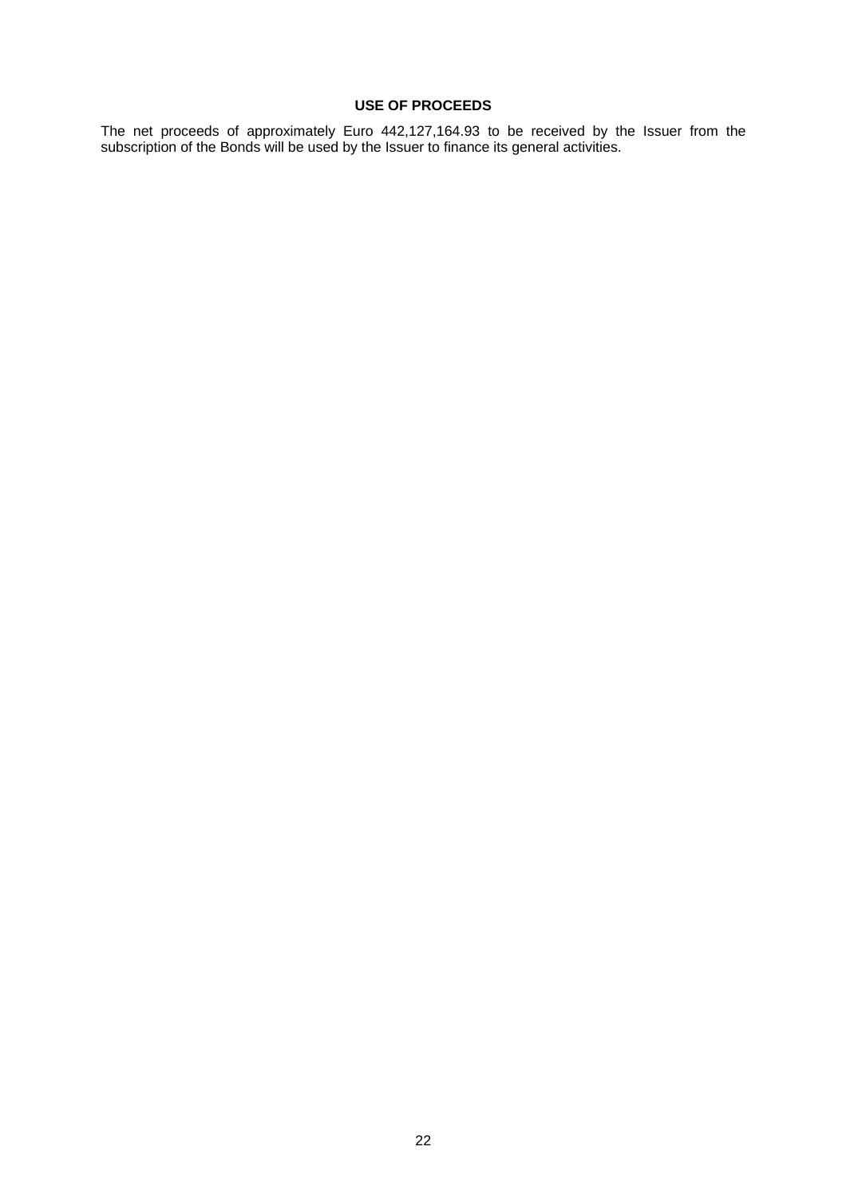## USE OF PROCEEDS

The net proceeds of approximately Euro 442,127,164.93 to be received by the Issuer from the subscription of the Bonds will be used by the Issuer to finance its general activities.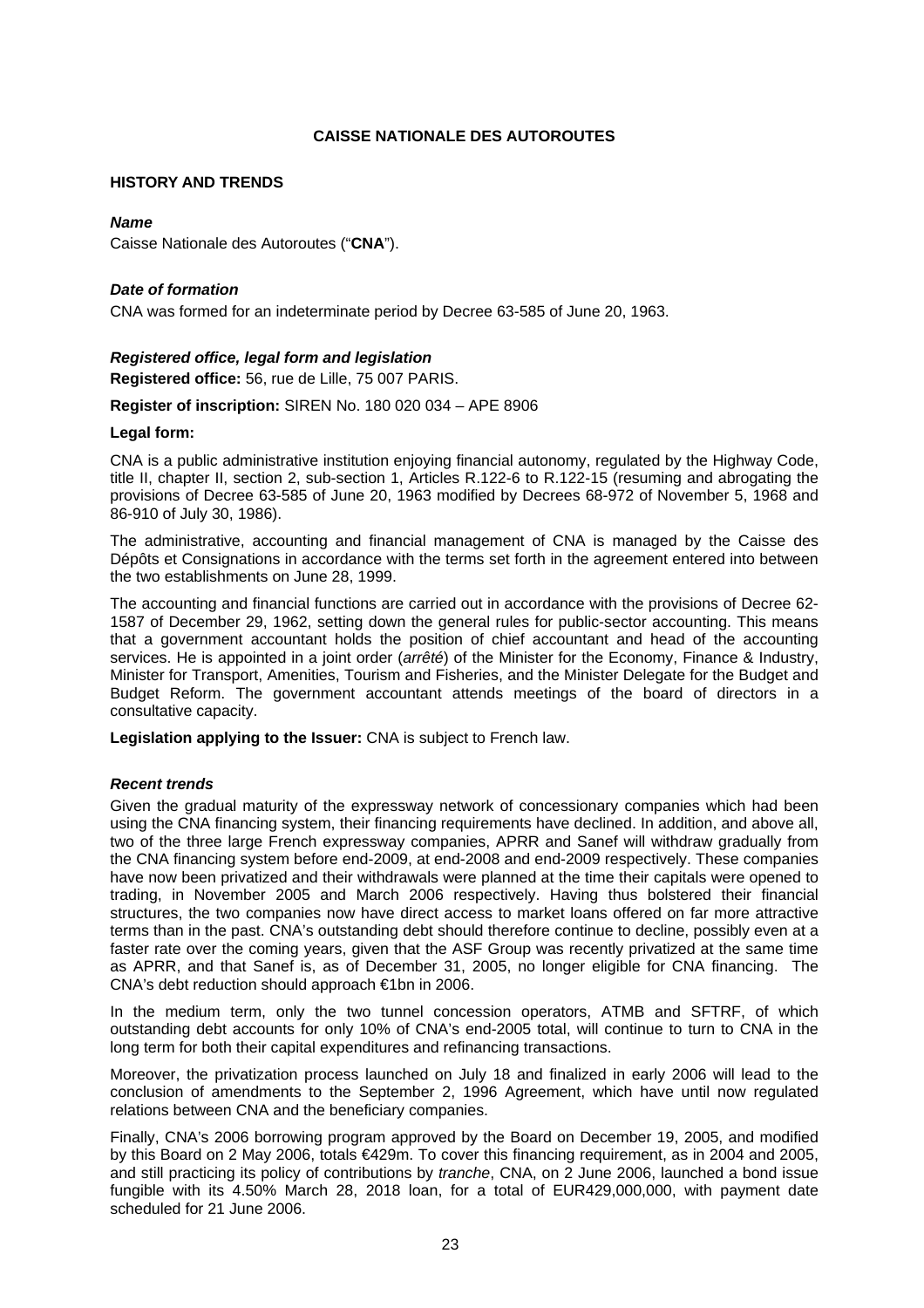# CAISSE NATIONALE DES AUTOROUTES

## HISTORY AND TRENDS

### *Name*

Caisse Nationale des Autoroutes ("**CNA**").

### *Date of formation*

CNA was formed for an indeterminate period by Decree 63-585 of June 20, 1963.

### *Registered office, legal form and legislation*

**Registered office:** 56, rue de Lille, 75 007 PARIS.

**Register of inscription:** SIREN No. 180 020 034 – APE 8906

**Legal form:**

CNA is a public administrative institution enjoying financial autonomy, regulated by the Highway Code, title II, chapter II, section 2, sub-section 1, Articles R.122-6 to R.122-15 (resuming and abrogating the provisions of Decree 63-585 of June 20, 1963 modified by Decrees 68-972 of November 5, 1968 and 86-910 of July 30, 1986).

The administrative, accounting and financial management of CNA is managed by the Caisse des Dépôts et Consignations in accordance with the terms set forth in the agreement entered into between the two establishments on June 28, 1999.

The accounting and financial functions are carried out in accordance with the provisions of Decree 62-1587 of December 29, 1962, setting down the general rules for public-sector accounting. This means that a government accountant holds the position of chief accountant and head of the accounting services. He is appointed in a joint order (*arrêté*) of the Minister for the Economy, Finance & Industry, Minister for Transport, Amenities, Tourism and Fisheries, and the Minister Delegate for the Budget and Budget Reform. The government accountant attends meetings of the board of directors in a consultative capacity.

**Legislation applying to the Issuer:** CNA is subject to French law.

### *Recent trends*

Given the gradual maturity of the expressway network of concessionary companies which had been using the CNA financing system, their financing requirements have declined. In addition, and above all, two of the three large French expressway companies, APRR and Sanef will withdraw gradually from the CNA financing system before end-2009, at end-2008 and end-2009 respectively. These companies have now been privatized and their withdrawals were planned at the time their capitals were opened to trading, in November 2005 and March 2006 respectively. Having thus bolstered their financial structures, the two companies now have direct access to market loans offered on far more attractive terms than in the past. CNA's outstanding debt should therefore continue to decline, possibly even at a faster rate over the coming years, given that the ASF Group was recently privatized at the same time as APRR, and that Sanef is, as of December 31, 2005, no longer eligible for CNA financing. The CNA's debt reduction should approach €1bn in 2006.

In the medium term, only the two tunnel concession operators, ATMB and SFTRF, of which outstanding debt accounts for only 10% of CNA's end-2005 total, will continue to turn to CNA in the long term for both their capital expenditures and refinancing transactions.

Moreover, the privatization process launched on July 18 and finalized in early 2006 will lead to the conclusion of amendments to the September 2, 1996 Agreement, which have until now regulated relations between CNA and the beneficiary companies.

Finally, CNA's 2006 borrowing program approved by the Board on December 19, 2005, and modified by this Board on 2 May 2006, totals €429m. To cover this financing requirement, as in 2004 and 2005, and still practicing its policy of contributions by *tranche*, CNA, on 2 June 2006, launched a bond issue fungible with its 4.50% March 28, 2018 loan, for a total of EUR429,000,000, with payment date scheduled for 21 June 2006.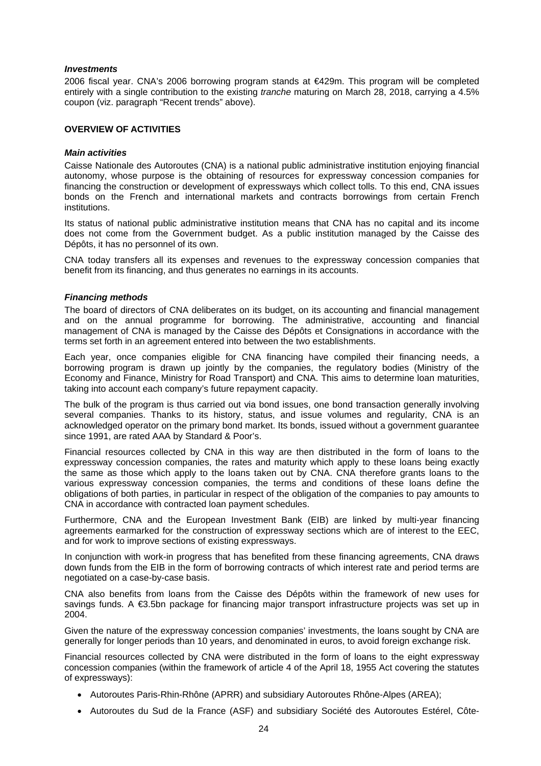### *Investments*

2006 fiscal year. CNA's 2006 borrowing program stands at €429m. This program will be completed entirely with a single contribution to the existing *tranche* maturing on March 28, 2018, carrying a 4.5% coupon (viz. paragraph "Recent trends" above).

## OVERVIEW OF ACTIVITIES

### *Main activities*

Caisse Nationale des Autoroutes (CNA) is a national public administrative institution enjoying financial autonomy, whose purpose is the obtaining of resources for expressway concession companies for financing the construction or development of expressways which collect tolls. To this end, CNA issues bonds on the French and international markets and contracts borrowings from certain French institutions.

Its status of national public administrative institution means that CNA has no capital and its income does not come from the Government budget. As a public institution managed by the Caisse des Dépôts, it has no personnel of its own.

CNA today transfers all its expenses and revenues to the expressway concession companies that benefit from its financing, and thus generates no earnings in its accounts.

### *Financing methods*

The board of directors of CNA deliberates on its budget, on its accounting and financial management and on the annual programme for borrowing. The administrative, accounting and financial management of CNA is managed by the Caisse des Dépôts et Consignations in accordance with the terms set forth in an agreement entered into between the two establishments.

Each year, once companies eligible for CNA financing have compiled their financing needs, a borrowing program is drawn up jointly by the companies, the regulatory bodies (Ministry of the Economy and Finance, Ministry for Road Transport) and CNA. This aims to determine loan maturities, taking into account each company's future repayment capacity.

The bulk of the program is thus carried out via bond issues, one bond transaction generally involving several companies. Thanks to its history, status, and issue volumes and regularity, CNA is an acknowledged operator on the primary bond market. Its bonds, issued without a government guarantee since 1991, are rated AAA by Standard & Poor's.

Financial resources collected by CNA in this way are then distributed in the form of loans to the expressway concession companies, the rates and maturity which apply to these loans being exactly the same as those which apply to the loans taken out by CNA. CNA therefore grants loans to the various expressway concession companies, the terms and conditions of these loans define the obligations of both parties, in particular in respect of the obligation of the companies to pay amounts to CNA in accordance with contracted loan payment schedules.

Furthermore, CNA and the European Investment Bank (EIB) are linked by multi-year financing agreements earmarked for the construction of expressway sections which are of interest to the EEC, and for work to improve sections of existing expressways.

In conjunction with work-in progress that has benefited from these financing agreements, CNA draws down funds from the EIB in the form of borrowing contracts of which interest rate and period terms are negotiated on a case-by-case basis.

CNA also benefits from loans from the Caisse des Dépôts within the framework of new uses for savings funds. A €3.5bn package for financing major transport infrastructure projects was set up in 2004.

Given the nature of the expressway concession companies' investments, the loans sought by CNA are generally for longer periods than 10 years, and denominated in euros, to avoid foreign exchange risk.

Financial resources collected by CNA were distributed in the form of loans to the eight expressway concession companies (within the framework of article 4 of the April 18, 1955 Act covering the statutes of expressways):

- Autoroutes Paris-Rhin-Rhône (APRR) and subsidiary Autoroutes Rhône-Alpes (AREA);
- Autoroutes du Sud de la France (ASF) and subsidiary Société des Autoroutes Estérel, Côte-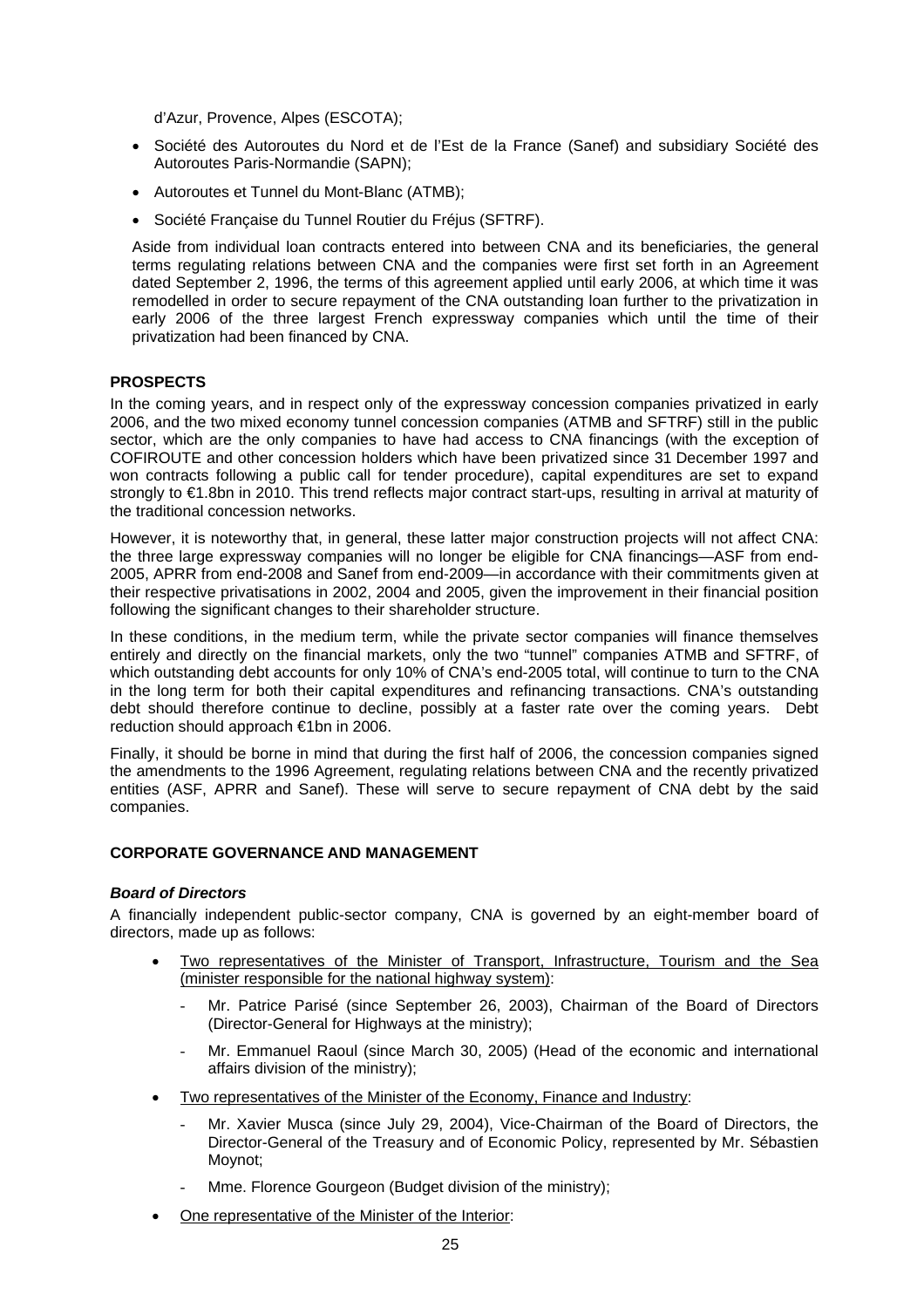d'Azur, Provence, Alpes (ESCOTA);

- Société des Autoroutes du Nord et de l'Est de la France (Sanef) and subsidiary Société des Autoroutes Paris-Normandie (SAPN);
- Autoroutes et Tunnel du Mont-Blanc (ATMB);
- Société Française du Tunnel Routier du Fréjus (SFTRF).

Aside from individual loan contracts entered into between CNA and its beneficiaries, the general terms regulating relations between CNA and the companies were first set forth in an Agreement dated September 2, 1996, the terms of this agreement applied until early 2006, at which time it was remodelled in order to secure repayment of the CNA outstanding loan further to the privatization in early 2006 of the three largest French expressway companies which until the time of their privatization had been financed by CNA.

**PROSPECTS**

In the coming years, and in respect only of the expressway concession companies privatized in early 2006, and the two mixed economy tunnel concession companies (ATMB and SFTRF) still in the public sector, which are the only companies to have had access to CNA financings (with the exception of COFIROUTE and other concession holders which have been privatized since 31 December 1997 and won contracts following a public call for tender procedure), capital expenditures are set to expand strongly to €1.8bn in 2010. This trend reflects major contract start-ups, resulting in arrival at maturity of the traditional concession networks.

However, it is noteworthy that, in general, these latter major construction projects will not affect CNA: the three large expressway companies will no longer be eligible for CNA financings—ASF from end-2005, APRR from end-2008 and Sanef from end-2009—in accordance with their commitments given at their respective privatisations in 2002, 2004 and 2005, given the improvement in their financial position following the significant changes to their shareholder structure.

In these conditions, in the medium term, while the private sector companies will finance themselves entirely and directly on the financial markets, only the two "tunnel" companies ATMB and SFTRF, of which outstanding debt accounts for only 10% of CNA's end-2005 total, will continue to turn to the CNA in the long term for both their capital expenditures and refinancing transactions. CNA's outstanding debt should therefore continue to decline, possibly at a faster rate over the coming years. Debt reduction should approach €1bn in 2006.

Finally, it should be borne in mind that during the first half of 2006, the concession companies signed the amendments to the 1996 Agreement, regulating relations between CNA and the recently privatized entities (ASF, APRR and Sanef). These will serve to secure repayment of CNA debt by the said companies.

**CORPORATE GOVERNANCE AND MANAGEMENT**

***Board of Directors***

A financially independent public-sector company, CNA is governed by an eight-member board of directors, made up as follows:

- Two representatives of the Minister of Transport, Infrastructure, Tourism and the Sea (minister responsible for the national highway system):
  - Mr. Patrice Parisé (since September 26, 2003), Chairman of the Board of Directors (Director-General for Highways at the ministry);
  - Mr. Emmanuel Raoul (since March 30, 2005) (Head of the economic and international affairs division of the ministry);
- Two representatives of the Minister of the Economy, Finance and Industry:
  - Mr. Xavier Musca (since July 29, 2004), Vice-Chairman of the Board of Directors, the Director-General of the Treasury and of Economic Policy, represented by Mr. Sébastien Moynot;
  - Mme. Florence Gourgeon (Budget division of the ministry);
- One representative of the Minister of the Interior: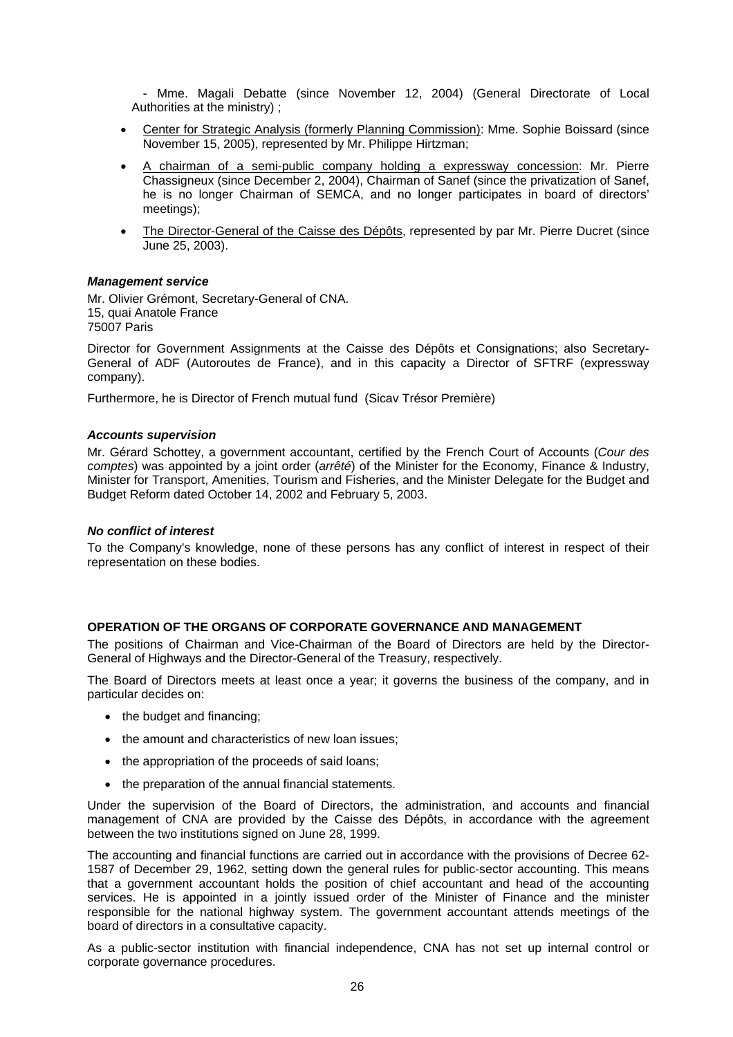- Mme. Magali Debatte (since November 12, 2004) (General Directorate of Local Authorities at the ministry) ;

- Center for Strategic Analysis (formerly Planning Commission): Mme. Sophie Boissard (since November 15, 2005), represented by Mr. Philippe Hirtzman;
- A chairman of a semi-public company holding a expressway concession: Mr. Pierre Chassigneux (since December 2, 2004), Chairman of Sanef (since the privatization of Sanef, he is no longer Chairman of SEMCA, and no longer participates in board of directors' meetings);
- The Director-General of the Caisse des Dépôts, represented by par Mr. Pierre Ducret (since June 25, 2003).

***Management service***

Mr. Olivier Grémont, Secretary-General of CNA.
15, quai Anatole France
75007 Paris

Director for Government Assignments at the Caisse des Dépôts et Consignations; also Secretary-General of ADF (Autoroutes de France), and in this capacity a Director of SFTRF (expressway company).

Furthermore, he is Director of French mutual fund (Sicav Trésor Première)

***Accounts supervision***

Mr. Gérard Schottey, a government accountant, certified by the French Court of Accounts (*Cour des comptes*) was appointed by a joint order (*arrêté*) of the Minister for the Economy, Finance & Industry, Minister for Transport, Amenities, Tourism and Fisheries, and the Minister Delegate for the Budget and Budget Reform dated October 14, 2002 and February 5, 2003.

***No conflict of interest***

To the Company's knowledge, none of these persons has any conflict of interest in respect of their representation on these bodies.

**OPERATION OF THE ORGANS OF CORPORATE GOVERNANCE AND MANAGEMENT**

The positions of Chairman and Vice-Chairman of the Board of Directors are held by the Director-General of Highways and the Director-General of the Treasury, respectively.

The Board of Directors meets at least once a year; it governs the business of the company, and in particular decides on:

- the budget and financing;
- the amount and characteristics of new loan issues;
- the appropriation of the proceeds of said loans;
- the preparation of the annual financial statements.

Under the supervision of the Board of Directors, the administration, and accounts and financial management of CNA are provided by the Caisse des Dépôts, in accordance with the agreement between the two institutions signed on June 28, 1999.

The accounting and financial functions are carried out in accordance with the provisions of Decree 62-1587 of December 29, 1962, setting down the general rules for public-sector accounting. This means that a government accountant holds the position of chief accountant and head of the accounting services. He is appointed in a jointly issued order of the Minister of Finance and the minister responsible for the national highway system. The government accountant attends meetings of the board of directors in a consultative capacity.

As a public-sector institution with financial independence, CNA has not set up internal control or corporate governance procedures.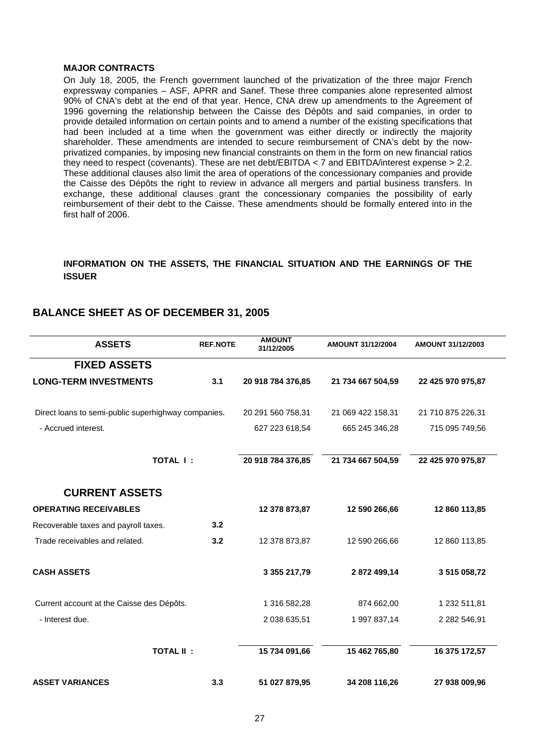**MAJOR CONTRACTS**

On July 18, 2005, the French government launched of the privatization of the three major French expressway companies – ASF, APRR and Sanef. These three companies alone represented almost 90% of CNA's debt at the end of that year. Hence, CNA drew up amendments to the Agreement of 1996 governing the relationship between the Caisse des Dépôts and said companies, in order to provide detailed information on certain points and to amend a number of the existing specifications that had been included at a time when the government was either directly or indirectly the majority shareholder. These amendments are intended to secure reimbursement of CNA's debt by the now-privatized companies, by imposing new financial constraints on them in the form on new financial ratios they need to respect (covenants). These are net debt/EBITDA < 7 and EBITDA/interest expense > 2.2. These additional clauses also limit the area of operations of the concessionary companies and provide the Caisse des Dépôts the right to review in advance all mergers and partial business transfers. In exchange, these additional clauses grant the concessionary companies the possibility of early reimbursement of their debt to the Caisse. These amendments should be formally entered into in the first half of 2006.

**INFORMATION ON THE ASSETS, THE FINANCIAL SITUATION AND THE EARNINGS OF THE ISSUER**

## BALANCE SHEET AS OF DECEMBER 31, 2005

| ASSETS | REF.NOTE | AMOUNT 31/12/2005 | AMOUNT 31/12/2004 | AMOUNT 31/12/2003 |
|---|---|---|---|---|
| **FIXED ASSETS** | | | | |
| **LONG-TERM INVESTMENTS** | **3.1** | **20 918 784 376,85** | **21 734 667 504,59** | **22 425 970 975,87** |
| Direct loans to semi-public superhighway companies. | | 20 291 560 758,31 | 21 069 422 158,31 | 21 710 875 226,31 |
| - Accrued interest. | | 627 223 618,54 | 665 245 346,28 | 715 095 749,56 |
| **TOTAL I :** | | **20 918 784 376,85** | **21 734 667 504,59** | **22 425 970 975,87** |
| **CURRENT ASSETS** | | | | |
| **OPERATING RECEIVABLES** | | **12 378 873,87** | **12 590 266,66** | **12 860 113,85** |
| Recoverable taxes and payroll taxes. | **3.2** | | | |
| Trade receivables and related. | **3.2** | 12 378 873,87 | 12 590 266,66 | 12 860 113,85 |
| **CASH ASSETS** | | **3 355 217,79** | **2 872 499,14** | **3 515 058,72** |
| Current account at the Caisse des Dépôts. | | 1 316 582,28 | 874 662,00 | 1 232 511,81 |
| - Interest due. | | 2 038 635,51 | 1 997 837,14 | 2 282 546,91 |
| **TOTAL II :** | | **15 734 091,66** | **15 462 765,80** | **16 375 172,57** |
| **ASSET VARIANCES** | **3.3** | **51 027 879,95** | **34 208 116,26** | **27 938 009,96** |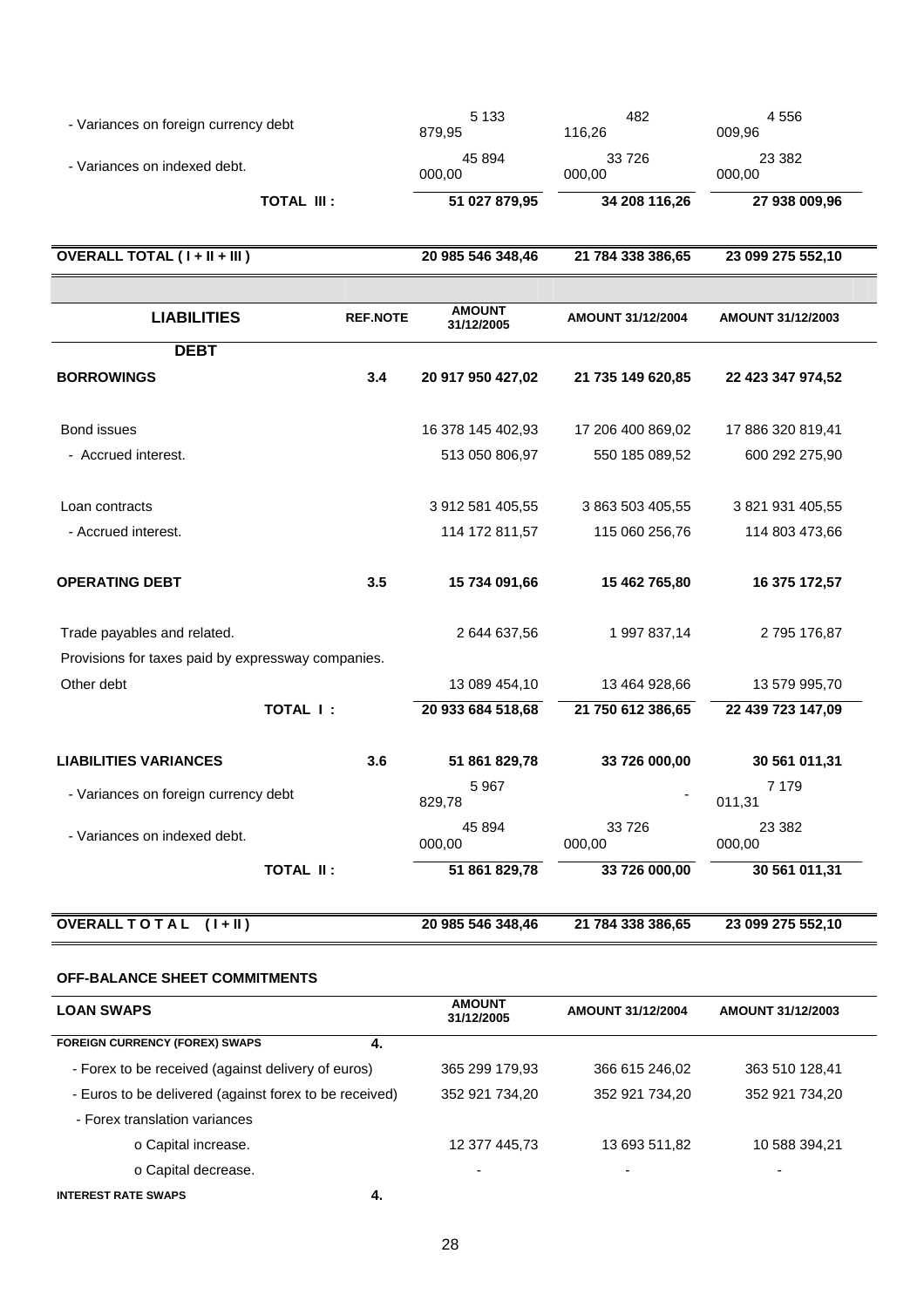| | | | | |
|---|---|---|---|---|
| - Variances on foreign currency debt | | 5 133 879,95 | 482 116,26 | 4 556 009,96 |
| - Variances on indexed debt. | | 45 894 000,00 | 33 726 000,00 | 23 382 000,00 |
| **TOTAL III :** | | **51 027 879,95** | **34 208 116,26** | **27 938 009,96** |
| **OVERALL TOTAL ( I + II + III )** | | **20 985 546 348,46** | **21 784 338 386,65** | **23 099 275 552,10** |

| LIABILITIES | REF.NOTE | AMOUNT 31/12/2005 | AMOUNT 31/12/2004 | AMOUNT 31/12/2003 |
|---|---|---|---|---|
| **DEBT** | | | | |
| **BORROWINGS** | **3.4** | **20 917 950 427,02** | **21 735 149 620,85** | **22 423 347 974,52** |
| Bond issues | | 16 378 145 402,93 | 17 206 400 869,02 | 17 886 320 819,41 |
| - Accrued interest. | | 513 050 806,97 | 550 185 089,52 | 600 292 275,90 |
| Loan contracts | | 3 912 581 405,55 | 3 863 503 405,55 | 3 821 931 405,55 |
| - Accrued interest. | | 114 172 811,57 | 115 060 256,76 | 114 803 473,66 |
| **OPERATING DEBT** | **3.5** | **15 734 091,66** | **15 462 765,80** | **16 375 172,57** |
| Trade payables and related. | | 2 644 637,56 | 1 997 837,14 | 2 795 176,87 |
| Provisions for taxes paid by expressway companies. | | | | |
| Other debt | | 13 089 454,10 | 13 464 928,66 | 13 579 995,70 |
| **TOTAL I :** | | **20 933 684 518,68** | **21 750 612 386,65** | **22 439 723 147,09** |
| **LIABILITIES VARIANCES** | **3.6** | **51 861 829,78** | **33 726 000,00** | **30 561 011,31** |
| - Variances on foreign currency debt | | 5 967 829,78 | - | 7 179 011,31 |
| - Variances on indexed debt. | | 45 894 000,00 | 33 726 000,00 | 23 382 000,00 |
| **TOTAL II :** | | **51 861 829,78** | **33 726 000,00** | **30 561 011,31** |
| **OVERALL T O T A L ( I + II )** | | **20 985 546 348,46** | **21 784 338 386,65** | **23 099 275 552,10** |

**OFF-BALANCE SHEET COMMITMENTS**

| LOAN SWAPS | | AMOUNT 31/12/2005 | AMOUNT 31/12/2004 | AMOUNT 31/12/2003 |
|---|---|---|---|---|
| **FOREIGN CURRENCY (FOREX) SWAPS** | **4.** | | | |
| - Forex to be received (against delivery of euros) | | 365 299 179,93 | 366 615 246,02 | 363 510 128,41 |
| - Euros to be delivered (against forex to be received) | | 352 921 734,20 | 352 921 734,20 | 352 921 734,20 |
| - Forex translation variances | | | | |
| o Capital increase. | | 12 377 445,73 | 13 693 511,82 | 10 588 394,21 |
| o Capital decrease. | | - | - | - |
| **INTEREST RATE SWAPS** | **4.** | | | |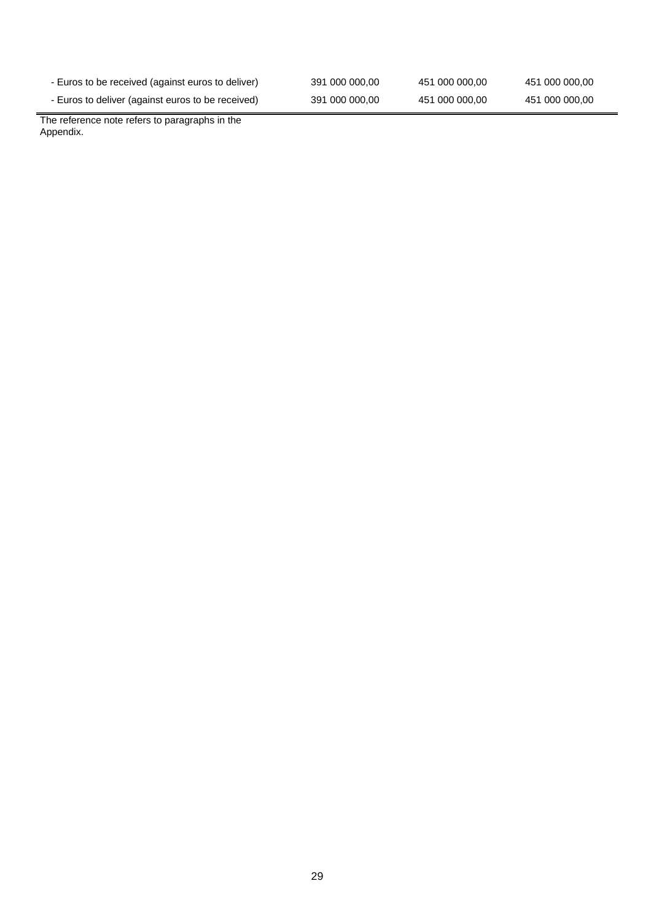| | | | |
|---|---|---|---|
| - Euros to be received (against euros to deliver) | 391 000 000,00 | 451 000 000,00 | 451 000 000,00 |
| - Euros to deliver (against euros to be received) | 391 000 000,00 | 451 000 000,00 | 451 000 000,00 |

The reference note refers to paragraphs in the Appendix.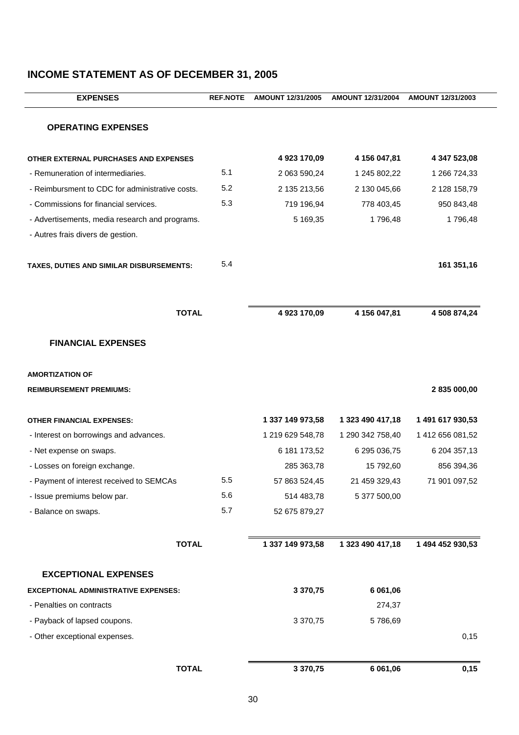# INCOME STATEMENT AS OF DECEMBER 31, 2005

| EXPENSES | REF.NOTE | AMOUNT 12/31/2005 | AMOUNT 12/31/2004 | AMOUNT 12/31/2003 |
|---|---|---|---|---|
| **OPERATING EXPENSES** | | | | |
| **OTHER EXTERNAL PURCHASES AND EXPENSES** | | **4 923 170,09** | **4 156 047,81** | **4 347 523,08** |
| - Remuneration of intermediaries. | 5.1 | 2 063 590,24 | 1 245 802,22 | 1 266 724,33 |
| - Reimbursment to CDC for administrative costs. | 5.2 | 2 135 213,56 | 2 130 045,66 | 2 128 158,79 |
| - Commissions for financial services. | 5.3 | 719 196,94 | 778 403,45 | 950 843,48 |
| - Advertisements, media research and programs. | | 5 169,35 | 1 796,48 | 1 796,48 |
| - Autres frais divers de gestion. | | | | |
| **TAXES, DUTIES AND SIMILAR DISBURSEMENTS:** | 5.4 | | | **161 351,16** |
| **TOTAL** | | **4 923 170,09** | **4 156 047,81** | **4 508 874,24** |
| **FINANCIAL EXPENSES** | | | | |
| **AMORTIZATION OF REIMBURSEMENT PREMIUMS:** | | | | **2 835 000,00** |
| **OTHER FINANCIAL EXPENSES:** | | **1 337 149 973,58** | **1 323 490 417,18** | **1 491 617 930,53** |
| - Interest on borrowings and advances. | | 1 219 629 548,78 | 1 290 342 758,40 | 1 412 656 081,52 |
| - Net expense on swaps. | | 6 181 173,52 | 6 295 036,75 | 6 204 357,13 |
| - Losses on foreign exchange. | | 285 363,78 | 15 792,60 | 856 394,36 |
| - Payment of interest received to SEMCAs | 5.5 | 57 863 524,45 | 21 459 329,43 | 71 901 097,52 |
| - Issue premiums below par. | 5.6 | 514 483,78 | 5 377 500,00 | |
| - Balance on swaps. | 5.7 | 52 675 879,27 | | |
| **TOTAL** | | **1 337 149 973,58** | **1 323 490 417,18** | **1 494 452 930,53** |
| **EXCEPTIONAL EXPENSES** | | | | |
| **EXCEPTIONAL ADMINISTRATIVE EXPENSES:** | | **3 370,75** | **6 061,06** | |
| - Penalties on contracts | | | 274,37 | |
| - Payback of lapsed coupons. | | 3 370,75 | 5 786,69 | |
| - Other exceptional expenses. | | | | 0,15 |
| **TOTAL** | | **3 370,75** | **6 061,06** | **0,15** |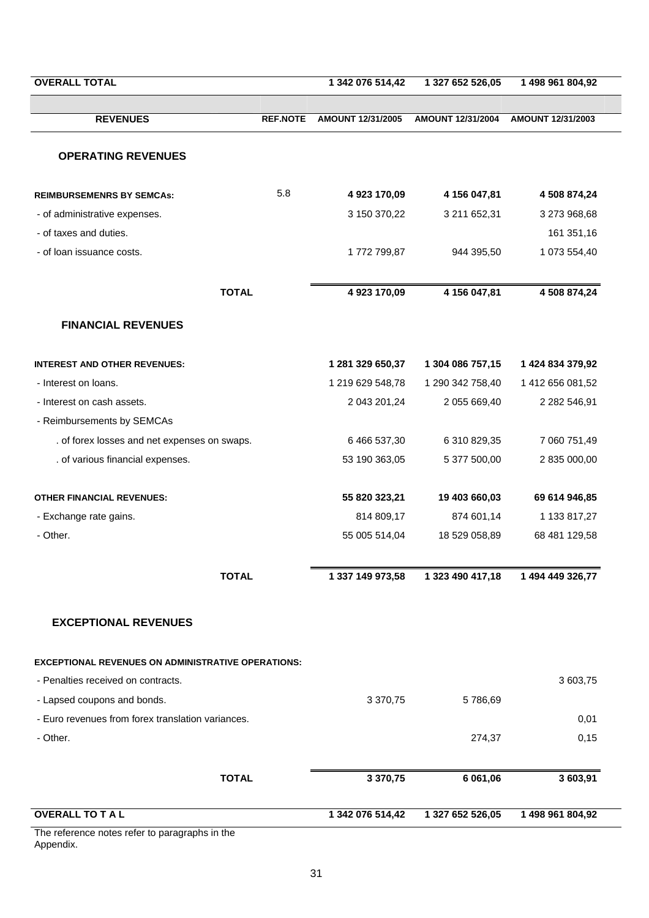| OVERALL TOTAL | | 1 342 076 514,42 | 1 327 652 526,05 | 1 498 961 804,92 |
|---|---|---|---|---|

| REVENUES | REF.NOTE | AMOUNT 12/31/2005 | AMOUNT 12/31/2004 | AMOUNT 12/31/2003 |
|---|---|---|---|---|
| **OPERATING REVENUES** | | | | |
| **REIMBURSEMENRS BY SEMCAs:** | 5.8 | **4 923 170,09** | **4 156 047,81** | **4 508 874,24** |
| - of administrative expenses. | | 3 150 370,22 | 3 211 652,31 | 3 273 968,68 |
| - of taxes and duties. | | | | 161 351,16 |
| - of loan issuance costs. | | 1 772 799,87 | 944 395,50 | 1 073 554,40 |
| **TOTAL** | | **4 923 170,09** | **4 156 047,81** | **4 508 874,24** |
| **FINANCIAL REVENUES** | | | | |
| **INTEREST AND OTHER REVENUES:** | | **1 281 329 650,37** | **1 304 086 757,15** | **1 424 834 379,92** |
| - Interest on loans. | | 1 219 629 548,78 | 1 290 342 758,40 | 1 412 656 081,52 |
| - Interest on cash assets. | | 2 043 201,24 | 2 055 669,40 | 2 282 546,91 |
| - Reimbursements by SEMCAs | | | | |
| . of forex losses and net expenses on swaps. | | 6 466 537,30 | 6 310 829,35 | 7 060 751,49 |
| . of various financial expenses. | | 53 190 363,05 | 5 377 500,00 | 2 835 000,00 |
| **OTHER FINANCIAL REVENUES:** | | **55 820 323,21** | **19 403 660,03** | **69 614 946,85** |
| - Exchange rate gains. | | 814 809,17 | 874 601,14 | 1 133 817,27 |
| - Other. | | 55 005 514,04 | 18 529 058,89 | 68 481 129,58 |
| **TOTAL** | | **1 337 149 973,58** | **1 323 490 417,18** | **1 494 449 326,77** |
| **EXCEPTIONAL REVENUES** | | | | |
| **EXCEPTIONAL REVENUES ON ADMINISTRATIVE OPERATIONS:** | | | | |
| - Penalties received on contracts. | | | | 3 603,75 |
| - Lapsed coupons and bonds. | | 3 370,75 | 5 786,69 | |
| - Euro revenues from forex translation variances. | | | | 0,01 |
| - Other. | | | 274,37 | 0,15 |
| **TOTAL** | | **3 370,75** | **6 061,06** | **3 603,91** |
| **OVERALL TO T A L** | | **1 342 076 514,42** | **1 327 652 526,05** | **1 498 961 804,92** |

The reference notes refer to paragraphs in the Appendix.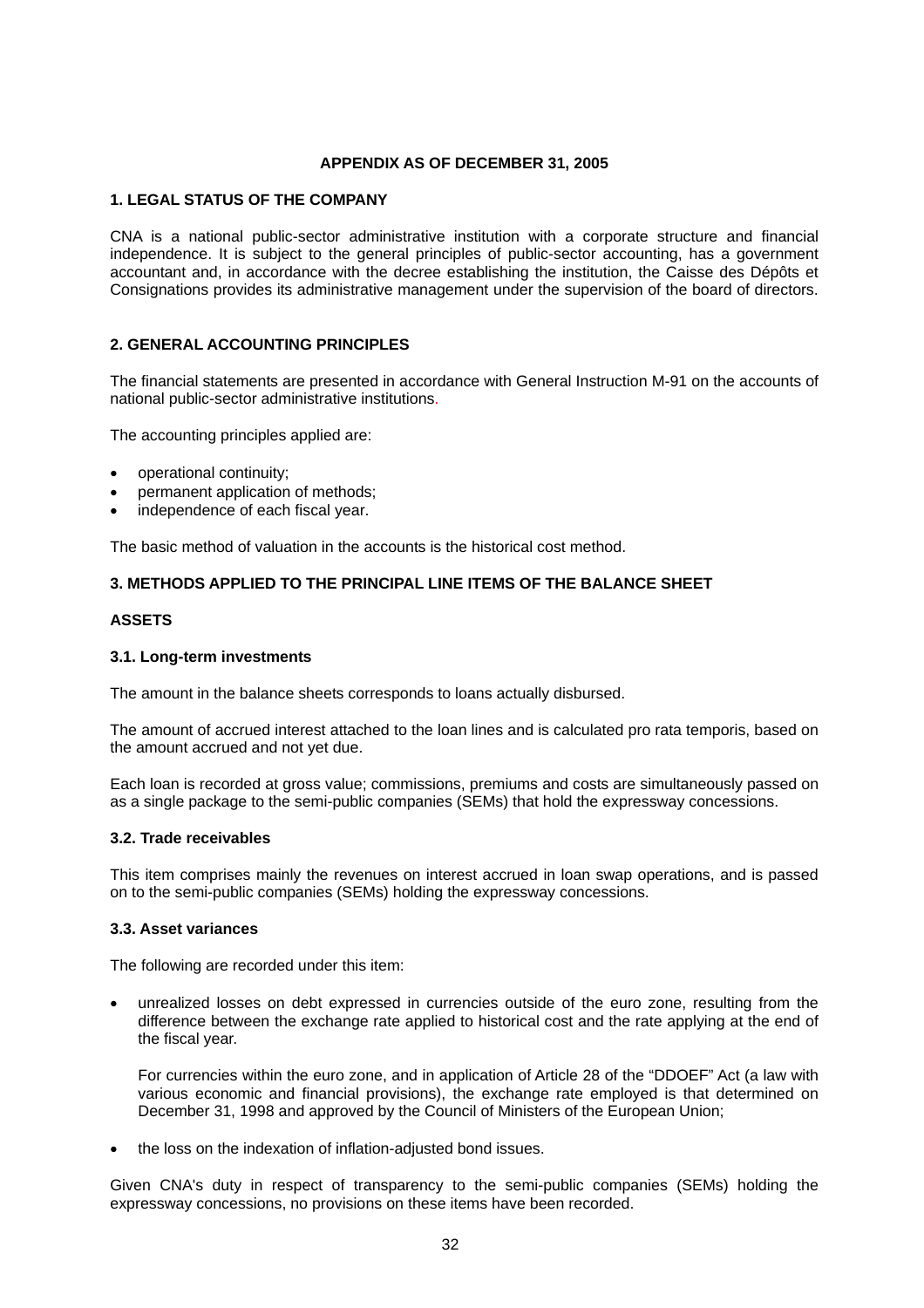**APPENDIX AS OF DECEMBER 31, 2005**

## 1. LEGAL STATUS OF THE COMPANY

CNA is a national public-sector administrative institution with a corporate structure and financial independence. It is subject to the general principles of public-sector accounting, has a government accountant and, in accordance with the decree establishing the institution, the Caisse des Dépôts et Consignations provides its administrative management under the supervision of the board of directors.

## 2. GENERAL ACCOUNTING PRINCIPLES

The financial statements are presented in accordance with General Instruction M-91 on the accounts of national public-sector administrative institutions.

The accounting principles applied are:

- operational continuity;
- permanent application of methods;
- independence of each fiscal year.

The basic method of valuation in the accounts is the historical cost method.

## 3. METHODS APPLIED TO THE PRINCIPAL LINE ITEMS OF THE BALANCE SHEET

### ASSETS

#### 3.1. Long-term investments

The amount in the balance sheets corresponds to loans actually disbursed.

The amount of accrued interest attached to the loan lines and is calculated pro rata temporis, based on the amount accrued and not yet due.

Each loan is recorded at gross value; commissions, premiums and costs are simultaneously passed on as a single package to the semi-public companies (SEMs) that hold the expressway concessions.

#### 3.2. Trade receivables

This item comprises mainly the revenues on interest accrued in loan swap operations, and is passed on to the semi-public companies (SEMs) holding the expressway concessions.

#### 3.3. Asset variances

The following are recorded under this item:

- unrealized losses on debt expressed in currencies outside of the euro zone, resulting from the difference between the exchange rate applied to historical cost and the rate applying at the end of the fiscal year.

  For currencies within the euro zone, and in application of Article 28 of the "DDOEF" Act (a law with various economic and financial provisions), the exchange rate employed is that determined on December 31, 1998 and approved by the Council of Ministers of the European Union;

- the loss on the indexation of inflation-adjusted bond issues.

Given CNA's duty in respect of transparency to the semi-public companies (SEMs) holding the expressway concessions, no provisions on these items have been recorded.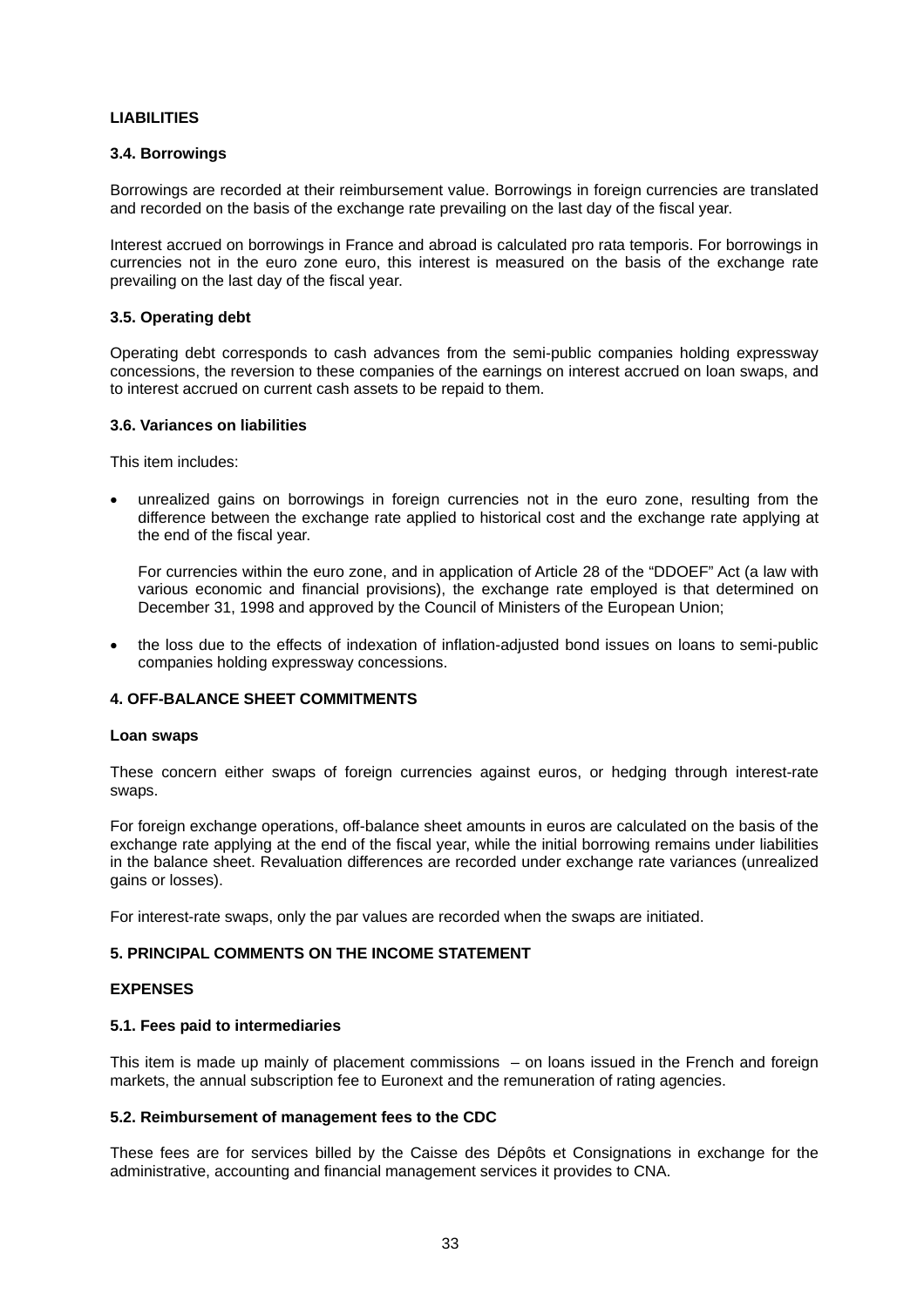**LIABILITIES**

**3.4. Borrowings**

Borrowings are recorded at their reimbursement value. Borrowings in foreign currencies are translated and recorded on the basis of the exchange rate prevailing on the last day of the fiscal year.

Interest accrued on borrowings in France and abroad is calculated pro rata temporis. For borrowings in currencies not in the euro zone euro, this interest is measured on the basis of the exchange rate prevailing on the last day of the fiscal year.

**3.5. Operating debt**

Operating debt corresponds to cash advances from the semi-public companies holding expressway concessions, the reversion to these companies of the earnings on interest accrued on loan swaps, and to interest accrued on current cash assets to be repaid to them.

**3.6. Variances on liabilities**

This item includes:

- unrealized gains on borrowings in foreign currencies not in the euro zone, resulting from the difference between the exchange rate applied to historical cost and the exchange rate applying at the end of the fiscal year.

  For currencies within the euro zone, and in application of Article 28 of the "DDOEF" Act (a law with various economic and financial provisions), the exchange rate employed is that determined on December 31, 1998 and approved by the Council of Ministers of the European Union;

- the loss due to the effects of indexation of inflation-adjusted bond issues on loans to semi-public companies holding expressway concessions.

**4. OFF-BALANCE SHEET COMMITMENTS**

**Loan swaps**

These concern either swaps of foreign currencies against euros, or hedging through interest-rate swaps.

For foreign exchange operations, off-balance sheet amounts in euros are calculated on the basis of the exchange rate applying at the end of the fiscal year, while the initial borrowing remains under liabilities in the balance sheet. Revaluation differences are recorded under exchange rate variances (unrealized gains or losses).

For interest-rate swaps, only the par values are recorded when the swaps are initiated.

**5. PRINCIPAL COMMENTS ON THE INCOME STATEMENT**

**EXPENSES**

**5.1. Fees paid to intermediaries**

This item is made up mainly of placement commissions – on loans issued in the French and foreign markets, the annual subscription fee to Euronext and the remuneration of rating agencies.

**5.2. Reimbursement of management fees to the CDC**

These fees are for services billed by the Caisse des Dépôts et Consignations in exchange for the administrative, accounting and financial management services it provides to CNA.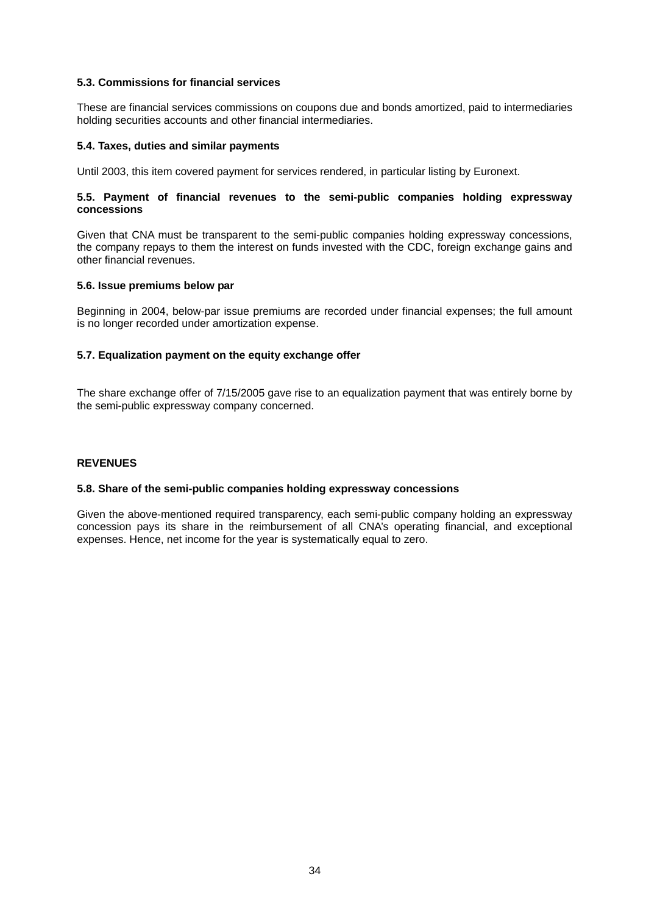**5.3. Commissions for financial services**

These are financial services commissions on coupons due and bonds amortized, paid to intermediaries holding securities accounts and other financial intermediaries.

**5.4. Taxes, duties and similar payments**

Until 2003, this item covered payment for services rendered, in particular listing by Euronext.

**5.5. Payment of financial revenues to the semi-public companies holding expressway concessions**

Given that CNA must be transparent to the semi-public companies holding expressway concessions, the company repays to them the interest on funds invested with the CDC, foreign exchange gains and other financial revenues.

**5.6. Issue premiums below par**

Beginning in 2004, below-par issue premiums are recorded under financial expenses; the full amount is no longer recorded under amortization expense.

**5.7. Equalization payment on the equity exchange offer**

The share exchange offer of 7/15/2005 gave rise to an equalization payment that was entirely borne by the semi-public expressway company concerned.

**REVENUES**

**5.8. Share of the semi-public companies holding expressway concessions**

Given the above-mentioned required transparency, each semi-public company holding an expressway concession pays its share in the reimbursement of all CNA's operating financial, and exceptional expenses. Hence, net income for the year is systematically equal to zero.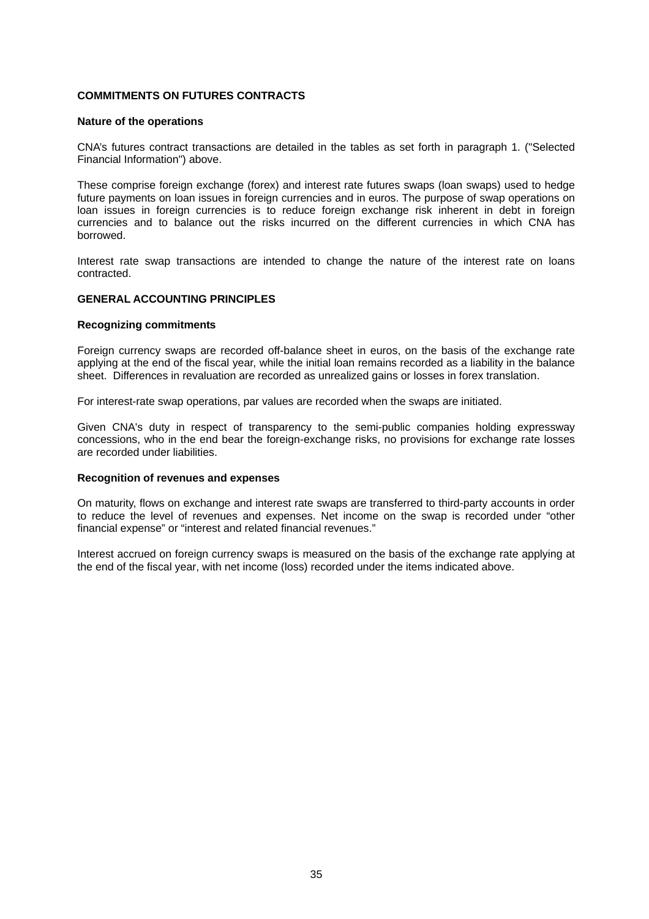## COMMITMENTS ON FUTURES CONTRACTS

### Nature of the operations

CNA's futures contract transactions are detailed in the tables as set forth in paragraph 1. ("Selected Financial Information") above.

These comprise foreign exchange (forex) and interest rate futures swaps (loan swaps) used to hedge future payments on loan issues in foreign currencies and in euros. The purpose of swap operations on loan issues in foreign currencies is to reduce foreign exchange risk inherent in debt in foreign currencies and to balance out the risks incurred on the different currencies in which CNA has borrowed.

Interest rate swap transactions are intended to change the nature of the interest rate on loans contracted.

## GENERAL ACCOUNTING PRINCIPLES

### Recognizing commitments

Foreign currency swaps are recorded off-balance sheet in euros, on the basis of the exchange rate applying at the end of the fiscal year, while the initial loan remains recorded as a liability in the balance sheet. Differences in revaluation are recorded as unrealized gains or losses in forex translation.

For interest-rate swap operations, par values are recorded when the swaps are initiated.

Given CNA's duty in respect of transparency to the semi-public companies holding expressway concessions, who in the end bear the foreign-exchange risks, no provisions for exchange rate losses are recorded under liabilities.

### Recognition of revenues and expenses

On maturity, flows on exchange and interest rate swaps are transferred to third-party accounts in order to reduce the level of revenues and expenses. Net income on the swap is recorded under "other financial expense" or "interest and related financial revenues."

Interest accrued on foreign currency swaps is measured on the basis of the exchange rate applying at the end of the fiscal year, with net income (loss) recorded under the items indicated above.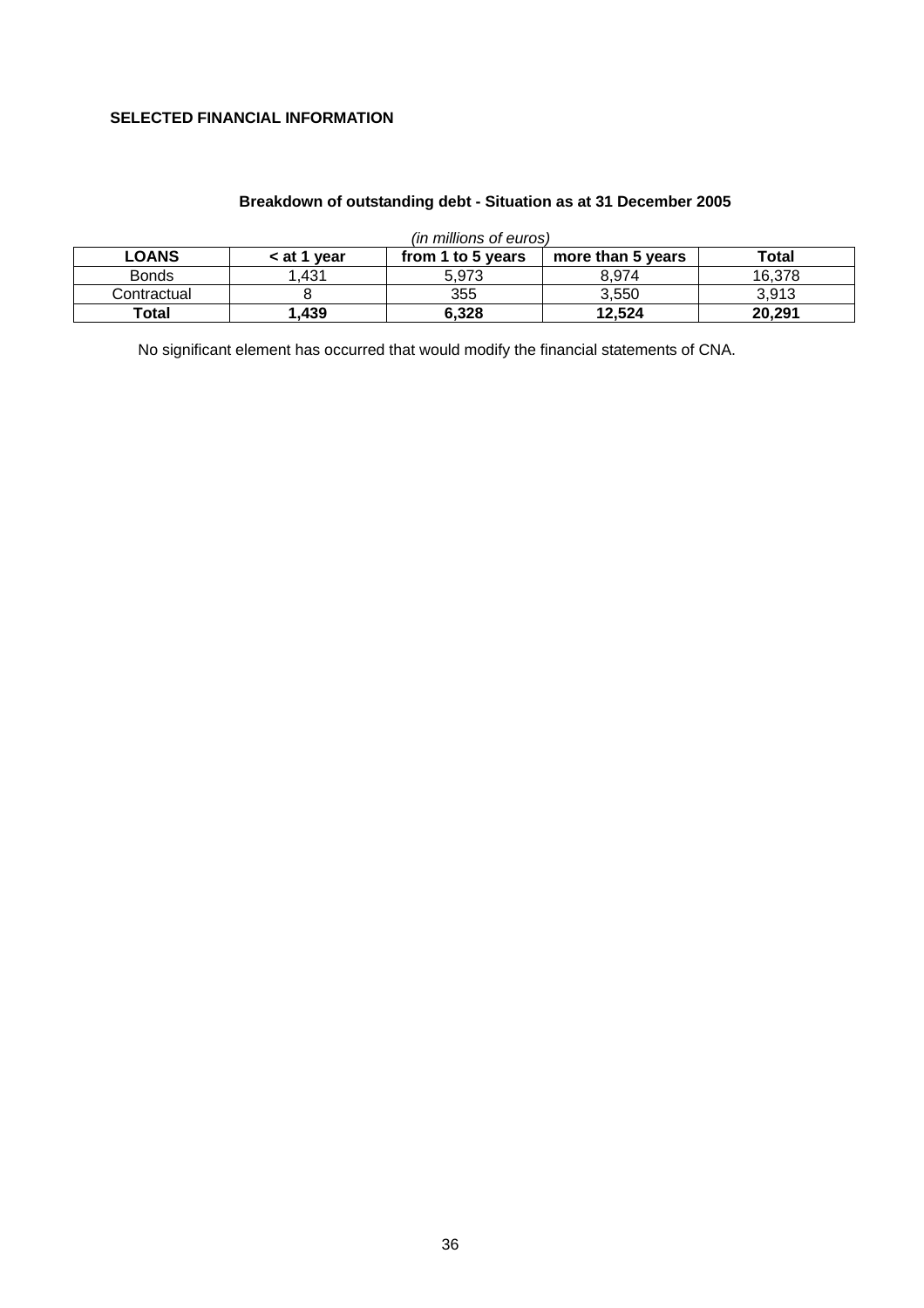**SELECTED FINANCIAL INFORMATION**

**Breakdown of outstanding debt - Situation as at 31 December 2005**

*(in millions of euros)*

| LOANS | < at 1 year | from 1 to 5 years | more than 5 years | Total |
|---|---|---|---|---|
| Bonds | 1,431 | 5,973 | 8,974 | 16,378 |
| Contractual | 8 | 355 | 3,550 | 3,913 |
| **Total** | **1,439** | **6,328** | **12,524** | **20,291** |

No significant element has occurred that would modify the financial statements of CNA.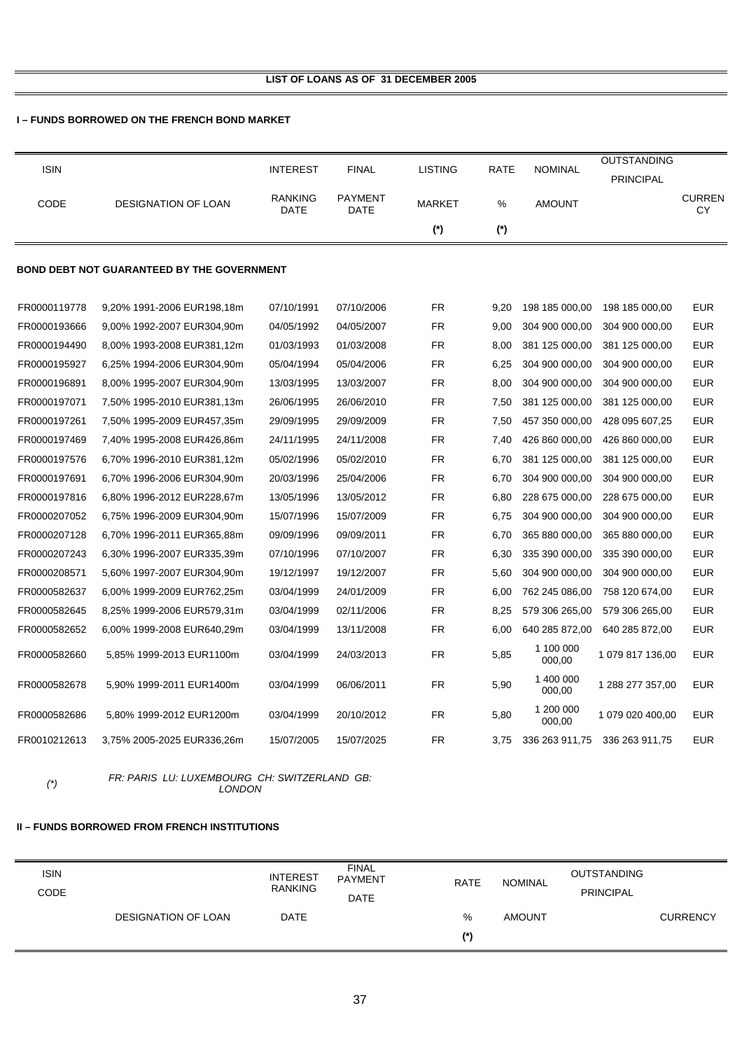## LIST OF LOANS AS OF 31 DECEMBER 2005

### I – FUNDS BORROWED ON THE FRENCH BOND MARKET

| ISIN CODE | DESIGNATION OF LOAN | INTEREST RANKING DATE | FINAL PAYMENT DATE | LISTING MARKET (*) | RATE % (*) | NOMINAL AMOUNT | OUTSTANDING PRINCIPAL | CURRENCY |
|---|---|---|---|---|---|---|---|---|
| **BOND DEBT NOT GUARANTEED BY THE GOVERNMENT** | | | | | | | | |
| FR0000119778 | 9,20% 1991-2006 EUR198,18m | 07/10/1991 | 07/10/2006 | FR | 9,20 | 198 185 000,00 | 198 185 000,00 | EUR |
| FR0000193666 | 9,00% 1992-2007 EUR304,90m | 04/05/1992 | 04/05/2007 | FR | 9,00 | 304 900 000,00 | 304 900 000,00 | EUR |
| FR0000194490 | 8,00% 1993-2008 EUR381,12m | 01/03/1993 | 01/03/2008 | FR | 8,00 | 381 125 000,00 | 381 125 000,00 | EUR |
| FR0000195927 | 6,25% 1994-2006 EUR304,90m | 05/04/1994 | 05/04/2006 | FR | 6,25 | 304 900 000,00 | 304 900 000,00 | EUR |
| FR0000196891 | 8,00% 1995-2007 EUR304,90m | 13/03/1995 | 13/03/2007 | FR | 8,00 | 304 900 000,00 | 304 900 000,00 | EUR |
| FR0000197071 | 7,50% 1995-2010 EUR381,13m | 26/06/1995 | 26/06/2010 | FR | 7,50 | 381 125 000,00 | 381 125 000,00 | EUR |
| FR0000197261 | 7,50% 1995-2009 EUR457,35m | 29/09/1995 | 29/09/2009 | FR | 7,50 | 457 350 000,00 | 428 095 607,25 | EUR |
| FR0000197469 | 7,40% 1995-2008 EUR426,86m | 24/11/1995 | 24/11/2008 | FR | 7,40 | 426 860 000,00 | 426 860 000,00 | EUR |
| FR0000197576 | 6,70% 1996-2010 EUR381,12m | 05/02/1996 | 05/02/2010 | FR | 6,70 | 381 125 000,00 | 381 125 000,00 | EUR |
| FR0000197691 | 6,70% 1996-2006 EUR304,90m | 20/03/1996 | 25/04/2006 | FR | 6,70 | 304 900 000,00 | 304 900 000,00 | EUR |
| FR0000197816 | 6,80% 1996-2012 EUR228,67m | 13/05/1996 | 13/05/2012 | FR | 6,80 | 228 675 000,00 | 228 675 000,00 | EUR |
| FR0000207052 | 6,75% 1996-2009 EUR304,90m | 15/07/1996 | 15/07/2009 | FR | 6,75 | 304 900 000,00 | 304 900 000,00 | EUR |
| FR0000207128 | 6,70% 1996-2011 EUR365,88m | 09/09/1996 | 09/09/2011 | FR | 6,70 | 365 880 000,00 | 365 880 000,00 | EUR |
| FR0000207243 | 6,30% 1996-2007 EUR335,39m | 07/10/1996 | 07/10/2007 | FR | 6,30 | 335 390 000,00 | 335 390 000,00 | EUR |
| FR0000208571 | 5,60% 1997-2007 EUR304,90m | 19/12/1997 | 19/12/2007 | FR | 5,60 | 304 900 000,00 | 304 900 000,00 | EUR |
| FR0000582637 | 6,00% 1999-2009 EUR762,25m | 03/04/1999 | 24/01/2009 | FR | 6,00 | 762 245 086,00 | 758 120 674,00 | EUR |
| FR0000582645 | 8,25% 1999-2006 EUR579,31m | 03/04/1999 | 02/11/2006 | FR | 8,25 | 579 306 265,00 | 579 306 265,00 | EUR |
| FR0000582652 | 6,00% 1999-2008 EUR640,29m | 03/04/1999 | 13/11/2008 | FR | 6,00 | 640 285 872,00 | 640 285 872,00 | EUR |
| FR0000582660 | 5,85% 1999-2013 EUR1100m | 03/04/1999 | 24/03/2013 | FR | 5,85 | 1 100 000 000,00 | 1 079 817 136,00 | EUR |
| FR0000582678 | 5,90% 1999-2011 EUR1400m | 03/04/1999 | 06/06/2011 | FR | 5,90 | 1 400 000 000,00 | 1 288 277 357,00 | EUR |
| FR0000582686 | 5,80% 1999-2012 EUR1200m | 03/04/1999 | 20/10/2012 | FR | 5,80 | 1 200 000 000,00 | 1 079 020 400,00 | EUR |
| FR0010212613 | 3,75% 2005-2025 EUR336,26m | 15/07/2005 | 15/07/2025 | FR | 3,75 | 336 263 911,75 | 336 263 911,75 | EUR |

*(\*) FR: PARIS LU: LUXEMBOURG CH: SWITZERLAND GB: LONDON*

### II – FUNDS BORROWED FROM FRENCH INSTITUTIONS

| ISIN CODE | DESIGNATION OF LOAN | INTEREST RANKING DATE | FINAL PAYMENT DATE | RATE % (*) | NOMINAL AMOUNT | OUTSTANDING PRINCIPAL | CURRENCY |
|---|---|---|---|---|---|---|---|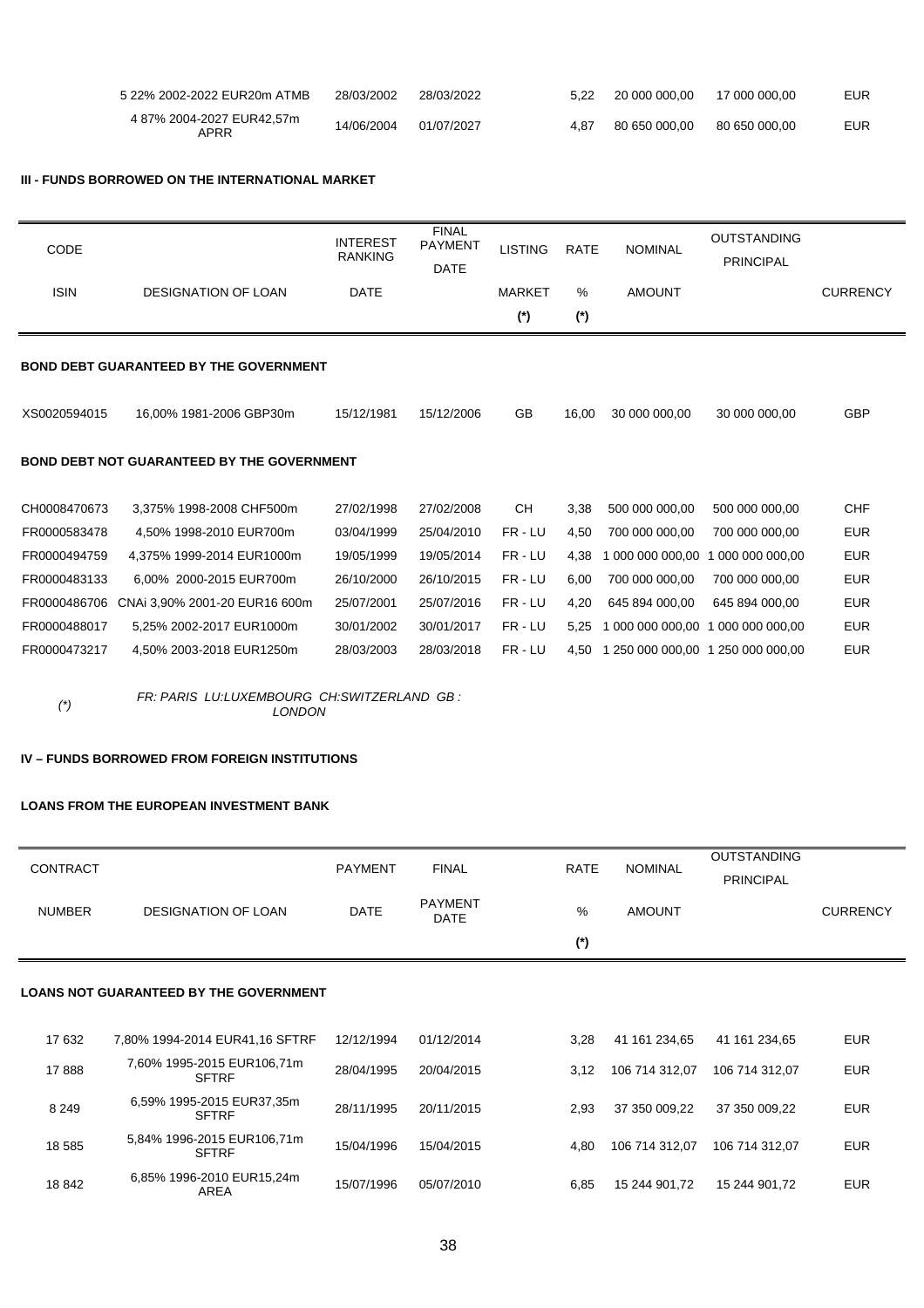| | 5 22% 2002-2022 EUR20m ATMB | 28/03/2002 | 28/03/2022 | | 5,22 | 20 000 000,00 | 17 000 000,00 | EUR |
|---|---|---|---|---|---|---|---|---|
| | 4 87% 2004-2027 EUR42,57m APRR | 14/06/2004 | 01/07/2027 | | 4,87 | 80 650 000,00 | 80 650 000,00 | EUR |

**III - FUNDS BORROWED ON THE INTERNATIONAL MARKET**

| CODE | | INTEREST RANKING | FINAL PAYMENT | LISTING | RATE | NOMINAL | OUTSTANDING | |
|---|---|---|---|---|---|---|---|---|
| ISIN | DESIGNATION OF LOAN | DATE | DATE | MARKET (*) | % (*) | AMOUNT | PRINCIPAL | CURRENCY |
| **BOND DEBT GUARANTEED BY THE GOVERNMENT** | | | | | | | | |
| XS0020594015 | 16,00% 1981-2006 GBP30m | 15/12/1981 | 15/12/2006 | GB | 16,00 | 30 000 000,00 | 30 000 000,00 | GBP |
| **BOND DEBT NOT GUARANTEED BY THE GOVERNMENT** | | | | | | | | |
| CH0008470673 | 3,375% 1998-2008 CHF500m | 27/02/1998 | 27/02/2008 | CH | 3,38 | 500 000 000,00 | 500 000 000,00 | CHF |
| FR0000583478 | 4,50% 1998-2010 EUR700m | 03/04/1999 | 25/04/2010 | FR - LU | 4,50 | 700 000 000,00 | 700 000 000,00 | EUR |
| FR0000494759 | 4,375% 1999-2014 EUR1000m | 19/05/1999 | 19/05/2014 | FR - LU | 4,38 | 1 000 000 000,00 | 1 000 000 000,00 | EUR |
| FR0000483133 | 6,00% 2000-2015 EUR700m | 26/10/2000 | 26/10/2015 | FR - LU | 6,00 | 700 000 000,00 | 700 000 000,00 | EUR |
| FR0000486706 | CNAi 3,90% 2001-20 EUR16 600m | 25/07/2001 | 25/07/2016 | FR - LU | 4,20 | 645 894 000,00 | 645 894 000,00 | EUR |
| FR0000488017 | 5,25% 2002-2017 EUR1000m | 30/01/2002 | 30/01/2017 | FR - LU | 5,25 | 1 000 000 000,00 | 1 000 000 000,00 | EUR |
| FR0000473217 | 4,50% 2003-2018 EUR1250m | 28/03/2003 | 28/03/2018 | FR - LU | 4,50 | 1 250 000 000,00 | 1 250 000 000,00 | EUR |

(*) *FR: PARIS LU:LUXEMBOURG CH:SWITZERLAND GB : LONDON*

**IV – FUNDS BORROWED FROM FOREIGN INSTITUTIONS**

**LOANS FROM THE EUROPEAN INVESTMENT BANK**

| CONTRACT | | PAYMENT | FINAL | RATE | NOMINAL | OUTSTANDING | |
|---|---|---|---|---|---|---|---|
| NUMBER | DESIGNATION OF LOAN | DATE | PAYMENT DATE | % (*) | AMOUNT | PRINCIPAL | CURRENCY |
| **LOANS NOT GUARANTEED BY THE GOVERNMENT** | | | | | | | |
| 17 632 | 7,80% 1994-2014 EUR41,16 SFTRF | 12/12/1994 | 01/12/2014 | 3,28 | 41 161 234,65 | 41 161 234,65 | EUR |
| 17 888 | 7,60% 1995-2015 EUR106,71m SFTRF | 28/04/1995 | 20/04/2015 | 3,12 | 106 714 312,07 | 106 714 312,07 | EUR |
| 8 249 | 6,59% 1995-2015 EUR37,35m SFTRF | 28/11/1995 | 20/11/2015 | 2,93 | 37 350 009,22 | 37 350 009,22 | EUR |
| 18 585 | 5,84% 1996-2015 EUR106,71m SFTRF | 15/04/1996 | 15/04/2015 | 4,80 | 106 714 312,07 | 106 714 312,07 | EUR |
| 18 842 | 6,85% 1996-2010 EUR15,24m AREA | 15/07/1996 | 05/07/2010 | 6,85 | 15 244 901,72 | 15 244 901,72 | EUR |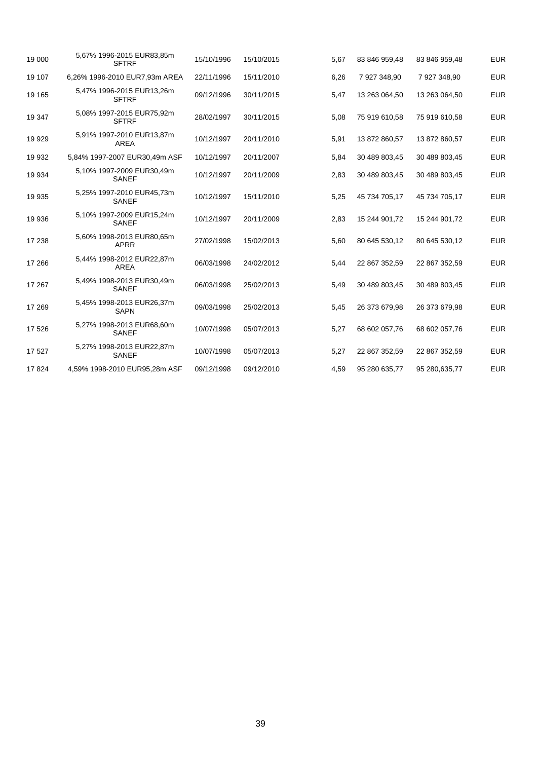| | | | | | | | |
|---|---|---|---|---|---|---|---|
| 19 000 | 5,67% 1996-2015 EUR83,85m SFTRF | 15/10/1996 | 15/10/2015 | 5,67 | 83 846 959,48 | 83 846 959,48 | EUR |
| 19 107 | 6,26% 1996-2010 EUR7,93m AREA | 22/11/1996 | 15/11/2010 | 6,26 | 7 927 348,90 | 7 927 348,90 | EUR |
| 19 165 | 5,47% 1996-2015 EUR13,26m SFTRF | 09/12/1996 | 30/11/2015 | 5,47 | 13 263 064,50 | 13 263 064,50 | EUR |
| 19 347 | 5,08% 1997-2015 EUR75,92m SFTRF | 28/02/1997 | 30/11/2015 | 5,08 | 75 919 610,58 | 75 919 610,58 | EUR |
| 19 929 | 5,91% 1997-2010 EUR13,87m AREA | 10/12/1997 | 20/11/2010 | 5,91 | 13 872 860,57 | 13 872 860,57 | EUR |
| 19 932 | 5,84% 1997-2007 EUR30,49m ASF | 10/12/1997 | 20/11/2007 | 5,84 | 30 489 803,45 | 30 489 803,45 | EUR |
| 19 934 | 5,10% 1997-2009 EUR30,49m SANEF | 10/12/1997 | 20/11/2009 | 2,83 | 30 489 803,45 | 30 489 803,45 | EUR |
| 19 935 | 5,25% 1997-2010 EUR45,73m SANEF | 10/12/1997 | 15/11/2010 | 5,25 | 45 734 705,17 | 45 734 705,17 | EUR |
| 19 936 | 5,10% 1997-2009 EUR15,24m SANEF | 10/12/1997 | 20/11/2009 | 2,83 | 15 244 901,72 | 15 244 901,72 | EUR |
| 17 238 | 5,60% 1998-2013 EUR80,65m APRR | 27/02/1998 | 15/02/2013 | 5,60 | 80 645 530,12 | 80 645 530,12 | EUR |
| 17 266 | 5,44% 1998-2012 EUR22,87m AREA | 06/03/1998 | 24/02/2012 | 5,44 | 22 867 352,59 | 22 867 352,59 | EUR |
| 17 267 | 5,49% 1998-2013 EUR30,49m SANEF | 06/03/1998 | 25/02/2013 | 5,49 | 30 489 803,45 | 30 489 803,45 | EUR |
| 17 269 | 5,45% 1998-2013 EUR26,37m SAPN | 09/03/1998 | 25/02/2013 | 5,45 | 26 373 679,98 | 26 373 679,98 | EUR |
| 17 526 | 5,27% 1998-2013 EUR68,60m SANEF | 10/07/1998 | 05/07/2013 | 5,27 | 68 602 057,76 | 68 602 057,76 | EUR |
| 17 527 | 5,27% 1998-2013 EUR22,87m SANEF | 10/07/1998 | 05/07/2013 | 5,27 | 22 867 352,59 | 22 867 352,59 | EUR |
| 17 824 | 4,59% 1998-2010 EUR95,28m ASF | 09/12/1998 | 09/12/2010 | 4,59 | 95 280 635,77 | 95 280,635,77 | EUR |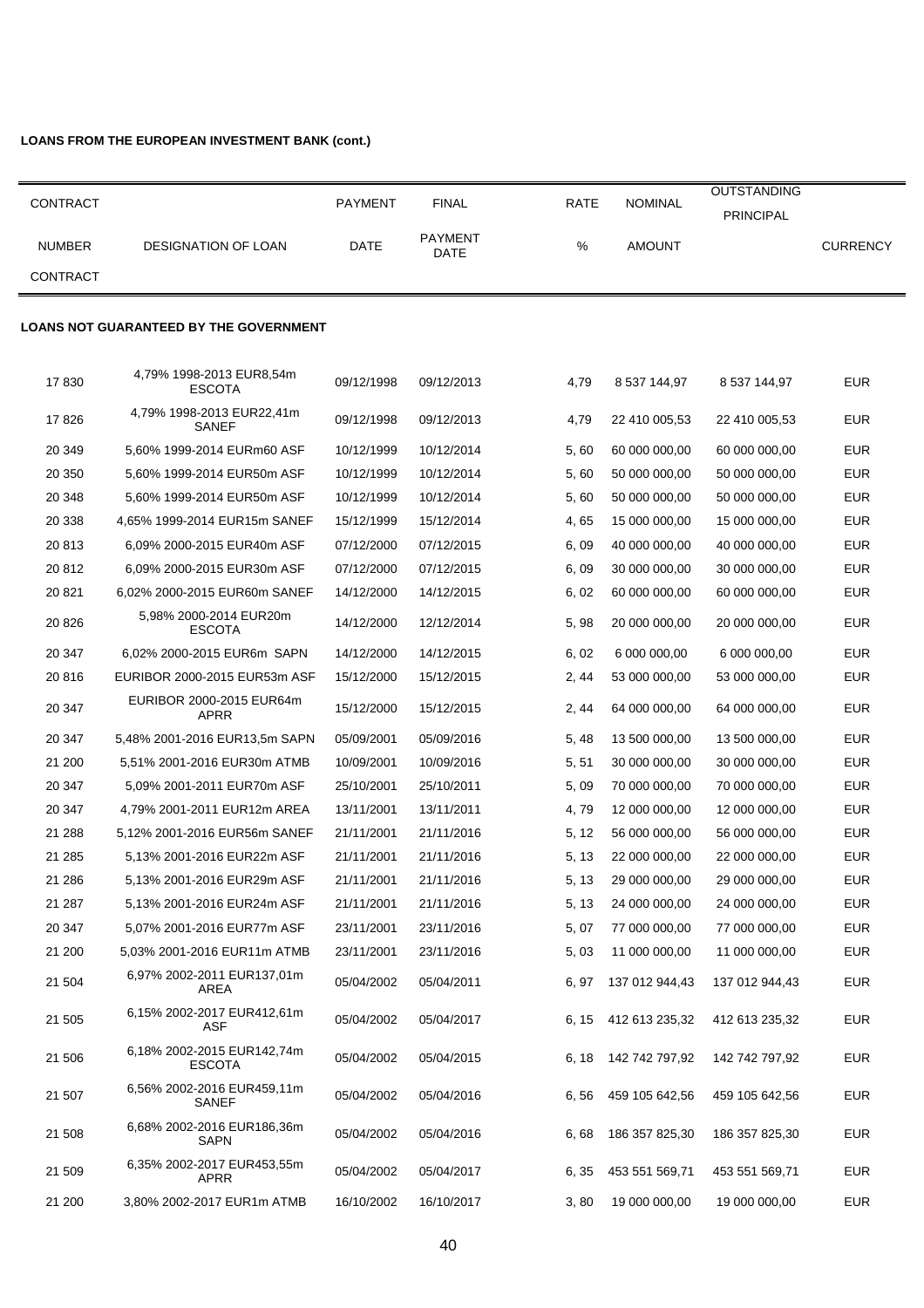**LOANS FROM THE EUROPEAN INVESTMENT BANK (cont.)**

| CONTRACT NUMBER CONTRACT | DESIGNATION OF LOAN | PAYMENT DATE | FINAL PAYMENT DATE | RATE % | NOMINAL AMOUNT | OUTSTANDING PRINCIPAL | CURRENCY |
|---|---|---|---|---|---|---|---|
| **LOANS NOT GUARANTEED BY THE GOVERNMENT** | | | | | | | |
| 17 830 | 4,79% 1998-2013 EUR8,54m ESCOTA | 09/12/1998 | 09/12/2013 | 4,79 | 8 537 144,97 | 8 537 144,97 | EUR |
| 17 826 | 4,79% 1998-2013 EUR22,41m SANEF | 09/12/1998 | 09/12/2013 | 4,79 | 22 410 005,53 | 22 410 005,53 | EUR |
| 20 349 | 5,60% 1999-2014 EURm60 ASF | 10/12/1999 | 10/12/2014 | 5, 60 | 60 000 000,00 | 60 000 000,00 | EUR |
| 20 350 | 5,60% 1999-2014 EUR50m ASF | 10/12/1999 | 10/12/2014 | 5, 60 | 50 000 000,00 | 50 000 000,00 | EUR |
| 20 348 | 5,60% 1999-2014 EUR50m ASF | 10/12/1999 | 10/12/2014 | 5, 60 | 50 000 000,00 | 50 000 000,00 | EUR |
| 20 338 | 4,65% 1999-2014 EUR15m SANEF | 15/12/1999 | 15/12/2014 | 4, 65 | 15 000 000,00 | 15 000 000,00 | EUR |
| 20 813 | 6,09% 2000-2015 EUR40m ASF | 07/12/2000 | 07/12/2015 | 6, 09 | 40 000 000,00 | 40 000 000,00 | EUR |
| 20 812 | 6,09% 2000-2015 EUR30m ASF | 07/12/2000 | 07/12/2015 | 6, 09 | 30 000 000,00 | 30 000 000,00 | EUR |
| 20 821 | 6,02% 2000-2015 EUR60m SANEF | 14/12/2000 | 14/12/2015 | 6, 02 | 60 000 000,00 | 60 000 000,00 | EUR |
| 20 826 | 5,98% 2000-2014 EUR20m ESCOTA | 14/12/2000 | 12/12/2014 | 5, 98 | 20 000 000,00 | 20 000 000,00 | EUR |
| 20 347 | 6,02% 2000-2015 EUR6m SAPN | 14/12/2000 | 14/12/2015 | 6, 02 | 6 000 000,00 | 6 000 000,00 | EUR |
| 20 816 | EURIBOR 2000-2015 EUR53m ASF | 15/12/2000 | 15/12/2015 | 2, 44 | 53 000 000,00 | 53 000 000,00 | EUR |
| 20 347 | EURIBOR 2000-2015 EUR64m APRR | 15/12/2000 | 15/12/2015 | 2, 44 | 64 000 000,00 | 64 000 000,00 | EUR |
| 20 347 | 5,48% 2001-2016 EUR13,5m SAPN | 05/09/2001 | 05/09/2016 | 5, 48 | 13 500 000,00 | 13 500 000,00 | EUR |
| 21 200 | 5,51% 2001-2016 EUR30m ATMB | 10/09/2001 | 10/09/2016 | 5, 51 | 30 000 000,00 | 30 000 000,00 | EUR |
| 20 347 | 5,09% 2001-2011 EUR70m ASF | 25/10/2001 | 25/10/2011 | 5, 09 | 70 000 000,00 | 70 000 000,00 | EUR |
| 20 347 | 4,79% 2001-2011 EUR12m AREA | 13/11/2001 | 13/11/2011 | 4, 79 | 12 000 000,00 | 12 000 000,00 | EUR |
| 21 288 | 5,12% 2001-2016 EUR56m SANEF | 21/11/2001 | 21/11/2016 | 5, 12 | 56 000 000,00 | 56 000 000,00 | EUR |
| 21 285 | 5,13% 2001-2016 EUR22m ASF | 21/11/2001 | 21/11/2016 | 5, 13 | 22 000 000,00 | 22 000 000,00 | EUR |
| 21 286 | 5,13% 2001-2016 EUR29m ASF | 21/11/2001 | 21/11/2016 | 5, 13 | 29 000 000,00 | 29 000 000,00 | EUR |
| 21 287 | 5,13% 2001-2016 EUR24m ASF | 21/11/2001 | 21/11/2016 | 5, 13 | 24 000 000,00 | 24 000 000,00 | EUR |
| 20 347 | 5,07% 2001-2016 EUR77m ASF | 23/11/2001 | 23/11/2016 | 5, 07 | 77 000 000,00 | 77 000 000,00 | EUR |
| 21 200 | 5,03% 2001-2016 EUR11m ATMB | 23/11/2001 | 23/11/2016 | 5, 03 | 11 000 000,00 | 11 000 000,00 | EUR |
| 21 504 | 6,97% 2002-2011 EUR137,01m AREA | 05/04/2002 | 05/04/2011 | 6, 97 | 137 012 944,43 | 137 012 944,43 | EUR |
| 21 505 | 6,15% 2002-2017 EUR412,61m ASF | 05/04/2002 | 05/04/2017 | 6, 15 | 412 613 235,32 | 412 613 235,32 | EUR |
| 21 506 | 6,18% 2002-2015 EUR142,74m ESCOTA | 05/04/2002 | 05/04/2015 | 6, 18 | 142 742 797,92 | 142 742 797,92 | EUR |
| 21 507 | 6,56% 2002-2016 EUR459,11m SANEF | 05/04/2002 | 05/04/2016 | 6, 56 | 459 105 642,56 | 459 105 642,56 | EUR |
| 21 508 | 6,68% 2002-2016 EUR186,36m SAPN | 05/04/2002 | 05/04/2016 | 6, 68 | 186 357 825,30 | 186 357 825,30 | EUR |
| 21 509 | 6,35% 2002-2017 EUR453,55m APRR | 05/04/2002 | 05/04/2017 | 6, 35 | 453 551 569,71 | 453 551 569,71 | EUR |
| 21 200 | 3,80% 2002-2017 EUR1m ATMB | 16/10/2002 | 16/10/2017 | 3, 80 | 19 000 000,00 | 19 000 000,00 | EUR |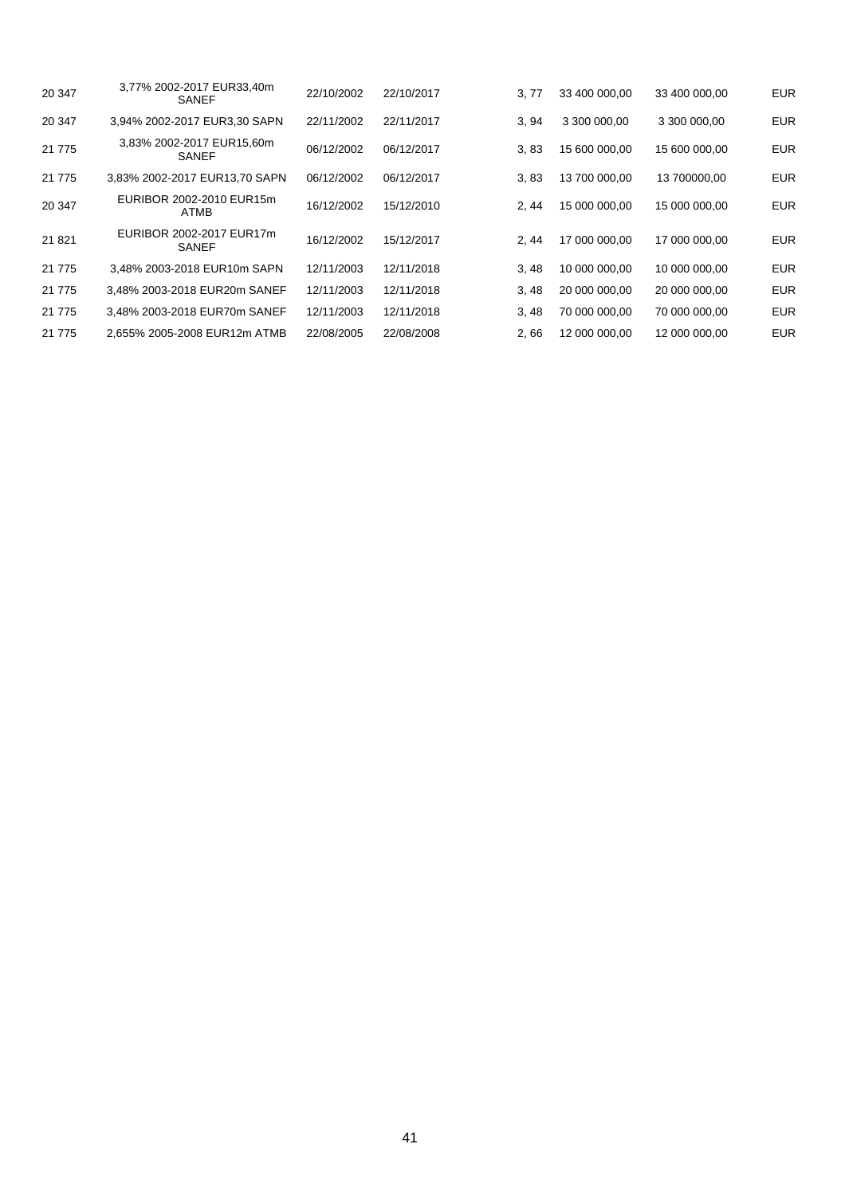| | | | | | | | |
|---|---|---|---|---|---|---|---|
| 20 347 | 3,77% 2002-2017 EUR33,40m SANEF | 22/10/2002 | 22/10/2017 | 3, 77 | 33 400 000,00 | 33 400 000,00 | EUR |
| 20 347 | 3,94% 2002-2017 EUR3,30 SAPN | 22/11/2002 | 22/11/2017 | 3, 94 | 3 300 000,00 | 3 300 000,00 | EUR |
| 21 775 | 3,83% 2002-2017 EUR15,60m SANEF | 06/12/2002 | 06/12/2017 | 3, 83 | 15 600 000,00 | 15 600 000,00 | EUR |
| 21 775 | 3,83% 2002-2017 EUR13,70 SAPN | 06/12/2002 | 06/12/2017 | 3, 83 | 13 700 000,00 | 13 700000,00 | EUR |
| 20 347 | EURIBOR 2002-2010 EUR15m ATMB | 16/12/2002 | 15/12/2010 | 2, 44 | 15 000 000,00 | 15 000 000,00 | EUR |
| 21 821 | EURIBOR 2002-2017 EUR17m SANEF | 16/12/2002 | 15/12/2017 | 2, 44 | 17 000 000,00 | 17 000 000,00 | EUR |
| 21 775 | 3,48% 2003-2018 EUR10m SAPN | 12/11/2003 | 12/11/2018 | 3, 48 | 10 000 000,00 | 10 000 000,00 | EUR |
| 21 775 | 3,48% 2003-2018 EUR20m SANEF | 12/11/2003 | 12/11/2018 | 3, 48 | 20 000 000,00 | 20 000 000,00 | EUR |
| 21 775 | 3,48% 2003-2018 EUR70m SANEF | 12/11/2003 | 12/11/2018 | 3, 48 | 70 000 000,00 | 70 000 000,00 | EUR |
| 21 775 | 2,655% 2005-2008 EUR12m ATMB | 22/08/2005 | 22/08/2008 | 2, 66 | 12 000 000,00 | 12 000 000,00 | EUR |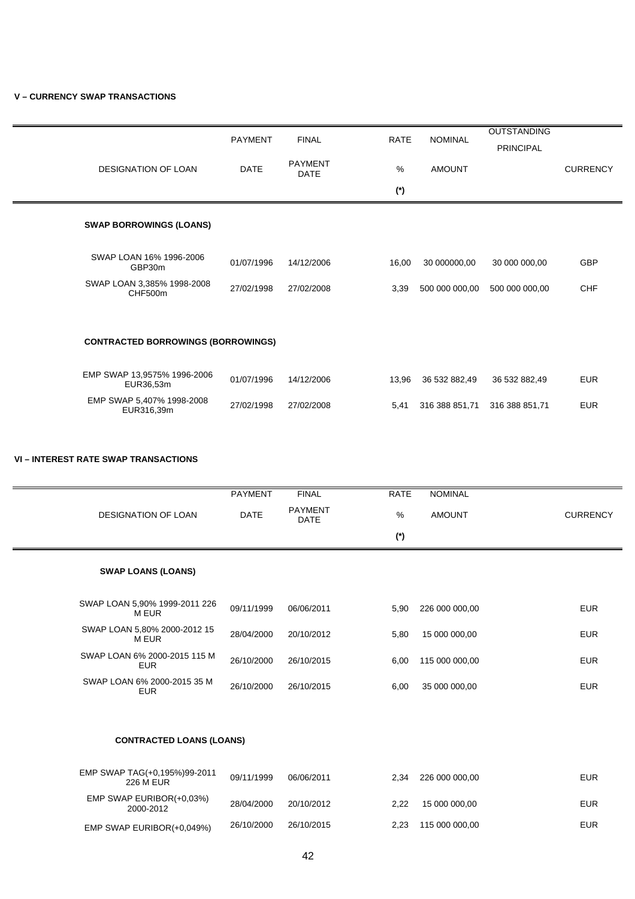**V – CURRENCY SWAP TRANSACTIONS**

| DESIGNATION OF LOAN | PAYMENT DATE | FINAL PAYMENT DATE | RATE % (*) | NOMINAL AMOUNT | OUTSTANDING PRINCIPAL | CURRENCY |
|---|---|---|---|---|---|---|
| **SWAP BORROWINGS (LOANS)** | | | | | | |
| SWAP LOAN 16% 1996-2006 GBP30m | 01/07/1996 | 14/12/2006 | 16,00 | 30 000000,00 | 30 000 000,00 | GBP |
| SWAP LOAN 3,385% 1998-2008 CHF500m | 27/02/1998 | 27/02/2008 | 3,39 | 500 000 000,00 | 500 000 000,00 | CHF |
| **CONTRACTED BORROWINGS (BORROWINGS)** | | | | | | |
| EMP SWAP 13,9575% 1996-2006 EUR36,53m | 01/07/1996 | 14/12/2006 | 13,96 | 36 532 882,49 | 36 532 882,49 | EUR |
| EMP SWAP 5,407% 1998-2008 EUR316,39m | 27/02/1998 | 27/02/2008 | 5,41 | 316 388 851,71 | 316 388 851,71 | EUR |

**VI – INTEREST RATE SWAP TRANSACTIONS**

| DESIGNATION OF LOAN | PAYMENT DATE | FINAL PAYMENT DATE | RATE % (*) | NOMINAL AMOUNT | CURRENCY |
|---|---|---|---|---|---|
| **SWAP LOANS (LOANS)** | | | | | |
| SWAP LOAN 5,90% 1999-2011 226 M EUR | 09/11/1999 | 06/06/2011 | 5,90 | 226 000 000,00 | EUR |
| SWAP LOAN 5,80% 2000-2012 15 M EUR | 28/04/2000 | 20/10/2012 | 5,80 | 15 000 000,00 | EUR |
| SWAP LOAN 6% 2000-2015 115 M EUR | 26/10/2000 | 26/10/2015 | 6,00 | 115 000 000,00 | EUR |
| SWAP LOAN 6% 2000-2015 35 M EUR | 26/10/2000 | 26/10/2015 | 6,00 | 35 000 000,00 | EUR |
| **CONTRACTED LOANS (LOANS)** | | | | | |
| EMP SWAP TAG(+0,195%)99-2011 226 M EUR | 09/11/1999 | 06/06/2011 | 2,34 | 226 000 000,00 | EUR |
| EMP SWAP EURIBOR(+0,03%) 2000-2012 | 28/04/2000 | 20/10/2012 | 2,22 | 15 000 000,00 | EUR |
| EMP SWAP EURIBOR(+0,049%) | 26/10/2000 | 26/10/2015 | 2,23 | 115 000 000,00 | EUR |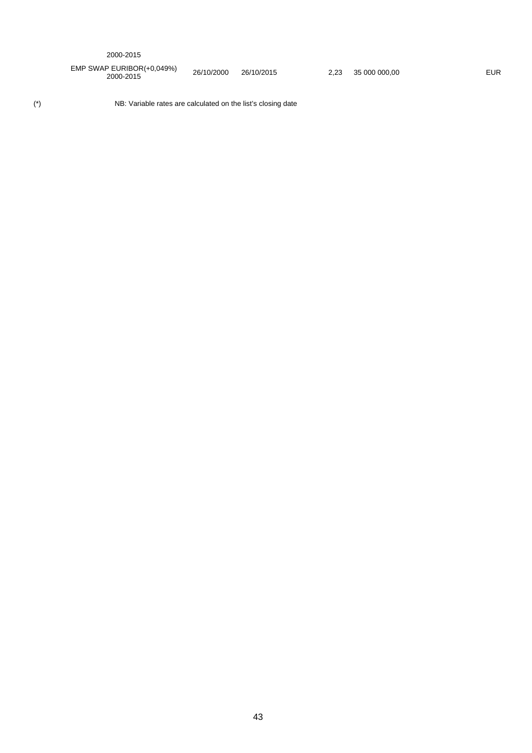| | | | | | |
|---|---|---|---|---|---|
| 2000-2015 | | | | | |
| EMP SWAP EURIBOR(+0,049%) 2000-2015 | 26/10/2000 | 26/10/2015 | 2,23 | 35 000 000,00 | EUR |

(*) NB: Variable rates are calculated on the list's closing date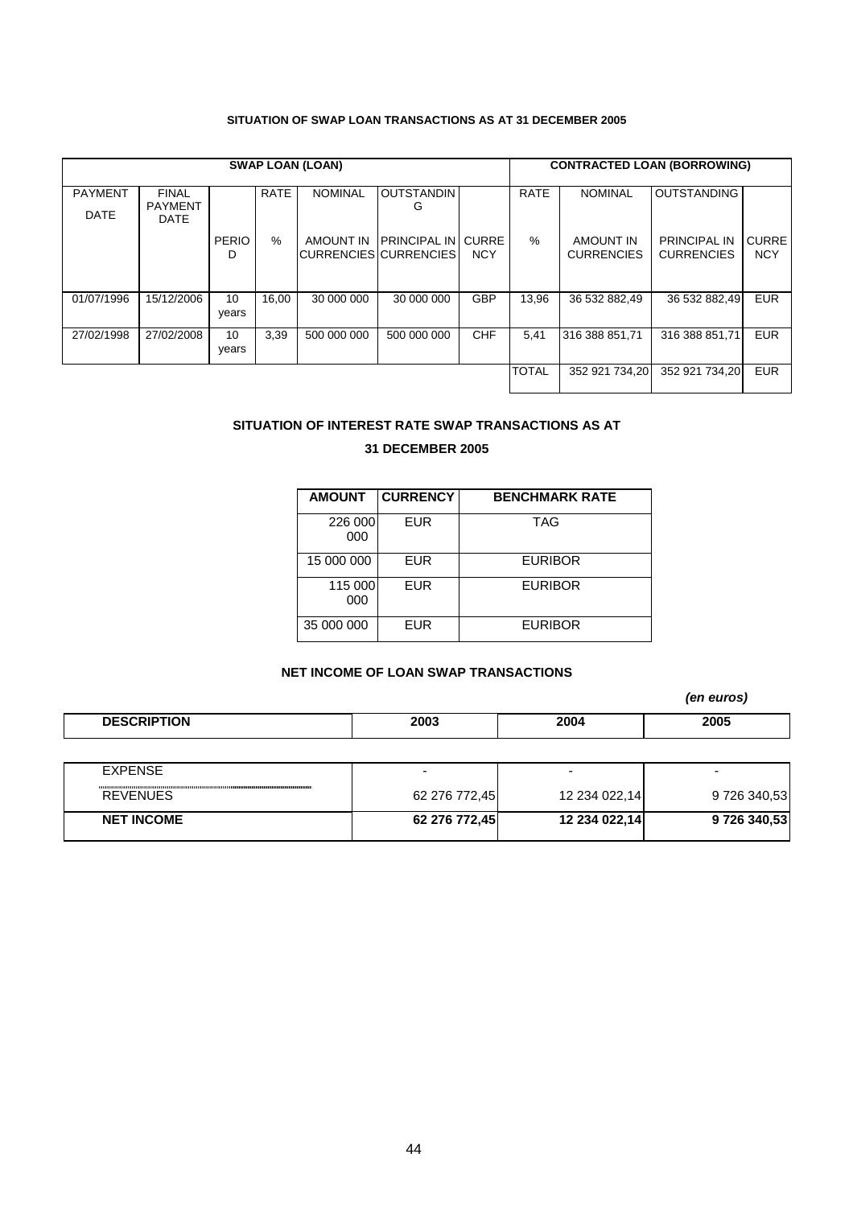#### SITUATION OF SWAP LOAN TRANSACTIONS AS AT 31 DECEMBER 2005

| SWAP LOAN (LOAN) | | | | | | | CONTRACTED LOAN (BORROWING) | | | |
|---|---|---|---|---|---|---|---|---|---|---|
| PAYMENT DATE | FINAL PAYMENT DATE | PERIOD | RATE % | NOMINAL AMOUNT IN CURRENCIES | OUTSTANDING PRINCIPAL IN CURRENCIES | CURRENCY | RATE % | NOMINAL AMOUNT IN CURRENCIES | OUTSTANDING PRINCIPAL IN CURRENCIES | CURRENCY |
| 01/07/1996 | 15/12/2006 | 10 years | 16,00 | 30 000 000 | 30 000 000 | GBP | 13,96 | 36 532 882,49 | 36 532 882,49 | EUR |
| 27/02/1998 | 27/02/2008 | 10 years | 3,39 | 500 000 000 | 500 000 000 | CHF | 5,41 | 316 388 851,71 | 316 388 851,71 | EUR |
| | | | | | | | TOTAL | 352 921 734,20 | 352 921 734,20 | EUR |

#### SITUATION OF INTEREST RATE SWAP TRANSACTIONS AS AT 31 DECEMBER 2005

| AMOUNT | CURRENCY | BENCHMARK RATE |
|---|---|---|
| 226 000 000 | EUR | TAG |
| 15 000 000 | EUR | EURIBOR |
| 115 000 000 | EUR | EURIBOR |
| 35 000 000 | EUR | EURIBOR |

#### NET INCOME OF LOAN SWAP TRANSACTIONS

*(en euros)*

| DESCRIPTION | 2003 | 2004 | 2005 |
|---|---|---|---|
| EXPENSE | - | - | - |
| REVENUES | 62 276 772,45 | 12 234 022,14 | 9 726 340,53 |
| **NET INCOME** | **62 276 772,45** | **12 234 022,14** | **9 726 340,53** |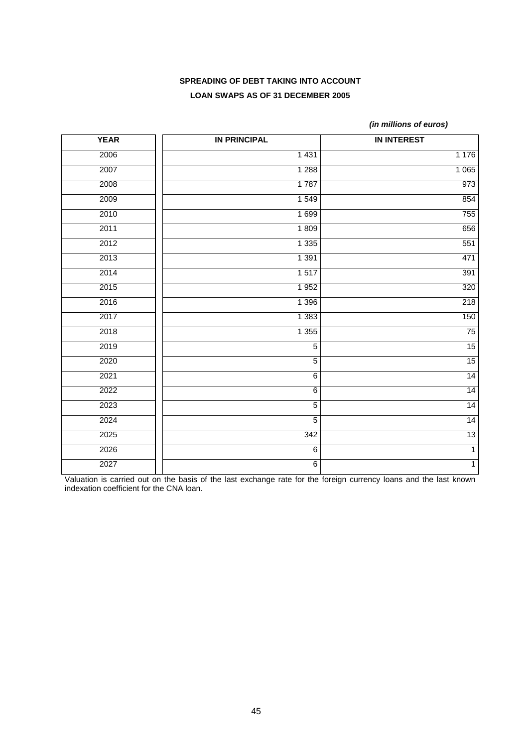**SPREADING OF DEBT TAKING INTO ACCOUNT**

**LOAN SWAPS AS OF 31 DECEMBER 2005**

***(in millions of euros)***

| YEAR | IN PRINCIPAL | IN INTEREST |
|---|---|---|
| 2006 | 1 431 | 1 176 |
| 2007 | 1 288 | 1 065 |
| 2008 | 1 787 | 973 |
| 2009 | 1 549 | 854 |
| 2010 | 1 699 | 755 |
| 2011 | 1 809 | 656 |
| 2012 | 1 335 | 551 |
| 2013 | 1 391 | 471 |
| 2014 | 1 517 | 391 |
| 2015 | 1 952 | 320 |
| 2016 | 1 396 | 218 |
| 2017 | 1 383 | 150 |
| 2018 | 1 355 | 75 |
| 2019 | 5 | 15 |
| 2020 | 5 | 15 |
| 2021 | 6 | 14 |
| 2022 | 6 | 14 |
| 2023 | 5 | 14 |
| 2024 | 5 | 14 |
| 2025 | 342 | 13 |
| 2026 | 6 | 1 |
| 2027 | 6 | 1 |

Valuation is carried out on the basis of the last exchange rate for the foreign currency loans and the last known indexation coefficient for the CNA loan.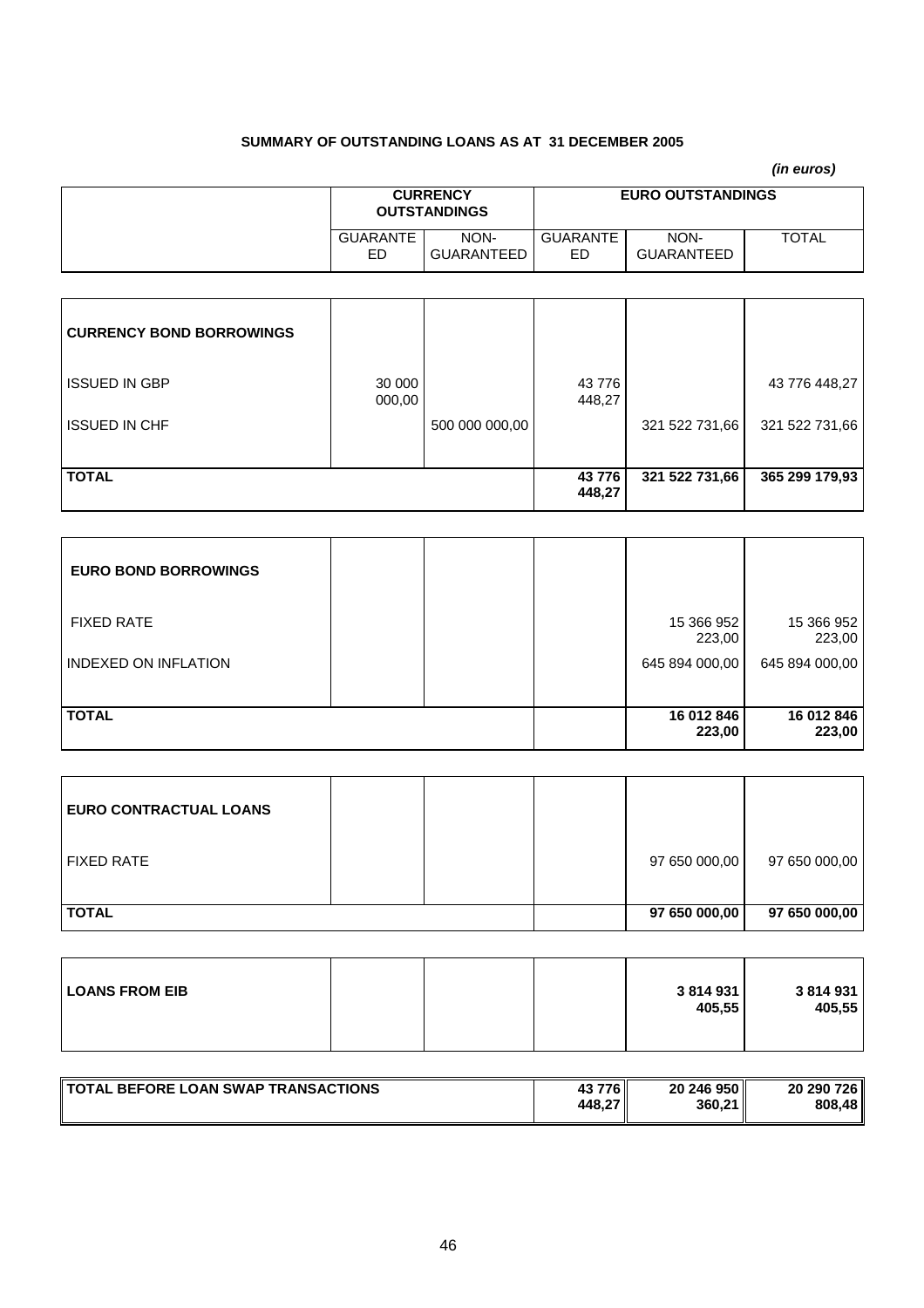**SUMMARY OF OUTSTANDING LOANS AS AT 31 DECEMBER 2005**

*(in euros)*

| | CURRENCY OUTSTANDINGS | | EURO OUTSTANDINGS | | |
|---|---|---|---|---|---|
| | GUARANTEED | NON-GUARANTEED | GUARANTEED | NON-GUARANTEED | TOTAL |
| **CURRENCY BOND BORROWINGS** | | | | | |
| ISSUED IN GBP | 30 000 000,00 | | 43 776 448,27 | | 43 776 448,27 |
| ISSUED IN CHF | | 500 000 000,00 | | 321 522 731,66 | 321 522 731,66 |
| **TOTAL** | | | **43 776 448,27** | **321 522 731,66** | **365 299 179,93** |
| **EURO BOND BORROWINGS** | | | | | |
| FIXED RATE | | | | 15 366 952 223,00 | 15 366 952 223,00 |
| INDEXED ON INFLATION | | | | 645 894 000,00 | 645 894 000,00 |
| **TOTAL** | | | | **16 012 846 223,00** | **16 012 846 223,00** |
| **EURO CONTRACTUAL LOANS** | | | | | |
| FIXED RATE | | | | 97 650 000,00 | 97 650 000,00 |
| **TOTAL** | | | | **97 650 000,00** | **97 650 000,00** |
| **LOANS FROM EIB** | | | | **3 814 931 405,55** | **3 814 931 405,55** |
| **TOTAL BEFORE LOAN SWAP TRANSACTIONS** | | | **43 776 448,27** | **20 246 950 360,21** | **20 290 726 808,48** |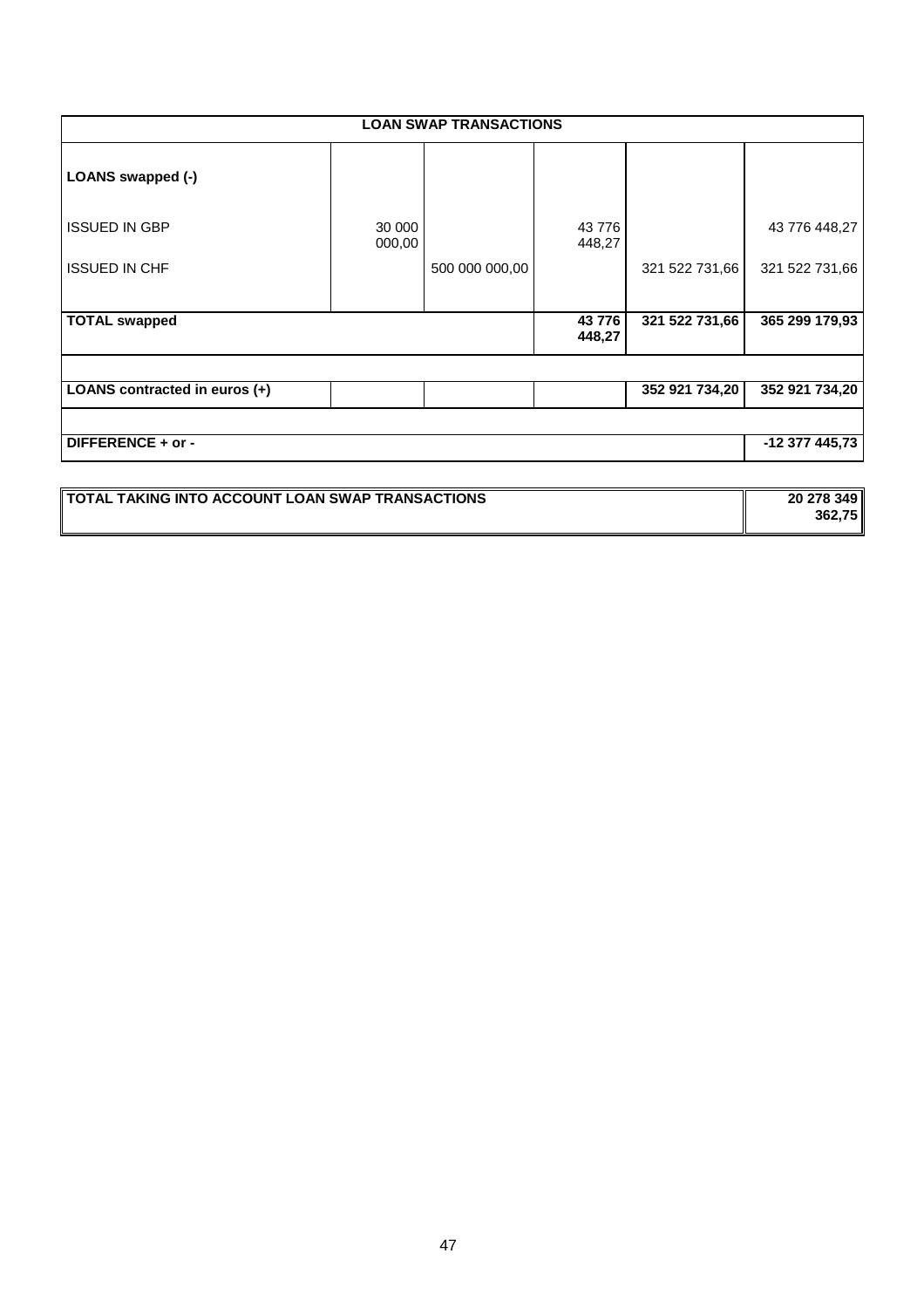| LOAN SWAP TRANSACTIONS | | | | | |
|---|---|---|---|---|---|
| **LOANS swapped (-)** | | | | | |
| ISSUED IN GBP | 30 000 000,00 | | 43 776 448,27 | | 43 776 448,27 |
| ISSUED IN CHF | | 500 000 000,00 | | 321 522 731,66 | 321 522 731,66 |
| **TOTAL swapped** | | | **43 776 448,27** | **321 522 731,66** | **365 299 179,93** |
| | | | | | |
| **LOANS contracted in euros (+)** | | | | **352 921 734,20** | **352 921 734,20** |
| | | | | | |
| **DIFFERENCE + or -** | | | | | **-12 377 445,73** |

| **TOTAL TAKING INTO ACCOUNT LOAN SWAP TRANSACTIONS** | **20 278 349 362,75** |
|---|---|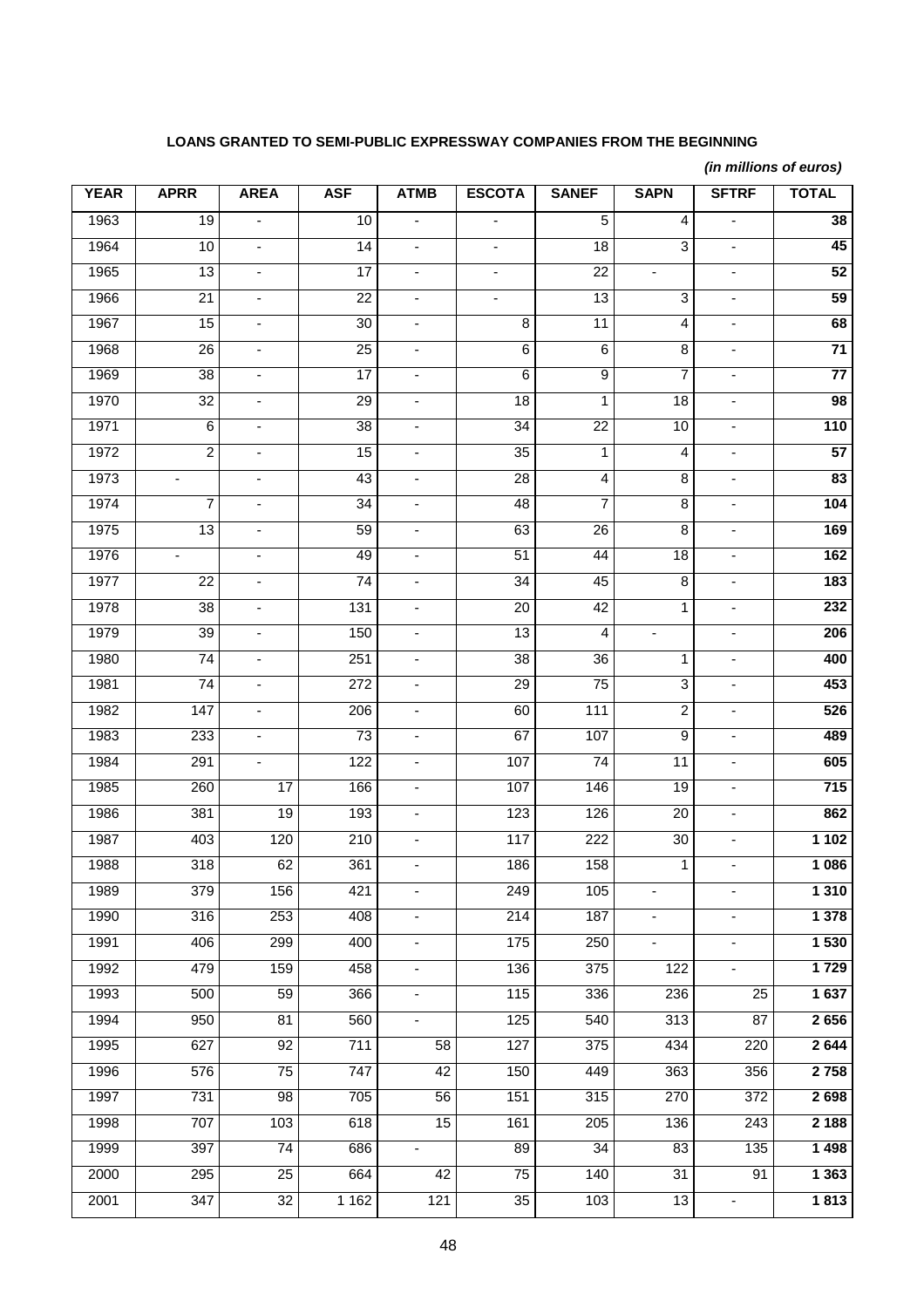**LOANS GRANTED TO SEMI-PUBLIC EXPRESSWAY COMPANIES FROM THE BEGINNING**

***(in millions of euros)***

| YEAR | APRR | AREA | ASF | ATMB | ESCOTA | SANEF | SAPN | SFTRF | TOTAL |
|---|---|---|---|---|---|---|---|---|---|
| 1963 | 19 | - | 10 | - | - | 5 | 4 | - | **38** |
| 1964 | 10 | - | 14 | - | - | 18 | 3 | - | **45** |
| 1965 | 13 | - | 17 | - | - | 22 | - | - | **52** |
| 1966 | 21 | - | 22 | - | - | 13 | 3 | - | **59** |
| 1967 | 15 | - | 30 | - | 8 | 11 | 4 | - | **68** |
| 1968 | 26 | - | 25 | - | 6 | 6 | 8 | - | **71** |
| 1969 | 38 | - | 17 | - | 6 | 9 | 7 | - | **77** |
| 1970 | 32 | - | 29 | - | 18 | 1 | 18 | - | **98** |
| 1971 | 6 | - | 38 | - | 34 | 22 | 10 | - | **110** |
| 1972 | 2 | - | 15 | - | 35 | 1 | 4 | - | **57** |
| 1973 | - | - | 43 | - | 28 | 4 | 8 | - | **83** |
| 1974 | 7 | - | 34 | - | 48 | 7 | 8 | - | **104** |
| 1975 | 13 | - | 59 | - | 63 | 26 | 8 | - | **169** |
| 1976 | - | - | 49 | - | 51 | 44 | 18 | - | **162** |
| 1977 | 22 | - | 74 | - | 34 | 45 | 8 | - | **183** |
| 1978 | 38 | - | 131 | - | 20 | 42 | 1 | - | **232** |
| 1979 | 39 | - | 150 | - | 13 | 4 | - | - | **206** |
| 1980 | 74 | - | 251 | - | 38 | 36 | 1 | - | **400** |
| 1981 | 74 | - | 272 | - | 29 | 75 | 3 | - | **453** |
| 1982 | 147 | - | 206 | - | 60 | 111 | 2 | - | **526** |
| 1983 | 233 | - | 73 | - | 67 | 107 | 9 | - | **489** |
| 1984 | 291 | - | 122 | - | 107 | 74 | 11 | - | **605** |
| 1985 | 260 | 17 | 166 | - | 107 | 146 | 19 | - | **715** |
| 1986 | 381 | 19 | 193 | - | 123 | 126 | 20 | - | **862** |
| 1987 | 403 | 120 | 210 | - | 117 | 222 | 30 | - | **1 102** |
| 1988 | 318 | 62 | 361 | - | 186 | 158 | 1 | - | **1 086** |
| 1989 | 379 | 156 | 421 | - | 249 | 105 | - | - | **1 310** |
| 1990 | 316 | 253 | 408 | - | 214 | 187 | - | - | **1 378** |
| 1991 | 406 | 299 | 400 | - | 175 | 250 | - | - | **1 530** |
| 1992 | 479 | 159 | 458 | - | 136 | 375 | 122 | - | **1 729** |
| 1993 | 500 | 59 | 366 | - | 115 | 336 | 236 | 25 | **1 637** |
| 1994 | 950 | 81 | 560 | - | 125 | 540 | 313 | 87 | **2 656** |
| 1995 | 627 | 92 | 711 | 58 | 127 | 375 | 434 | 220 | **2 644** |
| 1996 | 576 | 75 | 747 | 42 | 150 | 449 | 363 | 356 | **2 758** |
| 1997 | 731 | 98 | 705 | 56 | 151 | 315 | 270 | 372 | **2 698** |
| 1998 | 707 | 103 | 618 | 15 | 161 | 205 | 136 | 243 | **2 188** |
| 1999 | 397 | 74 | 686 | - | 89 | 34 | 83 | 135 | **1 498** |
| 2000 | 295 | 25 | 664 | 42 | 75 | 140 | 31 | 91 | **1 363** |
| 2001 | 347 | 32 | 1 162 | 121 | 35 | 103 | 13 | - | **1 813** |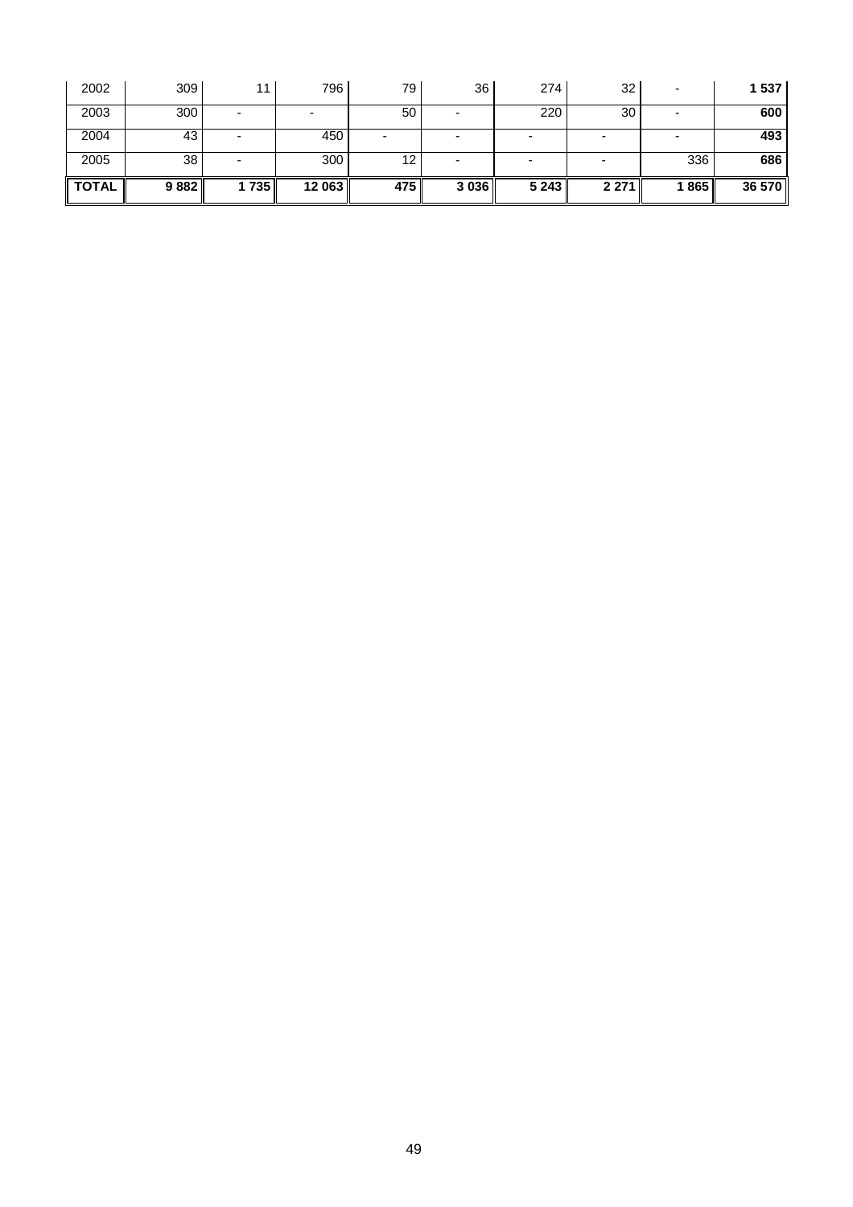| | | | | | | | | | |
|---|---|---|---|---|---|---|---|---|---|
| 2002 | 309 | 11 | 796 | 79 | 36 | 274 | 32 | - | **1 537** |
| 2003 | 300 | - | - | 50 | - | 220 | 30 | - | **600** |
| 2004 | 43 | - | 450 | - | - | - | - | - | **493** |
| 2005 | 38 | - | 300 | 12 | - | - | - | 336 | **686** |
| **TOTAL** | **9 882** | **1 735** | **12 063** | **475** | **3 036** | **5 243** | **2 271** | **1 865** | **36 570** |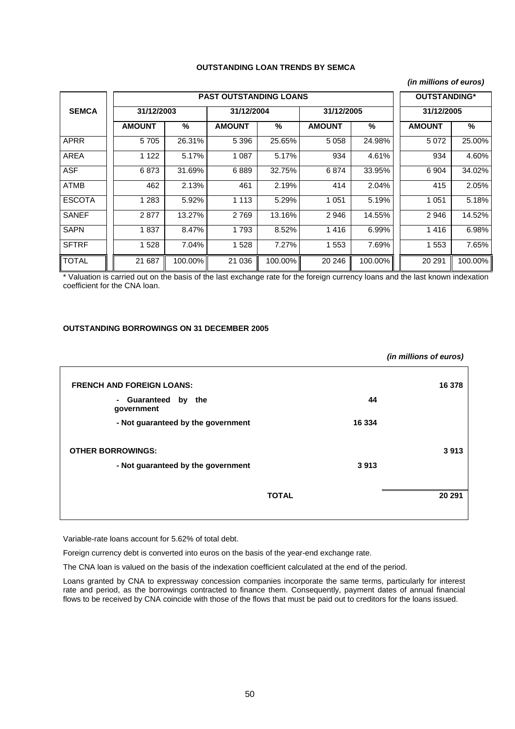**OUTSTANDING LOAN TRENDS BY SEMCA**

*(in millions of euros)*

| SEMCA | PAST OUTSTANDING LOANS | | | | | | OUTSTANDING* | |
|---|---|---|---|---|---|---|---|---|
| | 31/12/2003 | | 31/12/2004 | | 31/12/2005 | | 31/12/2005 | |
| | AMOUNT | % | AMOUNT | % | AMOUNT | % | AMOUNT | % |
| APRR | 5 705 | 26.31% | 5 396 | 25.65% | 5 058 | 24.98% | 5 072 | 25.00% |
| AREA | 1 122 | 5.17% | 1 087 | 5.17% | 934 | 4.61% | 934 | 4.60% |
| ASF | 6 873 | 31.69% | 6 889 | 32.75% | 6 874 | 33.95% | 6 904 | 34.02% |
| ATMB | 462 | 2.13% | 461 | 2.19% | 414 | 2.04% | 415 | 2.05% |
| ESCOTA | 1 283 | 5.92% | 1 113 | 5.29% | 1 051 | 5.19% | 1 051 | 5.18% |
| SANEF | 2 877 | 13.27% | 2 769 | 13.16% | 2 946 | 14.55% | 2 946 | 14.52% |
| SAPN | 1 837 | 8.47% | 1 793 | 8.52% | 1 416 | 6.99% | 1 416 | 6.98% |
| SFTRF | 1 528 | 7.04% | 1 528 | 7.27% | 1 553 | 7.69% | 1 553 | 7.65% |
| TOTAL | 21 687 | 100.00% | 21 036 | 100.00% | 20 246 | 100.00% | 20 291 | 100.00% |

* Valuation is carried out on the basis of the last exchange rate for the foreign currency loans and the last known indexation coefficient for the CNA loan.

**OUTSTANDING BORROWINGS ON 31 DECEMBER 2005**

*(in millions of euros)*

| | | |
|---|---|---|
| **FRENCH AND FOREIGN LOANS:** | | **16 378** |
| **- Guaranteed by the government** | **44** | |
| **- Not guaranteed by the government** | **16 334** | |
| **OTHER BORROWINGS:** | | **3 913** |
| **- Not guaranteed by the government** | **3 913** | |
| **TOTAL** | | **20 291** |

Variable-rate loans account for 5.62% of total debt.

Foreign currency debt is converted into euros on the basis of the year-end exchange rate.

The CNA loan is valued on the basis of the indexation coefficient calculated at the end of the period.

Loans granted by CNA to expressway concession companies incorporate the same terms, particularly for interest rate and period, as the borrowings contracted to finance them. Consequently, payment dates of annual financial flows to be received by CNA coincide with those of the flows that must be paid out to creditors for the loans issued.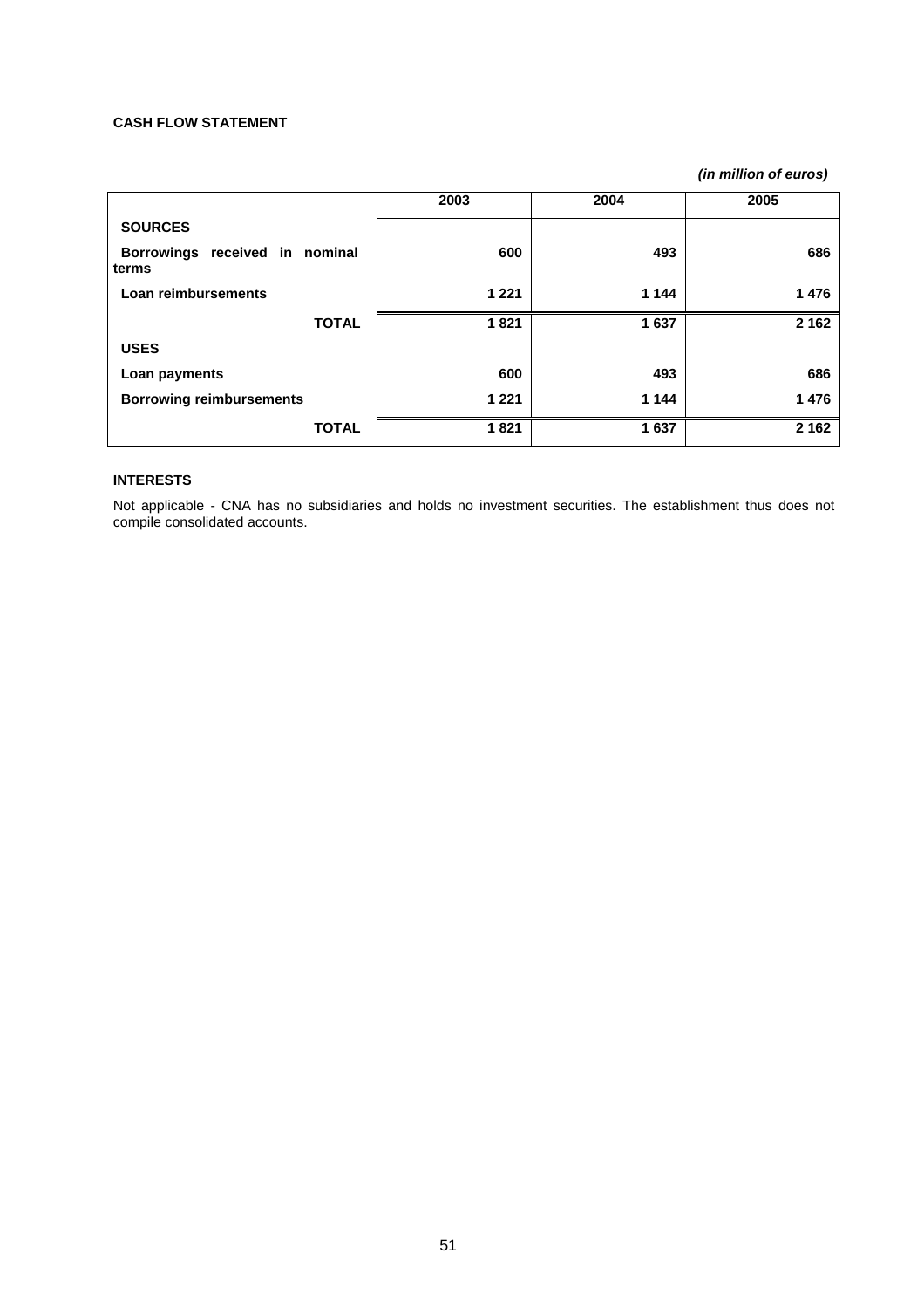**CASH FLOW STATEMENT**

*(in million of euros)*

| | 2003 | 2004 | 2005 |
|---|---|---|---|
| **SOURCES** | | | |
| **Borrowings received in nominal terms** | **600** | **493** | **686** |
| **Loan reimbursements** | **1 221** | **1 144** | **1 476** |
| **TOTAL** | **1 821** | **1 637** | **2 162** |
| **USES** | | | |
| **Loan payments** | **600** | **493** | **686** |
| **Borrowing reimbursements** | **1 221** | **1 144** | **1 476** |
| **TOTAL** | **1 821** | **1 637** | **2 162** |

**INTERESTS**

Not applicable - CNA has no subsidiaries and holds no investment securities. The establishment thus does not compile consolidated accounts.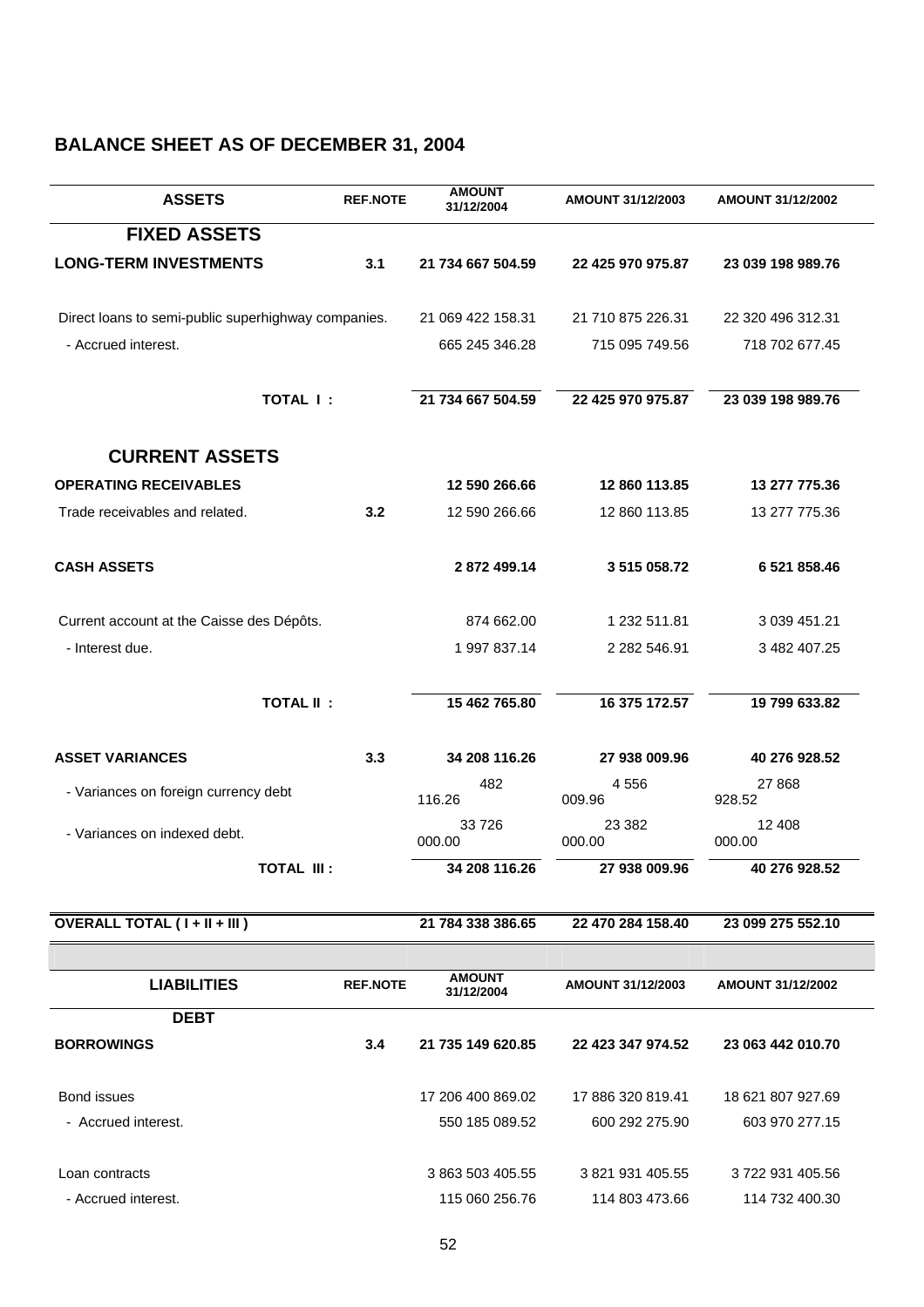## BALANCE SHEET AS OF DECEMBER 31, 2004

| ASSETS | REF.NOTE | AMOUNT 31/12/2004 | AMOUNT 31/12/2003 | AMOUNT 31/12/2002 |
|---|---|---|---|---|
| **FIXED ASSETS** | | | | |
| **LONG-TERM INVESTMENTS** | **3.1** | **21 734 667 504.59** | **22 425 970 975.87** | **23 039 198 989.76** |
| Direct loans to semi-public superhighway companies. | | 21 069 422 158.31 | 21 710 875 226.31 | 22 320 496 312.31 |
| - Accrued interest. | | 665 245 346.28 | 715 095 749.56 | 718 702 677.45 |
| **TOTAL I :** | | **21 734 667 504.59** | **22 425 970 975.87** | **23 039 198 989.76** |
| **CURRENT ASSETS** | | | | |
| **OPERATING RECEIVABLES** | | **12 590 266.66** | **12 860 113.85** | **13 277 775.36** |
| Trade receivables and related. | **3.2** | 12 590 266.66 | 12 860 113.85 | 13 277 775.36 |
| **CASH ASSETS** | | **2 872 499.14** | **3 515 058.72** | **6 521 858.46** |
| Current account at the Caisse des Dépôts. | | 874 662.00 | 1 232 511.81 | 3 039 451.21 |
| - Interest due. | | 1 997 837.14 | 2 282 546.91 | 3 482 407.25 |
| **TOTAL II :** | | **15 462 765.80** | **16 375 172.57** | **19 799 633.82** |
| **ASSET VARIANCES** | **3.3** | **34 208 116.26** | **27 938 009.96** | **40 276 928.52** |
| - Variances on foreign currency debt | | 482 116.26 | 4 556 009.96 | 27 868 928.52 |
| - Variances on indexed debt. | | 33 726 000.00 | 23 382 000.00 | 12 408 000.00 |
| **TOTAL III :** | | **34 208 116.26** | **27 938 009.96** | **40 276 928.52** |
| **OVERALL TOTAL ( I + II + III )** | | **21 784 338 386.65** | **22 470 284 158.40** | **23 099 275 552.10** |

| LIABILITIES | REF.NOTE | AMOUNT 31/12/2004 | AMOUNT 31/12/2003 | AMOUNT 31/12/2002 |
|---|---|---|---|---|
| **DEBT** | | | | |
| **BORROWINGS** | **3.4** | **21 735 149 620.85** | **22 423 347 974.52** | **23 063 442 010.70** |
| Bond issues | | 17 206 400 869.02 | 17 886 320 819.41 | 18 621 807 927.69 |
| - Accrued interest. | | 550 185 089.52 | 600 292 275.90 | 603 970 277.15 |
| Loan contracts | | 3 863 503 405.55 | 3 821 931 405.55 | 3 722 931 405.56 |
| - Accrued interest. | | 115 060 256.76 | 114 803 473.66 | 114 732 400.30 |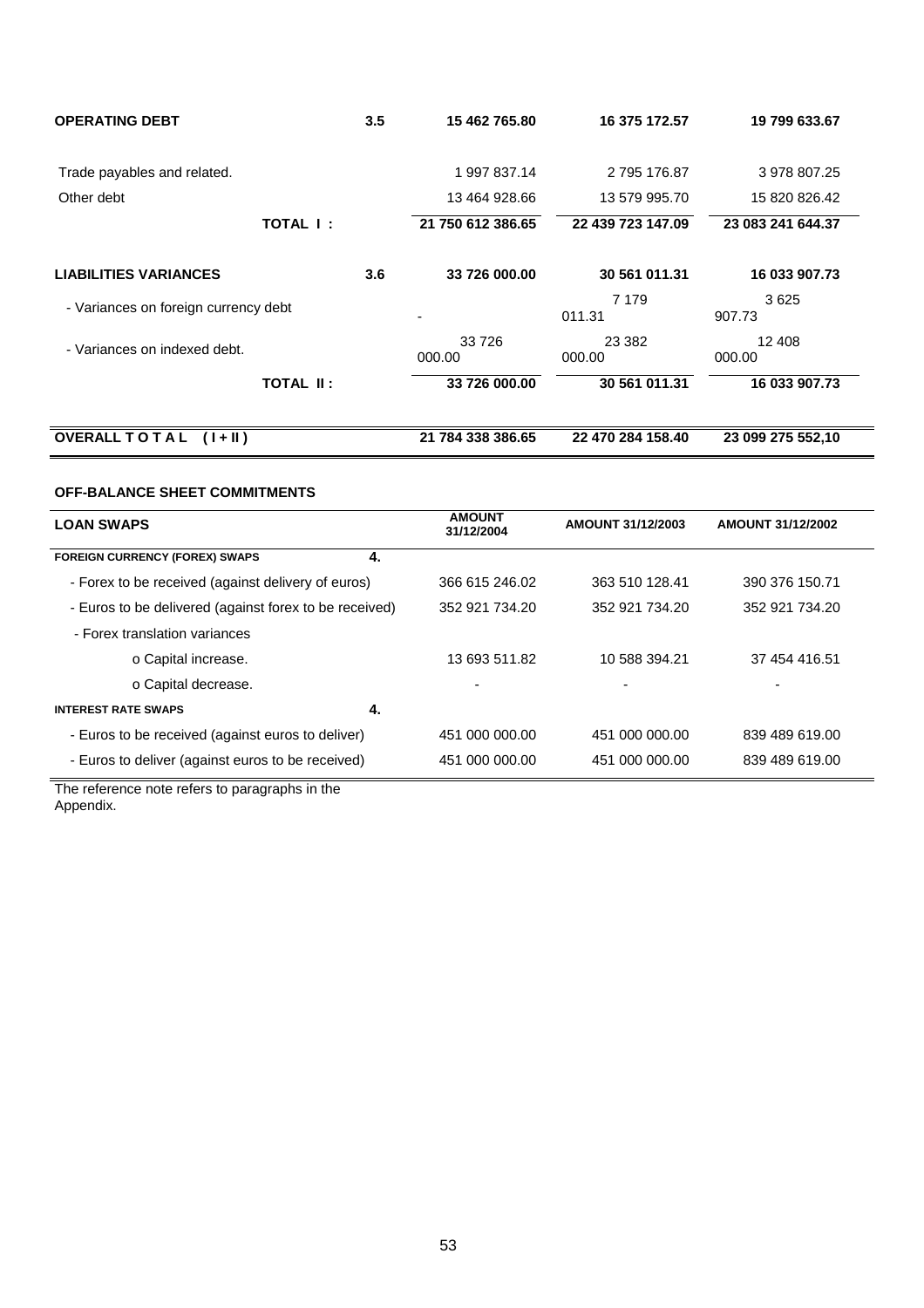| | | | | |
|---|---|---|---|---|
| **OPERATING DEBT** | **3.5** | **15 462 765.80** | **16 375 172.57** | **19 799 633.67** |
| Trade payables and related. | | 1 997 837.14 | 2 795 176.87 | 3 978 807.25 |
| Other debt | | 13 464 928.66 | 13 579 995.70 | 15 820 826.42 |
| **TOTAL I :** | | **21 750 612 386.65** | **22 439 723 147.09** | **23 083 241 644.37** |
| **LIABILITIES VARIANCES** | **3.6** | **33 726 000.00** | **30 561 011.31** | **16 033 907.73** |
| - Variances on foreign currency debt | | - | 7 179 011.31 | 3 625 907.73 |
| - Variances on indexed debt. | | 33 726 000.00 | 23 382 000.00 | 12 408 000.00 |
| **TOTAL II :** | | **33 726 000.00** | **30 561 011.31** | **16 033 907.73** |
| **OVERALL T O T A L ( I + II )** | | **21 784 338 386.65** | **22 470 284 158.40** | **23 099 275 552,10** |

**OFF-BALANCE SHEET COMMITMENTS**

| **LOAN SWAPS** | | **AMOUNT 31/12/2004** | **AMOUNT 31/12/2003** | **AMOUNT 31/12/2002** |
|---|---|---|---|---|
| **FOREIGN CURRENCY (FOREX) SWAPS** | **4.** | | | |
| - Forex to be received (against delivery of euros) | | 366 615 246.02 | 363 510 128.41 | 390 376 150.71 |
| - Euros to be delivered (against forex to be received) | | 352 921 734.20 | 352 921 734.20 | 352 921 734.20 |
| - Forex translation variances | | | | |
| o Capital increase. | | 13 693 511.82 | 10 588 394.21 | 37 454 416.51 |
| o Capital decrease. | | - | - | - |
| **INTEREST RATE SWAPS** | **4.** | | | |
| - Euros to be received (against euros to deliver) | | 451 000 000.00 | 451 000 000.00 | 839 489 619.00 |
| - Euros to deliver (against euros to be received) | | 451 000 000.00 | 451 000 000.00 | 839 489 619.00 |

The reference note refers to paragraphs in the Appendix.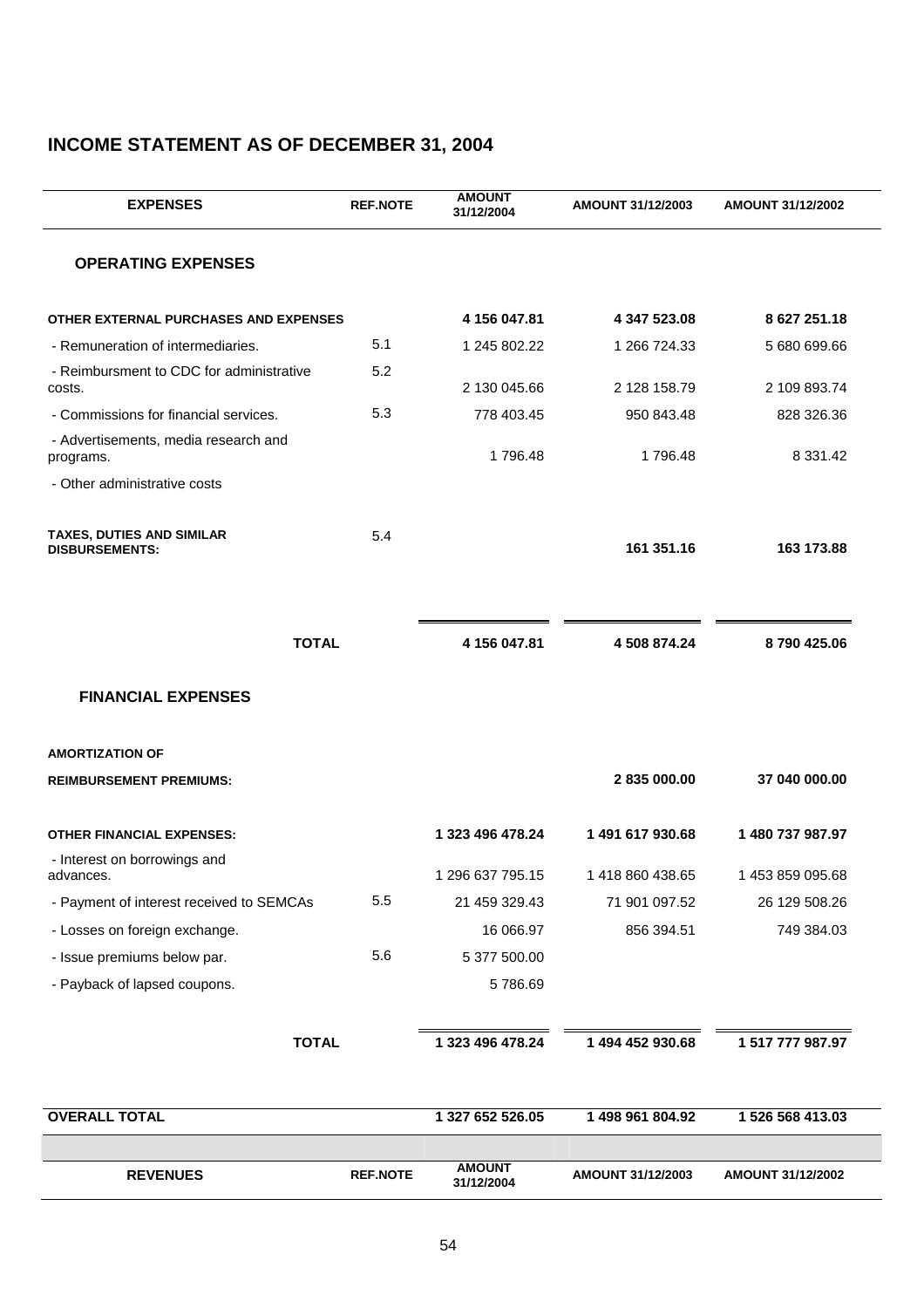# INCOME STATEMENT AS OF DECEMBER 31, 2004

| EXPENSES | REF.NOTE | AMOUNT 31/12/2004 | AMOUNT 31/12/2003 | AMOUNT 31/12/2002 |
|---|---|---|---|---|
| **OPERATING EXPENSES** | | | | |
| **OTHER EXTERNAL PURCHASES AND EXPENSES** | | **4 156 047.81** | **4 347 523.08** | **8 627 251.18** |
| - Remuneration of intermediaries. | 5.1 | 1 245 802.22 | 1 266 724.33 | 5 680 699.66 |
| - Reimbursment to CDC for administrative costs. | 5.2 | 2 130 045.66 | 2 128 158.79 | 2 109 893.74 |
| - Commissions for financial services. | 5.3 | 778 403.45 | 950 843.48 | 828 326.36 |
| - Advertisements, media research and programs. | | 1 796.48 | 1 796.48 | 8 331.42 |
| - Other administrative costs | | | | |
| **TAXES, DUTIES AND SIMILAR DISBURSEMENTS:** | 5.4 | | **161 351.16** | **163 173.88** |
| **TOTAL** | | **4 156 047.81** | **4 508 874.24** | **8 790 425.06** |
| **FINANCIAL EXPENSES** | | | | |
| **AMORTIZATION OF REIMBURSEMENT PREMIUMS:** | | | **2 835 000.00** | **37 040 000.00** |
| **OTHER FINANCIAL EXPENSES:** | | **1 323 496 478.24** | **1 491 617 930.68** | **1 480 737 987.97** |
| - Interest on borrowings and advances. | | 1 296 637 795.15 | 1 418 860 438.65 | 1 453 859 095.68 |
| - Payment of interest received to SEMCAs | 5.5 | 21 459 329.43 | 71 901 097.52 | 26 129 508.26 |
| - Losses on foreign exchange. | | 16 066.97 | 856 394.51 | 749 384.03 |
| - Issue premiums below par. | 5.6 | 5 377 500.00 | | |
| - Payback of lapsed coupons. | | 5 786.69 | | |
| **TOTAL** | | **1 323 496 478.24** | **1 494 452 930.68** | **1 517 777 987.97** |
| **OVERALL TOTAL** | | **1 327 652 526.05** | **1 498 961 804.92** | **1 526 568 413.03** |

| REVENUES | REF.NOTE | AMOUNT 31/12/2004 | AMOUNT 31/12/2003 | AMOUNT 31/12/2002 |
|---|---|---|---|---|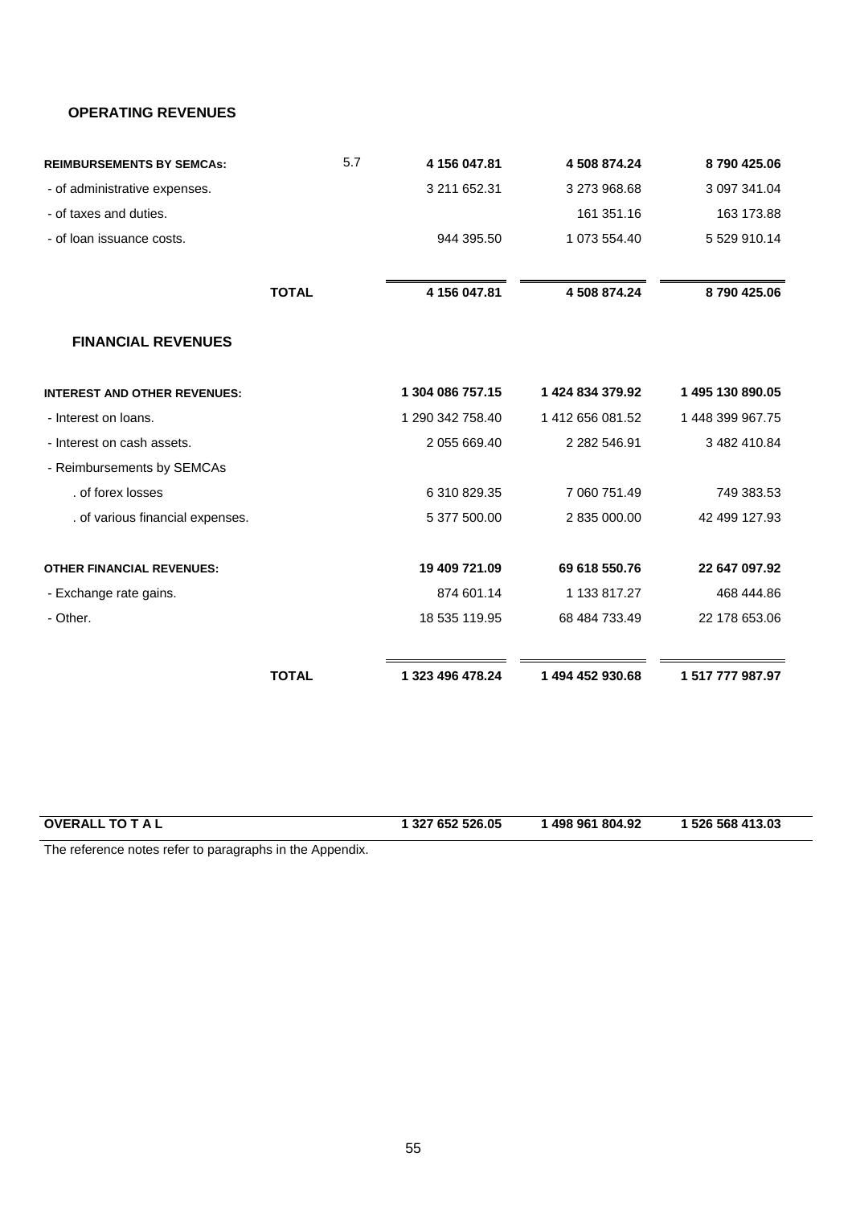## OPERATING REVENUES

| | | | | |
|---|---|---|---|---|
| **REIMBURSEMENTS BY SEMCAs:** | 5.7 | **4 156 047.81** | **4 508 874.24** | **8 790 425.06** |
| - of administrative expenses. | | 3 211 652.31 | 3 273 968.68 | 3 097 341.04 |
| - of taxes and duties. | | | 161 351.16 | 163 173.88 |
| - of loan issuance costs. | | 944 395.50 | 1 073 554.40 | 5 529 910.14 |
| **TOTAL** | | **4 156 047.81** | **4 508 874.24** | **8 790 425.06** |

## FINANCIAL REVENUES

| | | | |
|---|---|---|---|
| **INTEREST AND OTHER REVENUES:** | **1 304 086 757.15** | **1 424 834 379.92** | **1 495 130 890.05** |
| - Interest on loans. | 1 290 342 758.40 | 1 412 656 081.52 | 1 448 399 967.75 |
| - Interest on cash assets. | 2 055 669.40 | 2 282 546.91 | 3 482 410.84 |
| - Reimbursements by SEMCAs | | | |
| . of forex losses | 6 310 829.35 | 7 060 751.49 | 749 383.53 |
| . of various financial expenses. | 5 377 500.00 | 2 835 000.00 | 42 499 127.93 |
| **OTHER FINANCIAL REVENUES:** | **19 409 721.09** | **69 618 550.76** | **22 647 097.92** |
| - Exchange rate gains. | 874 601.14 | 1 133 817.27 | 468 444.86 |
| - Other. | 18 535 119.95 | 68 484 733.49 | 22 178 653.06 |
| **TOTAL** | **1 323 496 478.24** | **1 494 452 930.68** | **1 517 777 987.97** |

| | | | |
|---|---|---|---|
| **OVERALL TO T A L** | **1 327 652 526.05** | **1 498 961 804.92** | **1 526 568 413.03** |

The reference notes refer to paragraphs in the Appendix.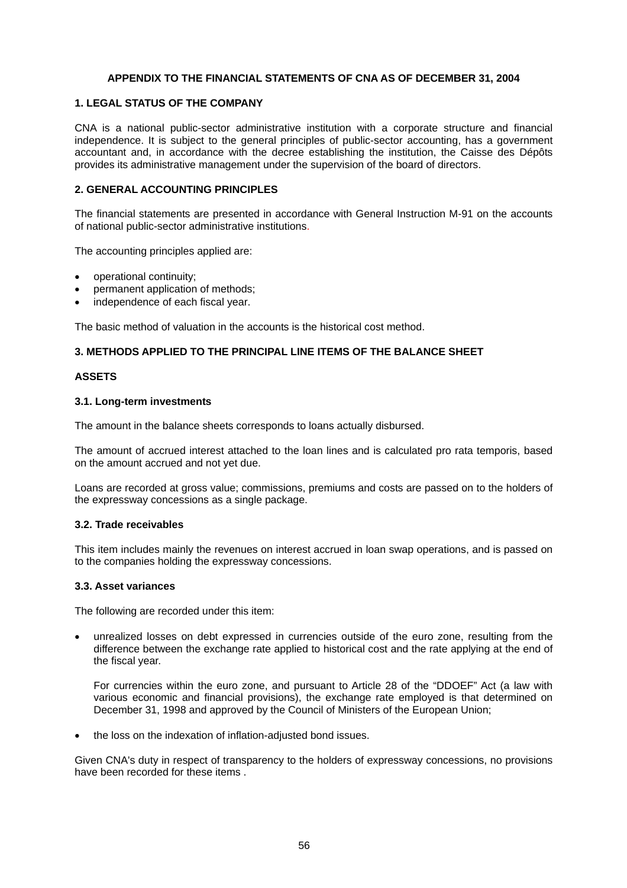# APPENDIX TO THE FINANCIAL STATEMENTS OF CNA AS OF DECEMBER 31, 2004

## 1. LEGAL STATUS OF THE COMPANY

CNA is a national public-sector administrative institution with a corporate structure and financial independence. It is subject to the general principles of public-sector accounting, has a government accountant and, in accordance with the decree establishing the institution, the Caisse des Dépôts provides its administrative management under the supervision of the board of directors.

## 2. GENERAL ACCOUNTING PRINCIPLES

The financial statements are presented in accordance with General Instruction M-91 on the accounts of national public-sector administrative institutions.

The accounting principles applied are:

- operational continuity;
- permanent application of methods;
- independence of each fiscal year.

The basic method of valuation in the accounts is the historical cost method.

## 3. METHODS APPLIED TO THE PRINCIPAL LINE ITEMS OF THE BALANCE SHEET

### ASSETS

### 3.1. Long-term investments

The amount in the balance sheets corresponds to loans actually disbursed.

The amount of accrued interest attached to the loan lines and is calculated pro rata temporis, based on the amount accrued and not yet due.

Loans are recorded at gross value; commissions, premiums and costs are passed on to the holders of the expressway concessions as a single package.

### 3.2. Trade receivables

This item includes mainly the revenues on interest accrued in loan swap operations, and is passed on to the companies holding the expressway concessions.

### 3.3. Asset variances

The following are recorded under this item:

- unrealized losses on debt expressed in currencies outside of the euro zone, resulting from the difference between the exchange rate applied to historical cost and the rate applying at the end of the fiscal year.

  For currencies within the euro zone, and pursuant to Article 28 of the "DDOEF" Act (a law with various economic and financial provisions), the exchange rate employed is that determined on December 31, 1998 and approved by the Council of Ministers of the European Union;

- the loss on the indexation of inflation-adjusted bond issues.

Given CNA's duty in respect of transparency to the holders of expressway concessions, no provisions have been recorded for these items .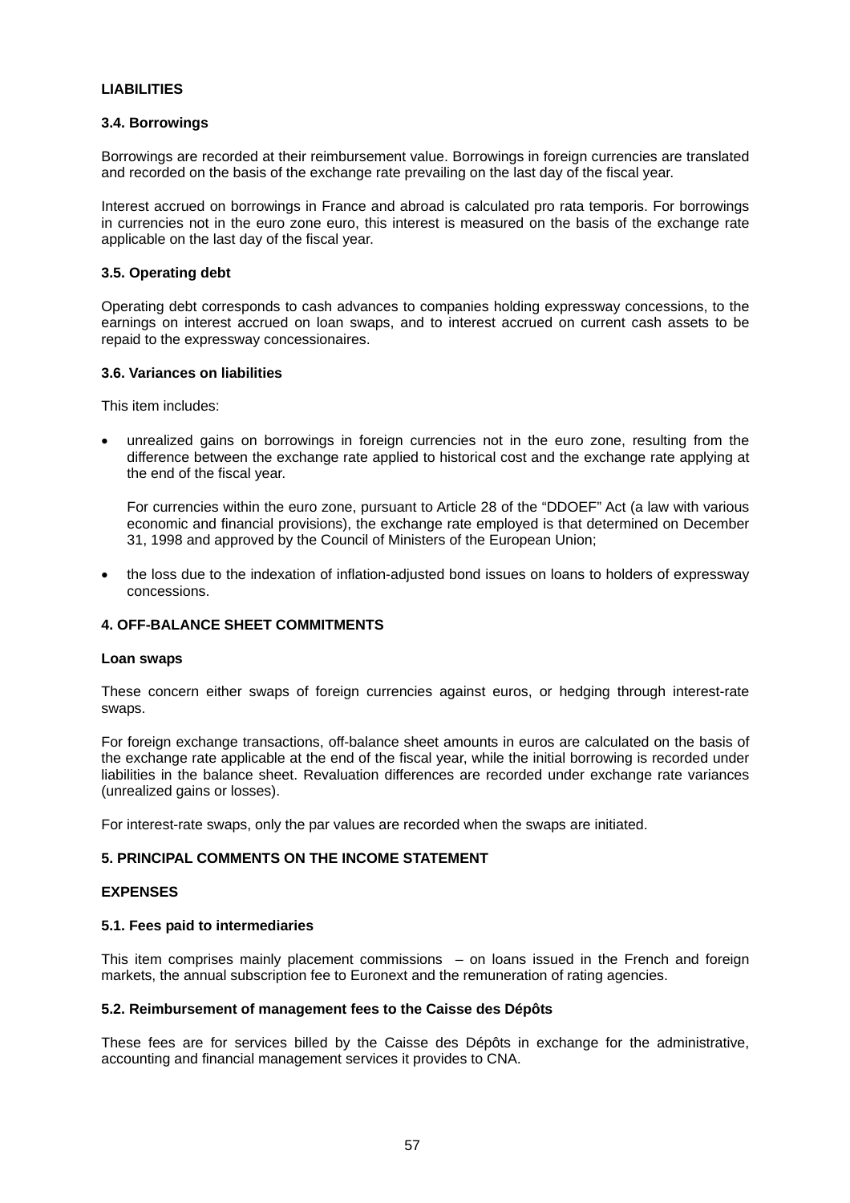**LIABILITIES**

**3.4. Borrowings**

Borrowings are recorded at their reimbursement value. Borrowings in foreign currencies are translated and recorded on the basis of the exchange rate prevailing on the last day of the fiscal year.

Interest accrued on borrowings in France and abroad is calculated pro rata temporis. For borrowings in currencies not in the euro zone euro, this interest is measured on the basis of the exchange rate applicable on the last day of the fiscal year.

**3.5. Operating debt**

Operating debt corresponds to cash advances to companies holding expressway concessions, to the earnings on interest accrued on loan swaps, and to interest accrued on current cash assets to be repaid to the expressway concessionaires.

**3.6. Variances on liabilities**

This item includes:

- unrealized gains on borrowings in foreign currencies not in the euro zone, resulting from the difference between the exchange rate applied to historical cost and the exchange rate applying at the end of the fiscal year.

  For currencies within the euro zone, pursuant to Article 28 of the "DDOEF" Act (a law with various economic and financial provisions), the exchange rate employed is that determined on December 31, 1998 and approved by the Council of Ministers of the European Union;

- the loss due to the indexation of inflation-adjusted bond issues on loans to holders of expressway concessions.

**4. OFF-BALANCE SHEET COMMITMENTS**

**Loan swaps**

These concern either swaps of foreign currencies against euros, or hedging through interest-rate swaps.

For foreign exchange transactions, off-balance sheet amounts in euros are calculated on the basis of the exchange rate applicable at the end of the fiscal year, while the initial borrowing is recorded under liabilities in the balance sheet. Revaluation differences are recorded under exchange rate variances (unrealized gains or losses).

For interest-rate swaps, only the par values are recorded when the swaps are initiated.

**5. PRINCIPAL COMMENTS ON THE INCOME STATEMENT**

**EXPENSES**

**5.1. Fees paid to intermediaries**

This item comprises mainly placement commissions – on loans issued in the French and foreign markets, the annual subscription fee to Euronext and the remuneration of rating agencies.

**5.2. Reimbursement of management fees to the Caisse des Dépôts**

These fees are for services billed by the Caisse des Dépôts in exchange for the administrative, accounting and financial management services it provides to CNA.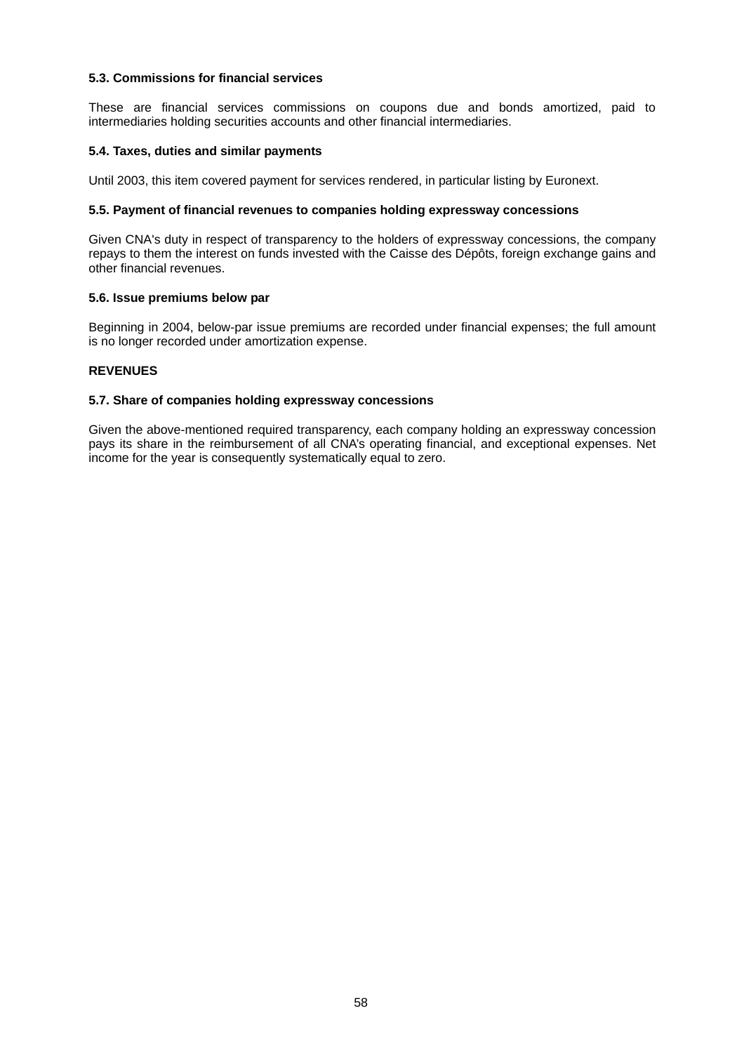**5.3. Commissions for financial services**

These are financial services commissions on coupons due and bonds amortized, paid to intermediaries holding securities accounts and other financial intermediaries.

**5.4. Taxes, duties and similar payments**

Until 2003, this item covered payment for services rendered, in particular listing by Euronext.

**5.5. Payment of financial revenues to companies holding expressway concessions**

Given CNA's duty in respect of transparency to the holders of expressway concessions, the company repays to them the interest on funds invested with the Caisse des Dépôts, foreign exchange gains and other financial revenues.

**5.6. Issue premiums below par**

Beginning in 2004, below-par issue premiums are recorded under financial expenses; the full amount is no longer recorded under amortization expense.

**REVENUES**

**5.7. Share of companies holding expressway concessions**

Given the above-mentioned required transparency, each company holding an expressway concession pays its share in the reimbursement of all CNA's operating financial, and exceptional expenses. Net income for the year is consequently systematically equal to zero.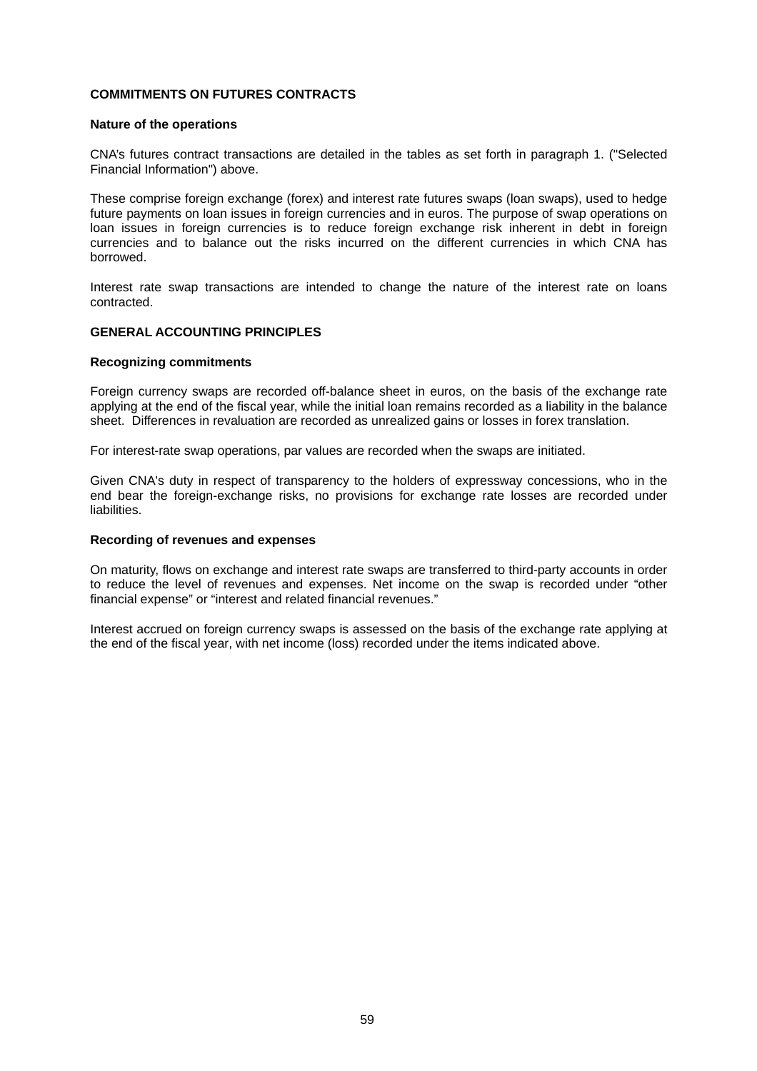**COMMITMENTS ON FUTURES CONTRACTS**

**Nature of the operations**

CNA's futures contract transactions are detailed in the tables as set forth in paragraph 1. ("Selected Financial Information") above.

These comprise foreign exchange (forex) and interest rate futures swaps (loan swaps), used to hedge future payments on loan issues in foreign currencies and in euros. The purpose of swap operations on loan issues in foreign currencies is to reduce foreign exchange risk inherent in debt in foreign currencies and to balance out the risks incurred on the different currencies in which CNA has borrowed.

Interest rate swap transactions are intended to change the nature of the interest rate on loans contracted.

**GENERAL ACCOUNTING PRINCIPLES**

**Recognizing commitments**

Foreign currency swaps are recorded off-balance sheet in euros, on the basis of the exchange rate applying at the end of the fiscal year, while the initial loan remains recorded as a liability in the balance sheet. Differences in revaluation are recorded as unrealized gains or losses in forex translation.

For interest-rate swap operations, par values are recorded when the swaps are initiated.

Given CNA's duty in respect of transparency to the holders of expressway concessions, who in the end bear the foreign-exchange risks, no provisions for exchange rate losses are recorded under liabilities.

**Recording of revenues and expenses**

On maturity, flows on exchange and interest rate swaps are transferred to third-party accounts in order to reduce the level of revenues and expenses. Net income on the swap is recorded under "other financial expense" or "interest and related financial revenues."

Interest accrued on foreign currency swaps is assessed on the basis of the exchange rate applying at the end of the fiscal year, with net income (loss) recorded under the items indicated above.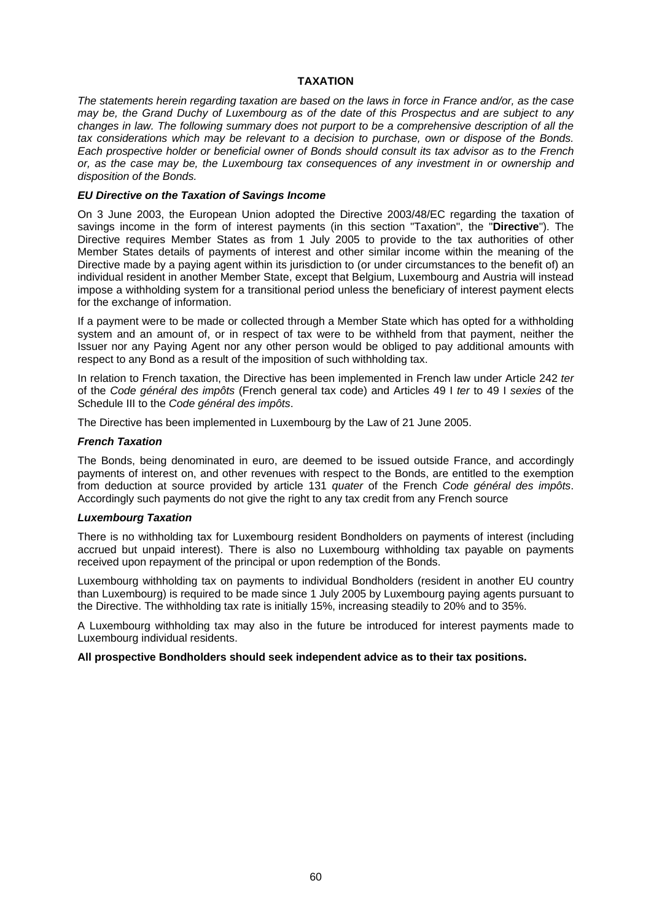# TAXATION

*The statements herein regarding taxation are based on the laws in force in France and/or, as the case may be, the Grand Duchy of Luxembourg as of the date of this Prospectus and are subject to any changes in law. The following summary does not purport to be a comprehensive description of all the tax considerations which may be relevant to a decision to purchase, own or dispose of the Bonds. Each prospective holder or beneficial owner of Bonds should consult its tax advisor as to the French or, as the case may be, the Luxembourg tax consequences of any investment in or ownership and disposition of the Bonds.*

### *EU Directive on the Taxation of Savings Income*

On 3 June 2003, the European Union adopted the Directive 2003/48/EC regarding the taxation of savings income in the form of interest payments (in this section "Taxation", the "**Directive**"). The Directive requires Member States as from 1 July 2005 to provide to the tax authorities of other Member States details of payments of interest and other similar income within the meaning of the Directive made by a paying agent within its jurisdiction to (or under circumstances to the benefit of) an individual resident in another Member State, except that Belgium, Luxembourg and Austria will instead impose a withholding system for a transitional period unless the beneficiary of interest payment elects for the exchange of information.

If a payment were to be made or collected through a Member State which has opted for a withholding system and an amount of, or in respect of tax were to be withheld from that payment, neither the Issuer nor any Paying Agent nor any other person would be obliged to pay additional amounts with respect to any Bond as a result of the imposition of such withholding tax.

In relation to French taxation, the Directive has been implemented in French law under Article 242 *ter* of the *Code général des impôts* (French general tax code) and Articles 49 I *ter* to 49 I *sexies* of the Schedule III to the *Code général des impôts*.

The Directive has been implemented in Luxembourg by the Law of 21 June 2005.

### *French Taxation*

The Bonds, being denominated in euro, are deemed to be issued outside France, and accordingly payments of interest on, and other revenues with respect to the Bonds, are entitled to the exemption from deduction at source provided by article 131 *quater* of the French *Code général des impôts*. Accordingly such payments do not give the right to any tax credit from any French source

### *Luxembourg Taxation*

There is no withholding tax for Luxembourg resident Bondholders on payments of interest (including accrued but unpaid interest). There is also no Luxembourg withholding tax payable on payments received upon repayment of the principal or upon redemption of the Bonds.

Luxembourg withholding tax on payments to individual Bondholders (resident in another EU country than Luxembourg) is required to be made since 1 July 2005 by Luxembourg paying agents pursuant to the Directive. The withholding tax rate is initially 15%, increasing steadily to 20% and to 35%.

A Luxembourg withholding tax may also in the future be introduced for interest payments made to Luxembourg individual residents.

**All prospective Bondholders should seek independent advice as to their tax positions.**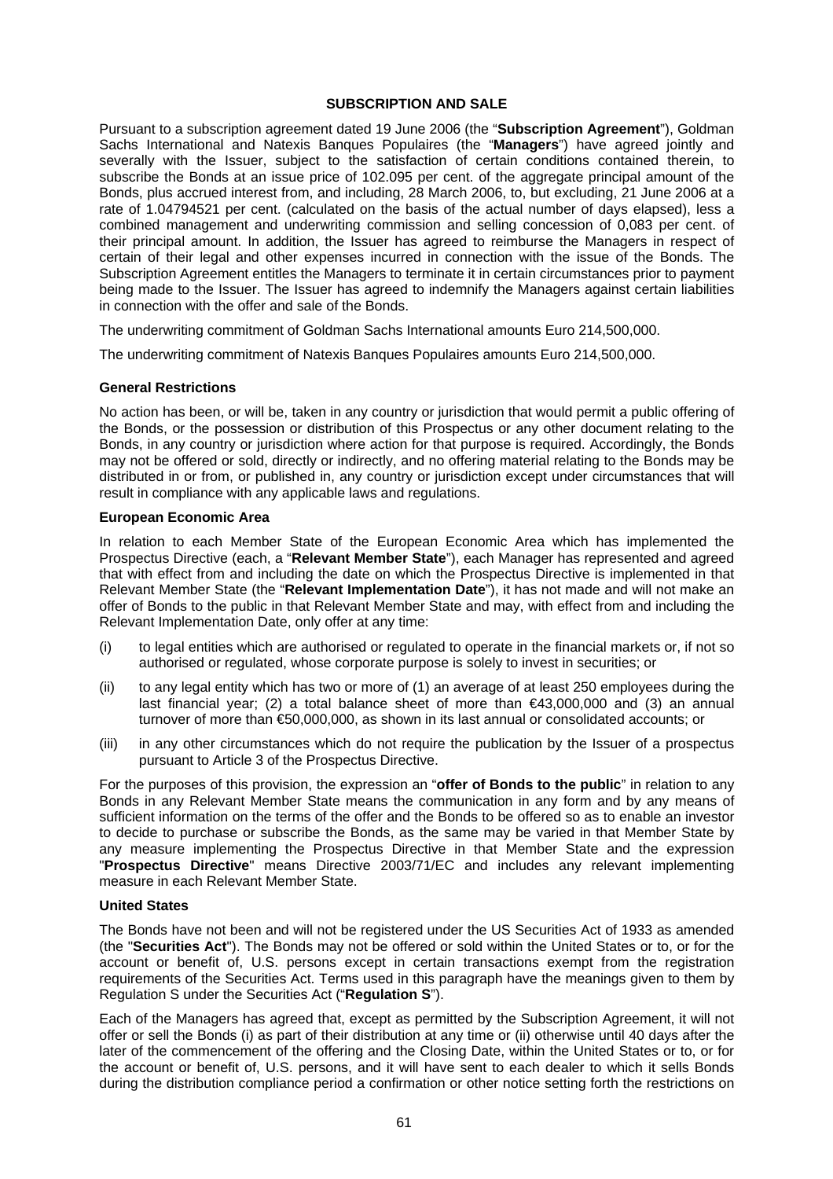# SUBSCRIPTION AND SALE

Pursuant to a subscription agreement dated 19 June 2006 (the "**Subscription Agreement**"), Goldman Sachs International and Natexis Banques Populaires (the "**Managers**") have agreed jointly and severally with the Issuer, subject to the satisfaction of certain conditions contained therein, to subscribe the Bonds at an issue price of 102.095 per cent. of the aggregate principal amount of the Bonds, plus accrued interest from, and including, 28 March 2006, to, but excluding, 21 June 2006 at a rate of 1.04794521 per cent. (calculated on the basis of the actual number of days elapsed), less a combined management and underwriting commission and selling concession of 0,083 per cent. of their principal amount. In addition, the Issuer has agreed to reimburse the Managers in respect of certain of their legal and other expenses incurred in connection with the issue of the Bonds. The Subscription Agreement entitles the Managers to terminate it in certain circumstances prior to payment being made to the Issuer. The Issuer has agreed to indemnify the Managers against certain liabilities in connection with the offer and sale of the Bonds.

The underwriting commitment of Goldman Sachs International amounts Euro 214,500,000.

The underwriting commitment of Natexis Banques Populaires amounts Euro 214,500,000.

### General Restrictions

No action has been, or will be, taken in any country or jurisdiction that would permit a public offering of the Bonds, or the possession or distribution of this Prospectus or any other document relating to the Bonds, in any country or jurisdiction where action for that purpose is required. Accordingly, the Bonds may not be offered or sold, directly or indirectly, and no offering material relating to the Bonds may be distributed in or from, or published in, any country or jurisdiction except under circumstances that will result in compliance with any applicable laws and regulations.

### European Economic Area

In relation to each Member State of the European Economic Area which has implemented the Prospectus Directive (each, a "**Relevant Member State**"), each Manager has represented and agreed that with effect from and including the date on which the Prospectus Directive is implemented in that Relevant Member State (the "**Relevant Implementation Date**"), it has not made and will not make an offer of Bonds to the public in that Relevant Member State and may, with effect from and including the Relevant Implementation Date, only offer at any time:

(i) to legal entities which are authorised or regulated to operate in the financial markets or, if not so authorised or regulated, whose corporate purpose is solely to invest in securities; or

(ii) to any legal entity which has two or more of (1) an average of at least 250 employees during the last financial year; (2) a total balance sheet of more than €43,000,000 and (3) an annual turnover of more than €50,000,000, as shown in its last annual or consolidated accounts; or

(iii) in any other circumstances which do not require the publication by the Issuer of a prospectus pursuant to Article 3 of the Prospectus Directive.

For the purposes of this provision, the expression an "**offer of Bonds to the public**" in relation to any Bonds in any Relevant Member State means the communication in any form and by any means of sufficient information on the terms of the offer and the Bonds to be offered so as to enable an investor to decide to purchase or subscribe the Bonds, as the same may be varied in that Member State by any measure implementing the Prospectus Directive in that Member State and the expression "**Prospectus Directive**" means Directive 2003/71/EC and includes any relevant implementing measure in each Relevant Member State.

### United States

The Bonds have not been and will not be registered under the US Securities Act of 1933 as amended (the "**Securities Act**"). The Bonds may not be offered or sold within the United States or to, or for the account or benefit of, U.S. persons except in certain transactions exempt from the registration requirements of the Securities Act. Terms used in this paragraph have the meanings given to them by Regulation S under the Securities Act ("**Regulation S**").

Each of the Managers has agreed that, except as permitted by the Subscription Agreement, it will not offer or sell the Bonds (i) as part of their distribution at any time or (ii) otherwise until 40 days after the later of the commencement of the offering and the Closing Date, within the United States or to, or for the account or benefit of, U.S. persons, and it will have sent to each dealer to which it sells Bonds during the distribution compliance period a confirmation or other notice setting forth the restrictions on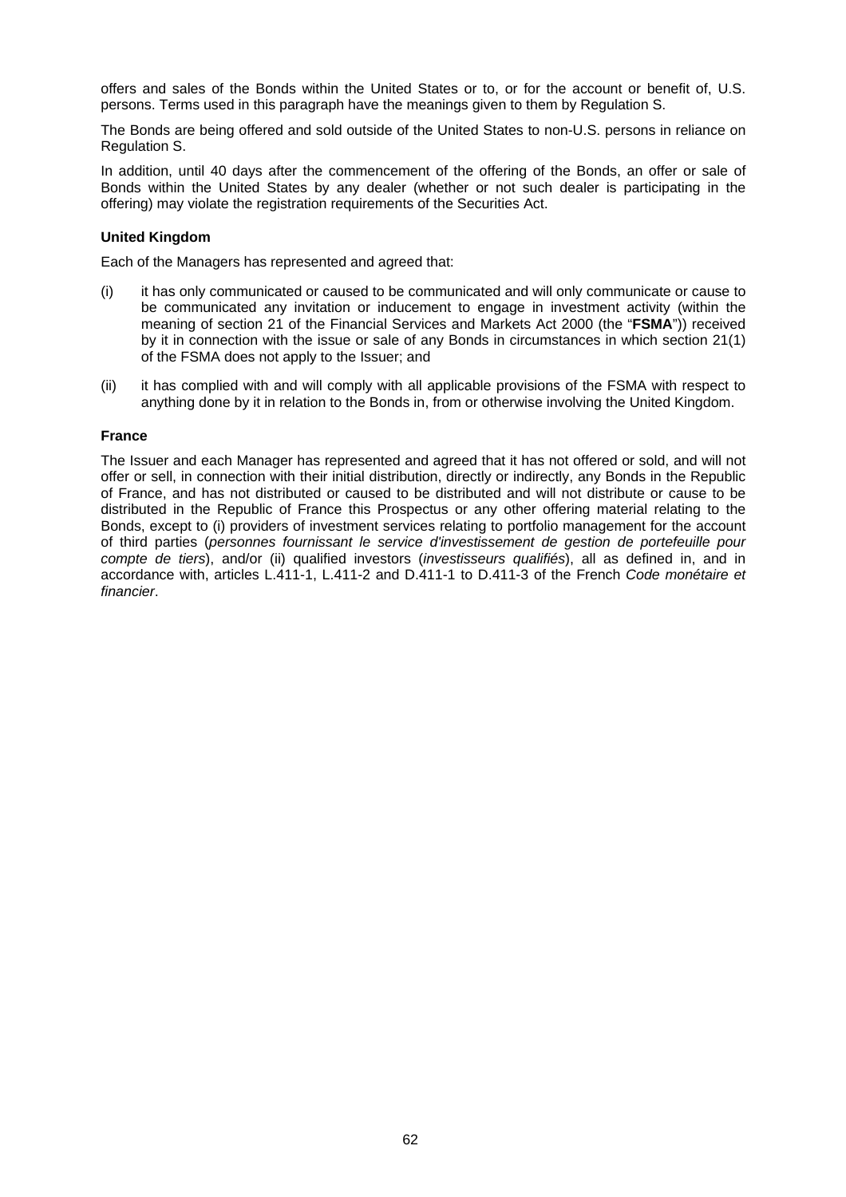offers and sales of the Bonds within the United States or to, or for the account or benefit of, U.S. persons. Terms used in this paragraph have the meanings given to them by Regulation S.

The Bonds are being offered and sold outside of the United States to non-U.S. persons in reliance on Regulation S.

In addition, until 40 days after the commencement of the offering of the Bonds, an offer or sale of Bonds within the United States by any dealer (whether or not such dealer is participating in the offering) may violate the registration requirements of the Securities Act.

**United Kingdom**

Each of the Managers has represented and agreed that:

(i) it has only communicated or caused to be communicated and will only communicate or cause to be communicated any invitation or inducement to engage in investment activity (within the meaning of section 21 of the Financial Services and Markets Act 2000 (the "**FSMA**")) received by it in connection with the issue or sale of any Bonds in circumstances in which section 21(1) of the FSMA does not apply to the Issuer; and

(ii) it has complied with and will comply with all applicable provisions of the FSMA with respect to anything done by it in relation to the Bonds in, from or otherwise involving the United Kingdom.

**France**

The Issuer and each Manager has represented and agreed that it has not offered or sold, and will not offer or sell, in connection with their initial distribution, directly or indirectly, any Bonds in the Republic of France, and has not distributed or caused to be distributed and will not distribute or cause to be distributed in the Republic of France this Prospectus or any other offering material relating to the Bonds, except to (i) providers of investment services relating to portfolio management for the account of third parties (*personnes fournissant le service d'investissement de gestion de portefeuille pour compte de tiers*), and/or (ii) qualified investors (*investisseurs qualifiés*), all as defined in, and in accordance with, articles L.411-1, L.411-2 and D.411-1 to D.411-3 of the French *Code monétaire et financier*.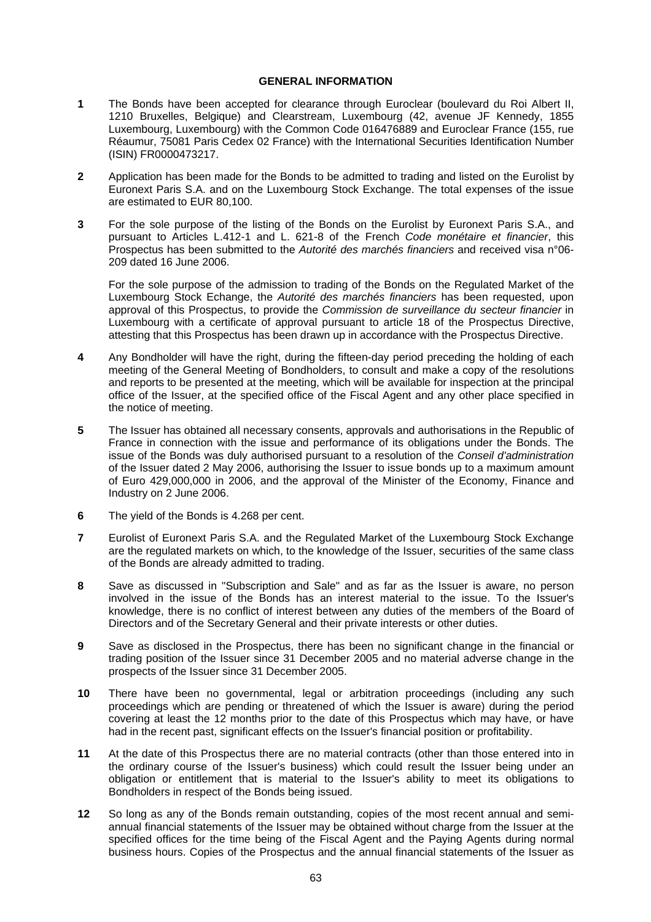## GENERAL INFORMATION

**1** The Bonds have been accepted for clearance through Euroclear (boulevard du Roi Albert II, 1210 Bruxelles, Belgique) and Clearstream, Luxembourg (42, avenue JF Kennedy, 1855 Luxembourg, Luxembourg) with the Common Code 016476889 and Euroclear France (155, rue Réaumur, 75081 Paris Cedex 02 France) with the International Securities Identification Number (ISIN) FR0000473217.

**2** Application has been made for the Bonds to be admitted to trading and listed on the Eurolist by Euronext Paris S.A. and on the Luxembourg Stock Exchange. The total expenses of the issue are estimated to EUR 80,100.

**3** For the sole purpose of the listing of the Bonds on the Eurolist by Euronext Paris S.A., and pursuant to Articles L.412-1 and L. 621-8 of the French *Code monétaire et financier*, this Prospectus has been submitted to the *Autorité des marchés financiers* and received visa n°06-209 dated 16 June 2006.

For the sole purpose of the admission to trading of the Bonds on the Regulated Market of the Luxembourg Stock Echange, the *Autorité des marchés financiers* has been requested, upon approval of this Prospectus, to provide the *Commission de surveillance du secteur financier* in Luxembourg with a certificate of approval pursuant to article 18 of the Prospectus Directive, attesting that this Prospectus has been drawn up in accordance with the Prospectus Directive.

**4** Any Bondholder will have the right, during the fifteen-day period preceding the holding of each meeting of the General Meeting of Bondholders, to consult and make a copy of the resolutions and reports to be presented at the meeting, which will be available for inspection at the principal office of the Issuer, at the specified office of the Fiscal Agent and any other place specified in the notice of meeting.

**5** The Issuer has obtained all necessary consents, approvals and authorisations in the Republic of France in connection with the issue and performance of its obligations under the Bonds. The issue of the Bonds was duly authorised pursuant to a resolution of the *Conseil d'administration* of the Issuer dated 2 May 2006, authorising the Issuer to issue bonds up to a maximum amount of Euro 429,000,000 in 2006, and the approval of the Minister of the Economy, Finance and Industry on 2 June 2006.

**6** The yield of the Bonds is 4.268 per cent.

**7** Eurolist of Euronext Paris S.A. and the Regulated Market of the Luxembourg Stock Exchange are the regulated markets on which, to the knowledge of the Issuer, securities of the same class of the Bonds are already admitted to trading.

**8** Save as discussed in "Subscription and Sale" and as far as the Issuer is aware, no person involved in the issue of the Bonds has an interest material to the issue. To the Issuer's knowledge, there is no conflict of interest between any duties of the members of the Board of Directors and of the Secretary General and their private interests or other duties.

**9** Save as disclosed in the Prospectus, there has been no significant change in the financial or trading position of the Issuer since 31 December 2005 and no material adverse change in the prospects of the Issuer since 31 December 2005.

**10** There have been no governmental, legal or arbitration proceedings (including any such proceedings which are pending or threatened of which the Issuer is aware) during the period covering at least the 12 months prior to the date of this Prospectus which may have, or have had in the recent past, significant effects on the Issuer's financial position or profitability.

**11** At the date of this Prospectus there are no material contracts (other than those entered into in the ordinary course of the Issuer's business) which could result the Issuer being under an obligation or entitlement that is material to the Issuer's ability to meet its obligations to Bondholders in respect of the Bonds being issued.

**12** So long as any of the Bonds remain outstanding, copies of the most recent annual and semi-annual financial statements of the Issuer may be obtained without charge from the Issuer at the specified offices for the time being of the Fiscal Agent and the Paying Agents during normal business hours. Copies of the Prospectus and the annual financial statements of the Issuer as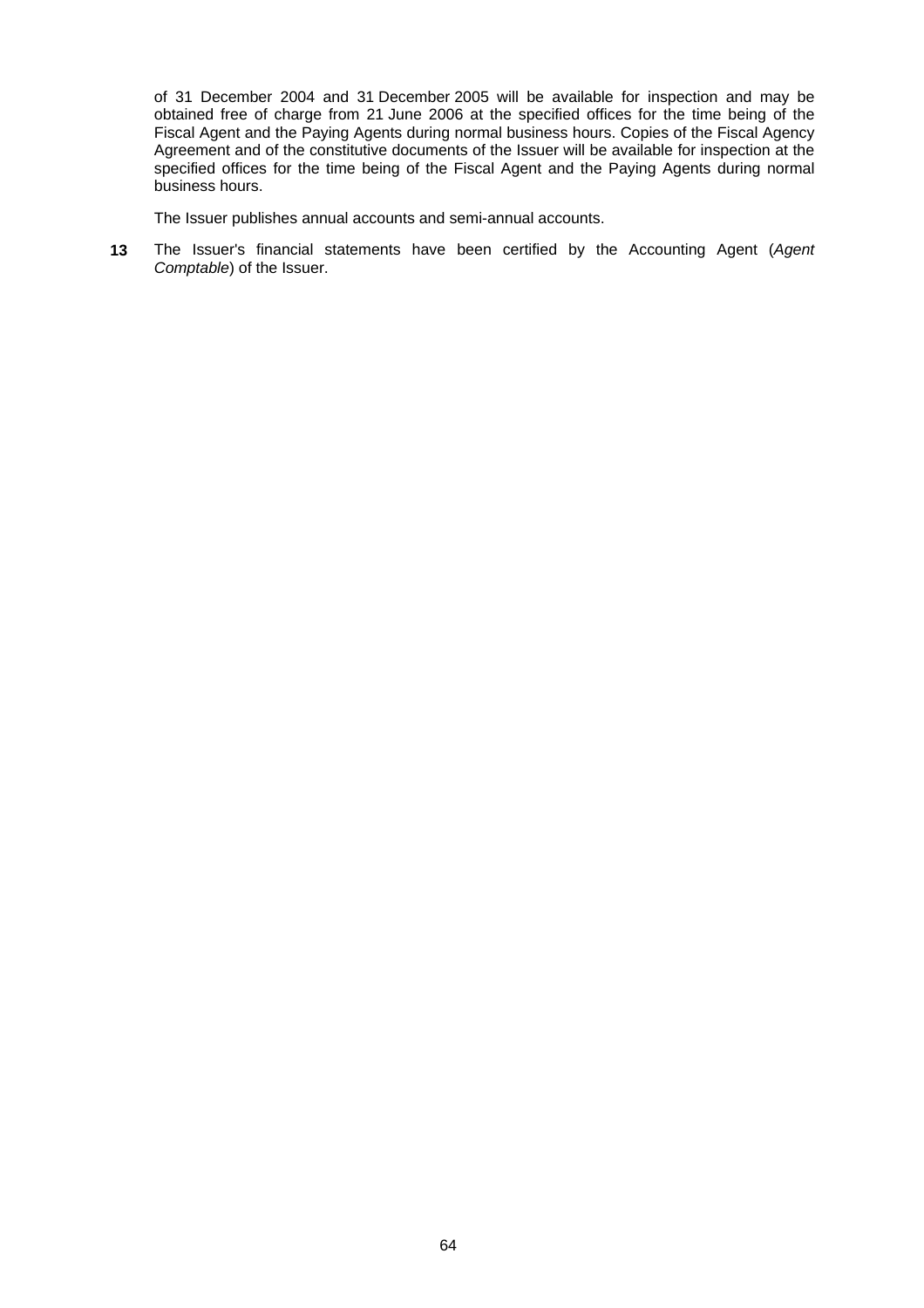of 31 December 2004 and 31 December 2005 will be available for inspection and may be obtained free of charge from 21 June 2006 at the specified offices for the time being of the Fiscal Agent and the Paying Agents during normal business hours. Copies of the Fiscal Agency Agreement and of the constitutive documents of the Issuer will be available for inspection at the specified offices for the time being of the Fiscal Agent and the Paying Agents during normal business hours.

The Issuer publishes annual accounts and semi-annual accounts.

**13** The Issuer's financial statements have been certified by the Accounting Agent (*Agent Comptable*) of the Issuer.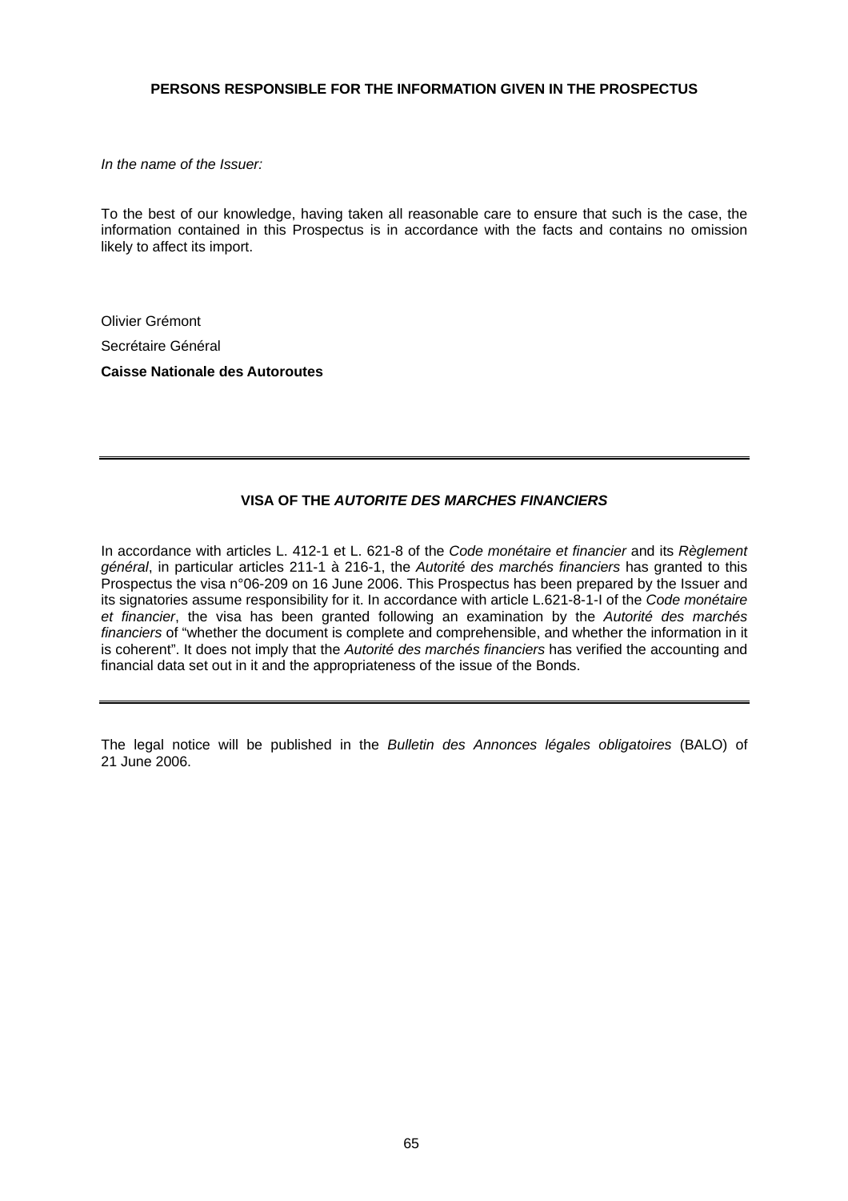## PERSONS RESPONSIBLE FOR THE INFORMATION GIVEN IN THE PROSPECTUS

*In the name of the Issuer:*

To the best of our knowledge, having taken all reasonable care to ensure that such is the case, the information contained in this Prospectus is in accordance with the facts and contains no omission likely to affect its import.

Olivier Grémont

Secrétaire Général

**Caisse Nationale des Autoroutes**

---

## VISA OF THE *AUTORITE DES MARCHES FINANCIERS*

In accordance with articles L. 412-1 et L. 621-8 of the *Code monétaire et financier* and its *Règlement général*, in particular articles 211-1 à 216-1, the *Autorité des marchés financiers* has granted to this Prospectus the visa n°06-209 on 16 June 2006. This Prospectus has been prepared by the Issuer and its signatories assume responsibility for it. In accordance with article L.621-8-1-I of the *Code monétaire et financier*, the visa has been granted following an examination by the *Autorité des marchés financiers* of "whether the document is complete and comprehensible, and whether the information in it is coherent". It does not imply that the *Autorité des marchés financiers* has verified the accounting and financial data set out in it and the appropriateness of the issue of the Bonds.

---

The legal notice will be published in the *Bulletin des Annonces légales obligatoires* (BALO) of 21 June 2006.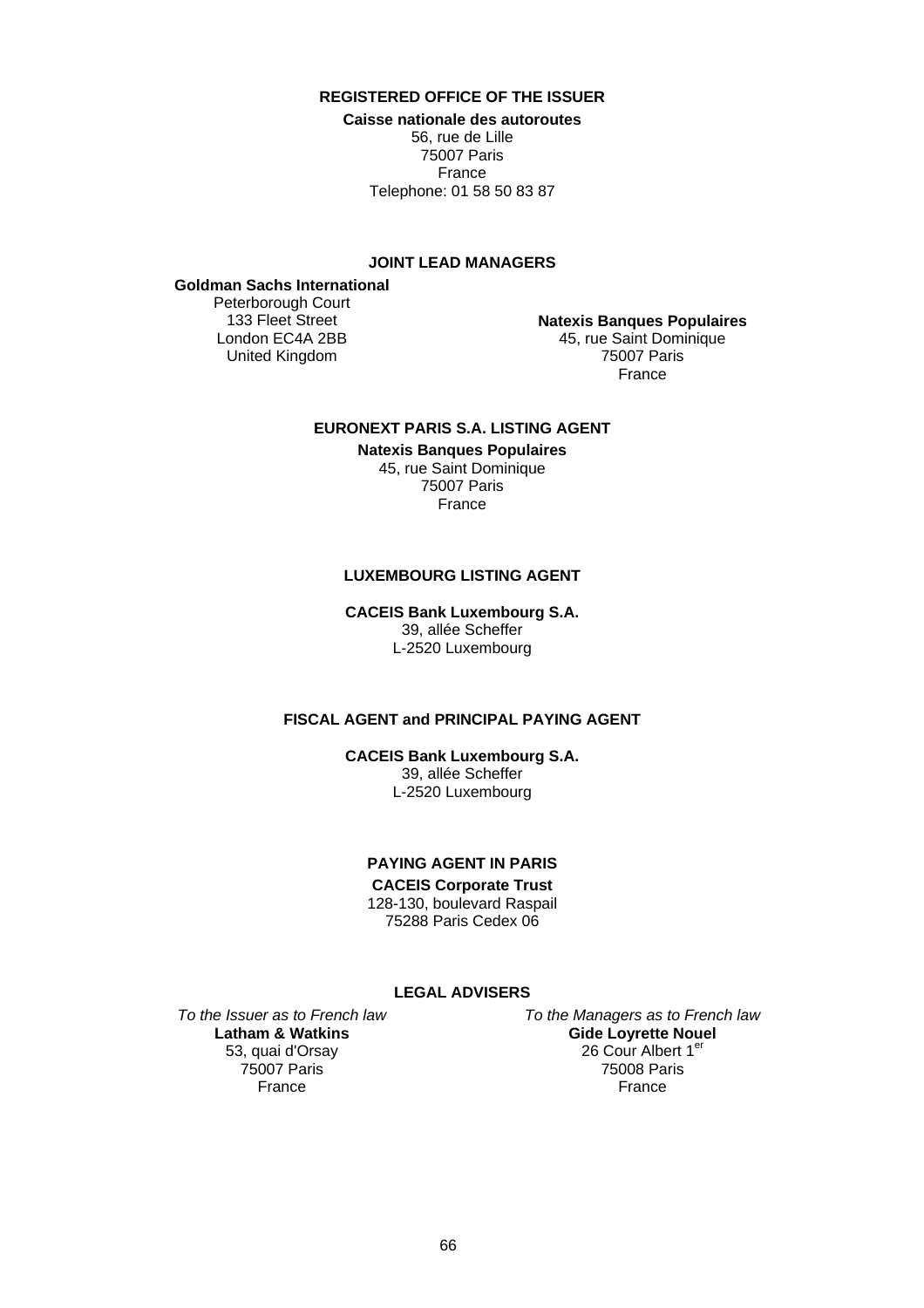**REGISTERED OFFICE OF THE ISSUER**

**Caisse nationale des autoroutes**
56, rue de Lille
75007 Paris
France
Telephone: 01 58 50 83 87

**JOINT LEAD MANAGERS**

**Goldman Sachs International**
Peterborough Court
133 Fleet Street
London EC4A 2BB
United Kingdom

**Natexis Banques Populaires**
45, rue Saint Dominique
75007 Paris
France

**EURONEXT PARIS S.A. LISTING AGENT**

**Natexis Banques Populaires**
45, rue Saint Dominique
75007 Paris
France

**LUXEMBOURG LISTING AGENT**

**CACEIS Bank Luxembourg S.A.**
39, allée Scheffer
L-2520 Luxembourg

**FISCAL AGENT and PRINCIPAL PAYING AGENT**

**CACEIS Bank Luxembourg S.A.**
39, allée Scheffer
L-2520 Luxembourg

**PAYING AGENT IN PARIS**

**CACEIS Corporate Trust**
128-130, boulevard Raspail
75288 Paris Cedex 06

**LEGAL ADVISERS**

*To the Issuer as to French law*
**Latham & Watkins**
53, quai d'Orsay
75007 Paris
France

*To the Managers as to French law*
**Gide Loyrette Nouel**
26 Cour Albert 1er
75008 Paris
France